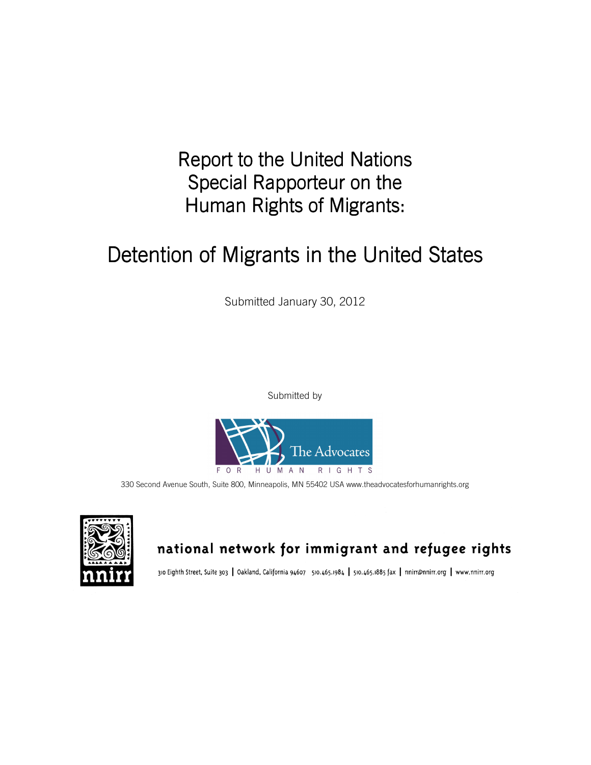# Report to the United Nations Special Rapporteur on the Human Rights of Migrants:

# Detention of Migrants in the United States

Submitted January 30, 2012

Submitted by

The Advocates FOR HUMAN RIGHTS

330 Second Avenue South, Suite 800, Minneapolis, MN 55402 USA www.theadvocatesforhumanrights.org

nnirr

national network for immigrant and refugee rights

310 Eighth Street, Suite 303 | Oakland, California 94607 510.465.1984 | 510.465.1885 fax | nnirr@nnirr.org | www.nnirr.org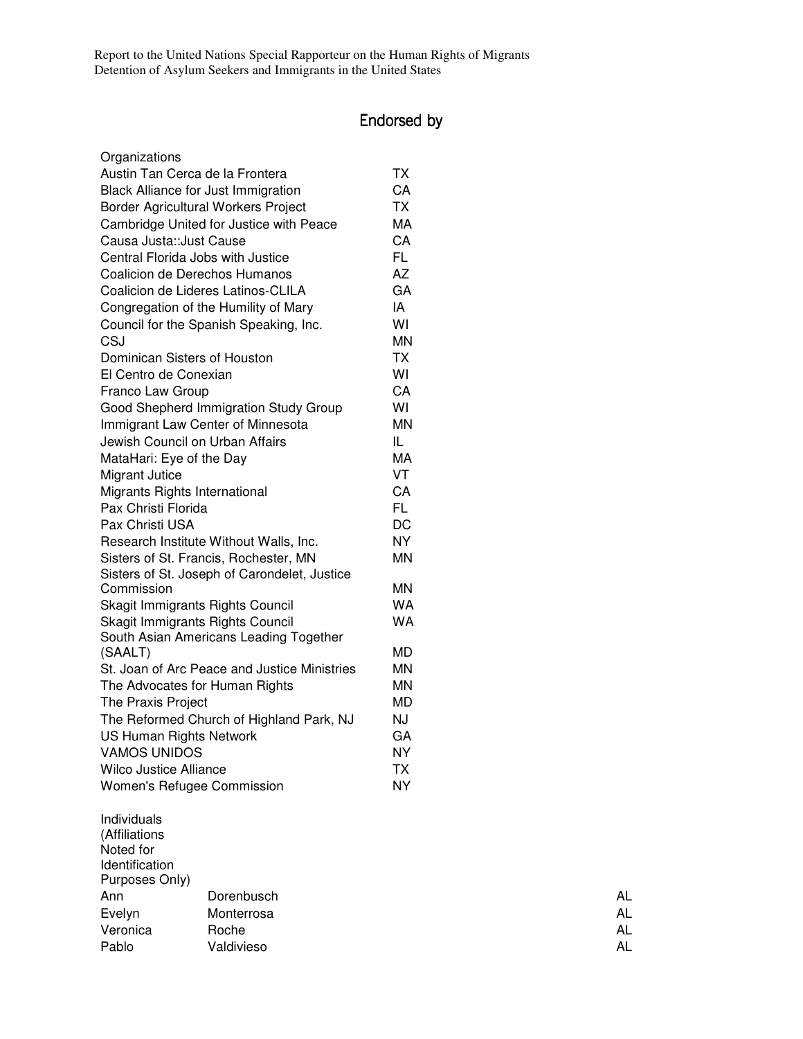## Endorsed by

| Organizations | |
|---|---|
| Austin Tan Cerca de la Frontera | TX |
| Black Alliance for Just Immigration | CA |
| Border Agricultural Workers Project | TX |
| Cambridge United for Justice with Peace | MA |
| Causa Justa::Just Cause | CA |
| Central Florida Jobs with Justice | FL |
| Coalicion de Derechos Humanos | AZ |
| Coalicion de Lideres Latinos-CLILA | GA |
| Congregation of the Humility of Mary | IA |
| Council for the Spanish Speaking, Inc. | WI |
| CSJ | MN |
| Dominican Sisters of Houston | TX |
| El Centro de Conexian | WI |
| Franco Law Group | CA |
| Good Shepherd Immigration Study Group | WI |
| Immigrant Law Center of Minnesota | MN |
| Jewish Council on Urban Affairs | IL |
| MataHari: Eye of the Day | MA |
| Migrant Jutice | VT |
| Migrants Rights International | CA |
| Pax Christi Florida | FL |
| Pax Christi USA | DC |
| Research Institute Without Walls, Inc. | NY |
| Sisters of St. Francis, Rochester, MN | MN |
| Sisters of St. Joseph of Carondelet, Justice Commission | MN |
| Skagit Immigrants Rights Council | WA |
| Skagit Immigrants Rights Council | WA |
| South Asian Americans Leading Together (SAALT) | MD |
| St. Joan of Arc Peace and Justice Ministries | MN |
| The Advocates for Human Rights | MN |
| The Praxis Project | MD |
| The Reformed Church of Highland Park, NJ | NJ |
| US Human Rights Network | GA |
| VAMOS UNIDOS | NY |
| Wilco Justice Alliance | TX |
| Women's Refugee Commission | NY |

| Individuals (Affiliations Noted for Identification Purposes Only) | | |
|---|---|---|
| Ann | Dorenbusch | AL |
| Evelyn | Monterrosa | AL |
| Veronica | Roche | AL |
| Pablo | Valdivieso | AL |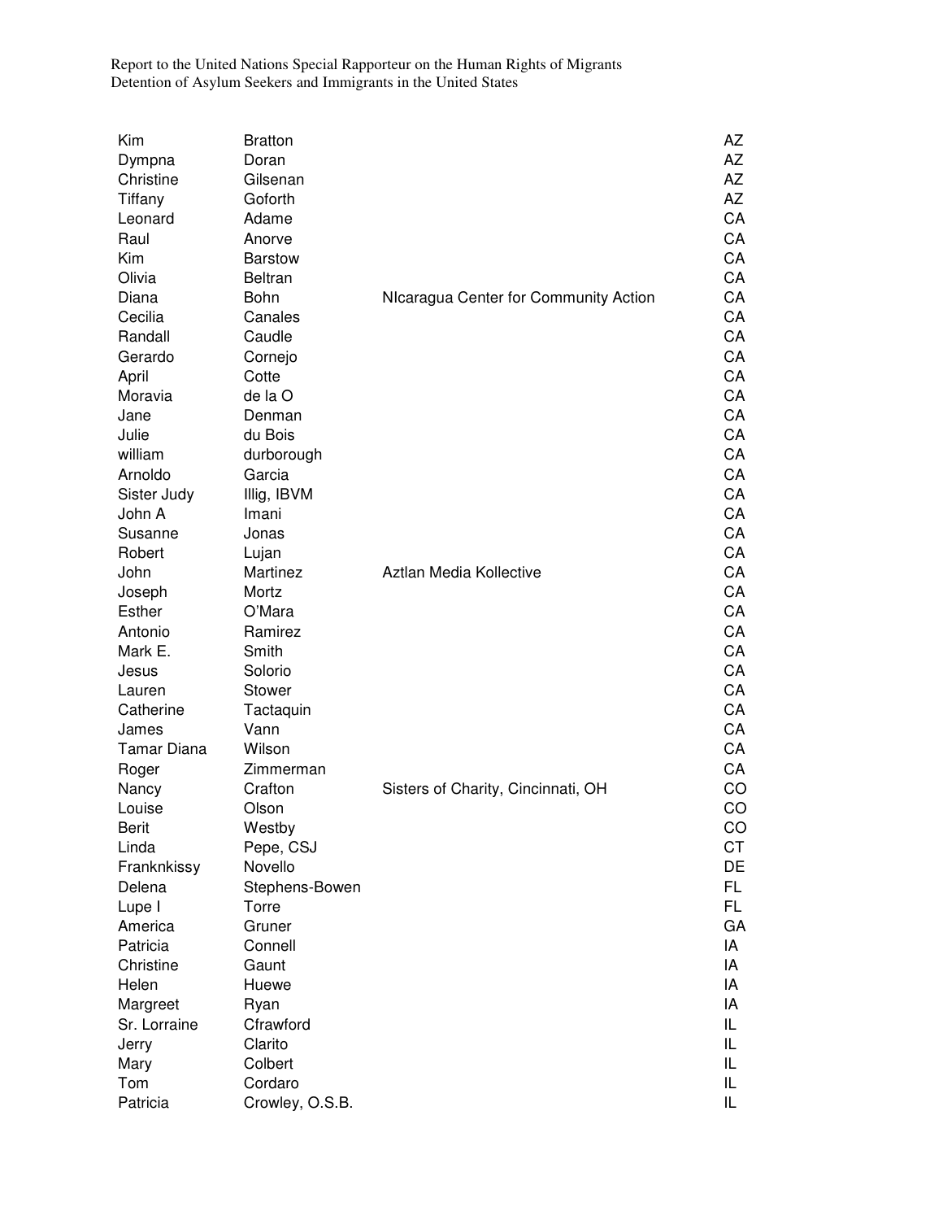| | | | |
|---|---|---|---|
| Kim | Bratton | | AZ |
| Dympna | Doran | | AZ |
| Christine | Gilsenan | | AZ |
| Tiffany | Goforth | | AZ |
| Leonard | Adame | | CA |
| Raul | Anorve | | CA |
| Kim | Barstow | | CA |
| Olivia | Beltran | | CA |
| Diana | Bohn | NIcaragua Center for Community Action | CA |
| Cecilia | Canales | | CA |
| Randall | Caudle | | CA |
| Gerardo | Cornejo | | CA |
| April | Cotte | | CA |
| Moravia | de la O | | CA |
| Jane | Denman | | CA |
| Julie | du Bois | | CA |
| william | durborough | | CA |
| Arnoldo | Garcia | | CA |
| Sister Judy | Illig, IBVM | | CA |
| John A | Imani | | CA |
| Susanne | Jonas | | CA |
| Robert | Lujan | | CA |
| John | Martinez | Aztlan Media Kollective | CA |
| Joseph | Mortz | | CA |
| Esther | O'Mara | | CA |
| Antonio | Ramirez | | CA |
| Mark E. | Smith | | CA |
| Jesus | Solorio | | CA |
| Lauren | Stower | | CA |
| Catherine | Tactaquin | | CA |
| James | Vann | | CA |
| Tamar Diana | Wilson | | CA |
| Roger | Zimmerman | | CA |
| Nancy | Crafton | Sisters of Charity, Cincinnati, OH | CO |
| Louise | Olson | | CO |
| Berit | Westby | | CO |
| Linda | Pepe, CSJ | | CT |
| Franknkissy | Novello | | DE |
| Delena | Stephens-Bowen | | FL |
| Lupe I | Torre | | FL |
| America | Gruner | | GA |
| Patricia | Connell | | IA |
| Christine | Gaunt | | IA |
| Helen | Huewe | | IA |
| Margreet | Ryan | | IA |
| Sr. Lorraine | Cfrawford | | IL |
| Jerry | Clarito | | IL |
| Mary | Colbert | | IL |
| Tom | Cordaro | | IL |
| Patricia | Crowley, O.S.B. | | IL |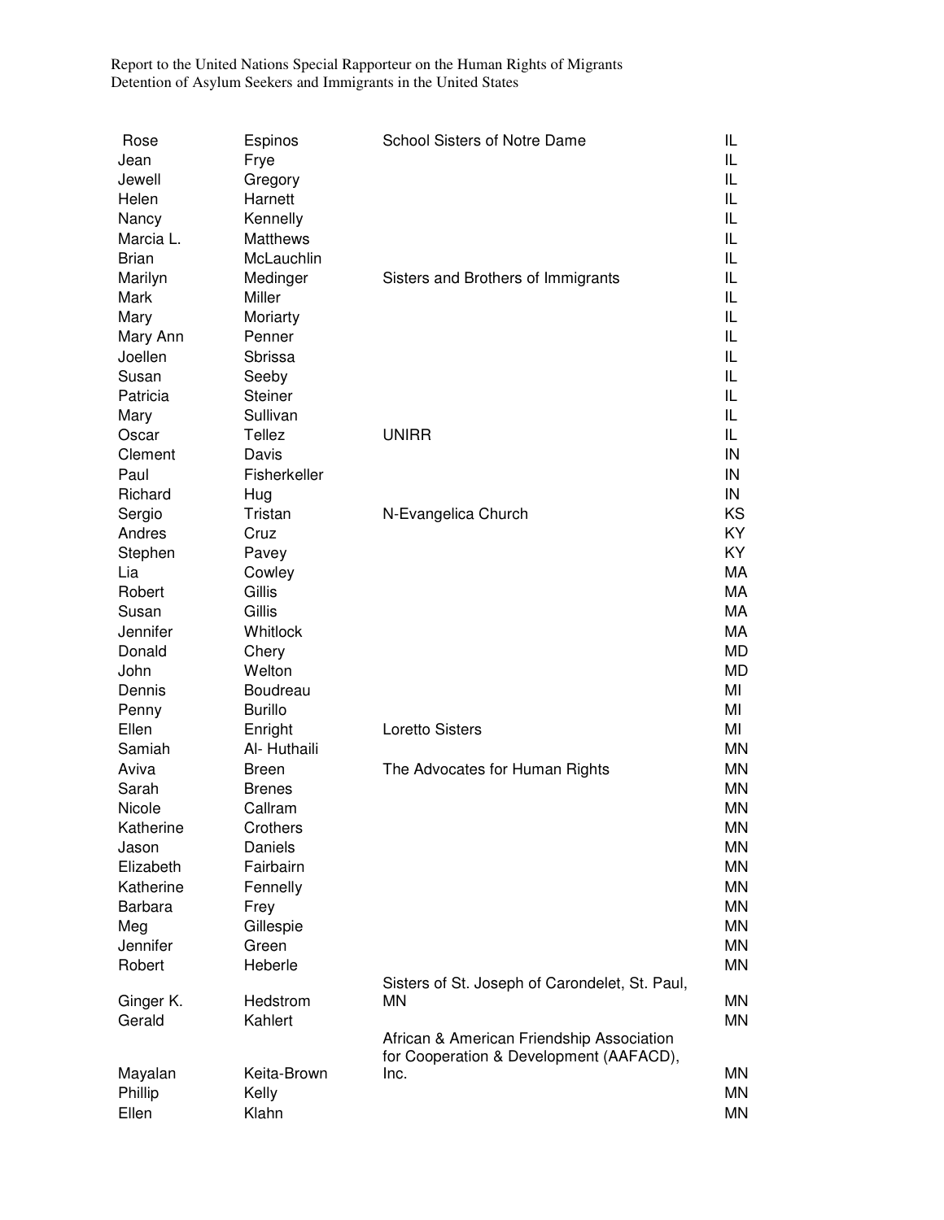| Rose | Espinos | School Sisters of Notre Dame | IL |
|---|---|---|---|
| Jean | Frye | | IL |
| Jewell | Gregory | | IL |
| Helen | Harnett | | IL |
| Nancy | Kennelly | | IL |
| Marcia L. | Matthews | | IL |
| Brian | McLauchlin | | IL |
| Marilyn | Medinger | Sisters and Brothers of Immigrants | IL |
| Mark | Miller | | IL |
| Mary | Moriarty | | IL |
| Mary Ann | Penner | | IL |
| Joellen | Sbrissa | | IL |
| Susan | Seeby | | IL |
| Patricia | Steiner | | IL |
| Mary | Sullivan | | IL |
| Oscar | Tellez | UNIRR | IL |
| Clement | Davis | | IN |
| Paul | Fisherkeller | | IN |
| Richard | Hug | | IN |
| Sergio | Tristan | N-Evangelica Church | KS |
| Andres | Cruz | | KY |
| Stephen | Pavey | | KY |
| Lia | Cowley | | MA |
| Robert | Gillis | | MA |
| Susan | Gillis | | MA |
| Jennifer | Whitlock | | MA |
| Donald | Chery | | MD |
| John | Welton | | MD |
| Dennis | Boudreau | | MI |
| Penny | Burillo | | MI |
| Ellen | Enright | Loretto Sisters | MI |
| Samiah | Al- Huthaili | | MN |
| Aviva | Breen | The Advocates for Human Rights | MN |
| Sarah | Brenes | | MN |
| Nicole | Callram | | MN |
| Katherine | Crothers | | MN |
| Jason | Daniels | | MN |
| Elizabeth | Fairbairn | | MN |
| Katherine | Fennelly | | MN |
| Barbara | Frey | | MN |
| Meg | Gillespie | | MN |
| Jennifer | Green | | MN |
| Robert | Heberle | | MN |
| Ginger K. | Hedstrom | Sisters of St. Joseph of Carondelet, St. Paul, MN | MN |
| Gerald | Kahlert | | MN |
| Mayalan | Keita-Brown | African & American Friendship Association for Cooperation & Development (AAFACD), Inc. | MN |
| Phillip | Kelly | | MN |
| Ellen | Klahn | | MN |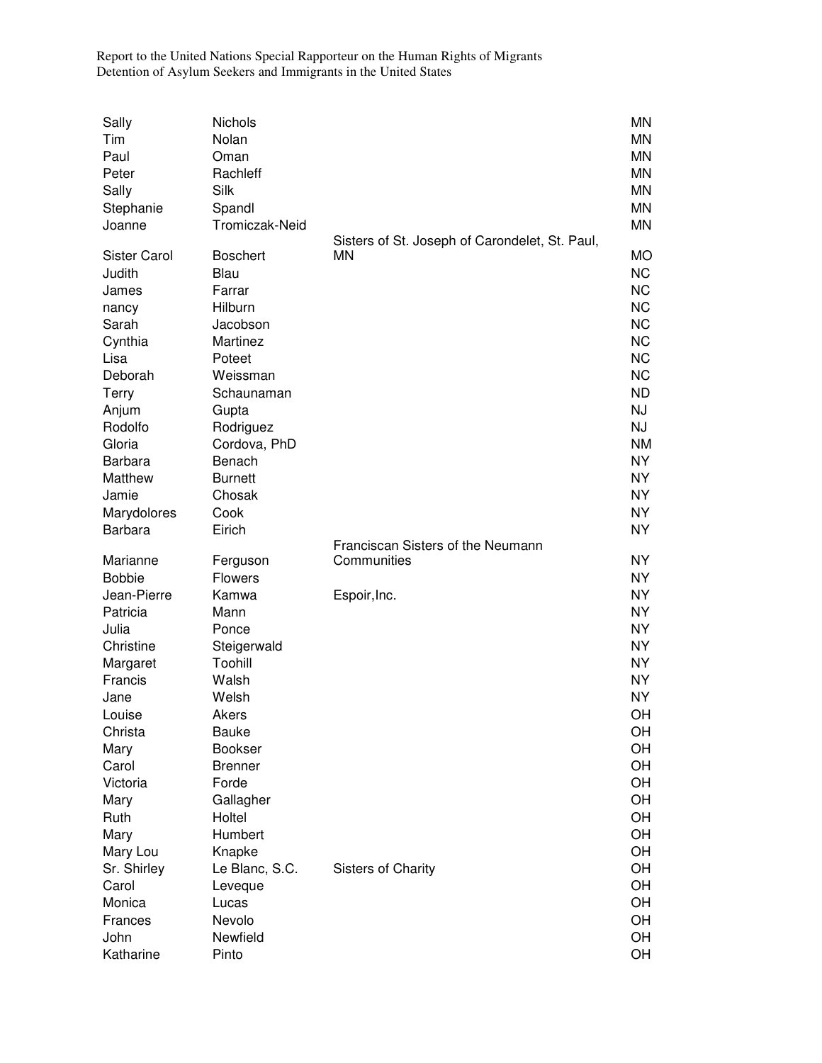| | | | |
|---|---|---|---|
| Sally | Nichols | | MN |
| Tim | Nolan | | MN |
| Paul | Oman | | MN |
| Peter | Rachleff | | MN |
| Sally | Silk | | MN |
| Stephanie | Spandl | | MN |
| Joanne | Tromiczak-Neid | | MN |
| Sister Carol | Boschert | Sisters of St. Joseph of Carondelet, St. Paul, MN | MO |
| Judith | Blau | | NC |
| James | Farrar | | NC |
| nancy | Hilburn | | NC |
| Sarah | Jacobson | | NC |
| Cynthia | Martinez | | NC |
| Lisa | Poteet | | NC |
| Deborah | Weissman | | NC |
| Terry | Schaunaman | | ND |
| Anjum | Gupta | | NJ |
| Rodolfo | Rodriguez | | NJ |
| Gloria | Cordova, PhD | | NM |
| Barbara | Benach | | NY |
| Matthew | Burnett | | NY |
| Jamie | Chosak | | NY |
| Marydolores | Cook | | NY |
| Barbara | Eirich | | NY |
| Marianne | Ferguson | Franciscan Sisters of the Neumann Communities | NY |
| Bobbie | Flowers | | NY |
| Jean-Pierre | Kamwa | Espoir,Inc. | NY |
| Patricia | Mann | | NY |
| Julia | Ponce | | NY |
| Christine | Steigerwald | | NY |
| Margaret | Toohill | | NY |
| Francis | Walsh | | NY |
| Jane | Welsh | | NY |
| Louise | Akers | | OH |
| Christa | Bauke | | OH |
| Mary | Bookser | | OH |
| Carol | Brenner | | OH |
| Victoria | Forde | | OH |
| Mary | Gallagher | | OH |
| Ruth | Holtel | | OH |
| Mary | Humbert | | OH |
| Mary Lou | Knapke | | OH |
| Sr. Shirley | Le Blanc, S.C. | Sisters of Charity | OH |
| Carol | Leveque | | OH |
| Monica | Lucas | | OH |
| Frances | Nevolo | | OH |
| John | Newfield | | OH |
| Katharine | Pinto | | OH |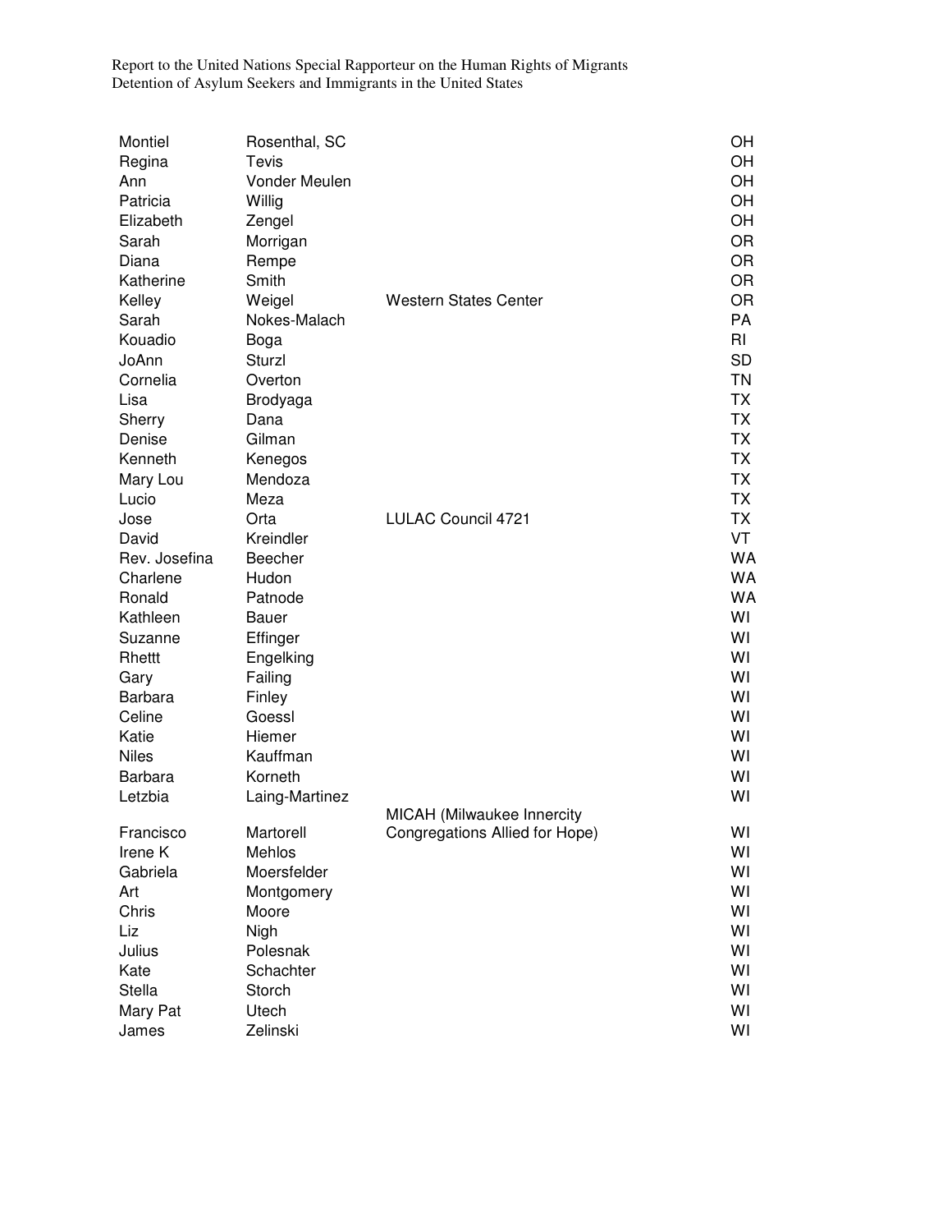| | | | |
|---|---|---|---|
| Montiel | Rosenthal, SC | | OH |
| Regina | Tevis | | OH |
| Ann | Vonder Meulen | | OH |
| Patricia | Willig | | OH |
| Elizabeth | Zengel | | OH |
| Sarah | Morrigan | | OR |
| Diana | Rempe | | OR |
| Katherine | Smith | | OR |
| Kelley | Weigel | Western States Center | OR |
| Sarah | Nokes-Malach | | PA |
| Kouadio | Boga | | RI |
| JoAnn | Sturzl | | SD |
| Cornelia | Overton | | TN |
| Lisa | Brodyaga | | TX |
| Sherry | Dana | | TX |
| Denise | Gilman | | TX |
| Kenneth | Kenegos | | TX |
| Mary Lou | Mendoza | | TX |
| Lucio | Meza | | TX |
| Jose | Orta | LULAC Council 4721 | TX |
| David | Kreindler | | VT |
| Rev. Josefina | Beecher | | WA |
| Charlene | Hudon | | WA |
| Ronald | Patnode | | WA |
| Kathleen | Bauer | | WI |
| Suzanne | Effinger | | WI |
| Rhettt | Engelking | | WI |
| Gary | Failing | | WI |
| Barbara | Finley | | WI |
| Celine | Goessl | | WI |
| Katie | Hiemer | | WI |
| Niles | Kauffman | | WI |
| Barbara | Korneth | | WI |
| Letzbia | Laing-Martinez | | WI |
| Francisco | Martorell | MICAH (Milwaukee Innercity Congregations Allied for Hope) | WI |
| Irene K | Mehlos | | WI |
| Gabriela | Moersfelder | | WI |
| Art | Montgomery | | WI |
| Chris | Moore | | WI |
| Liz | Nigh | | WI |
| Julius | Polesnak | | WI |
| Kate | Schachter | | WI |
| Stella | Storch | | WI |
| Mary Pat | Utech | | WI |
| James | Zelinski | | WI |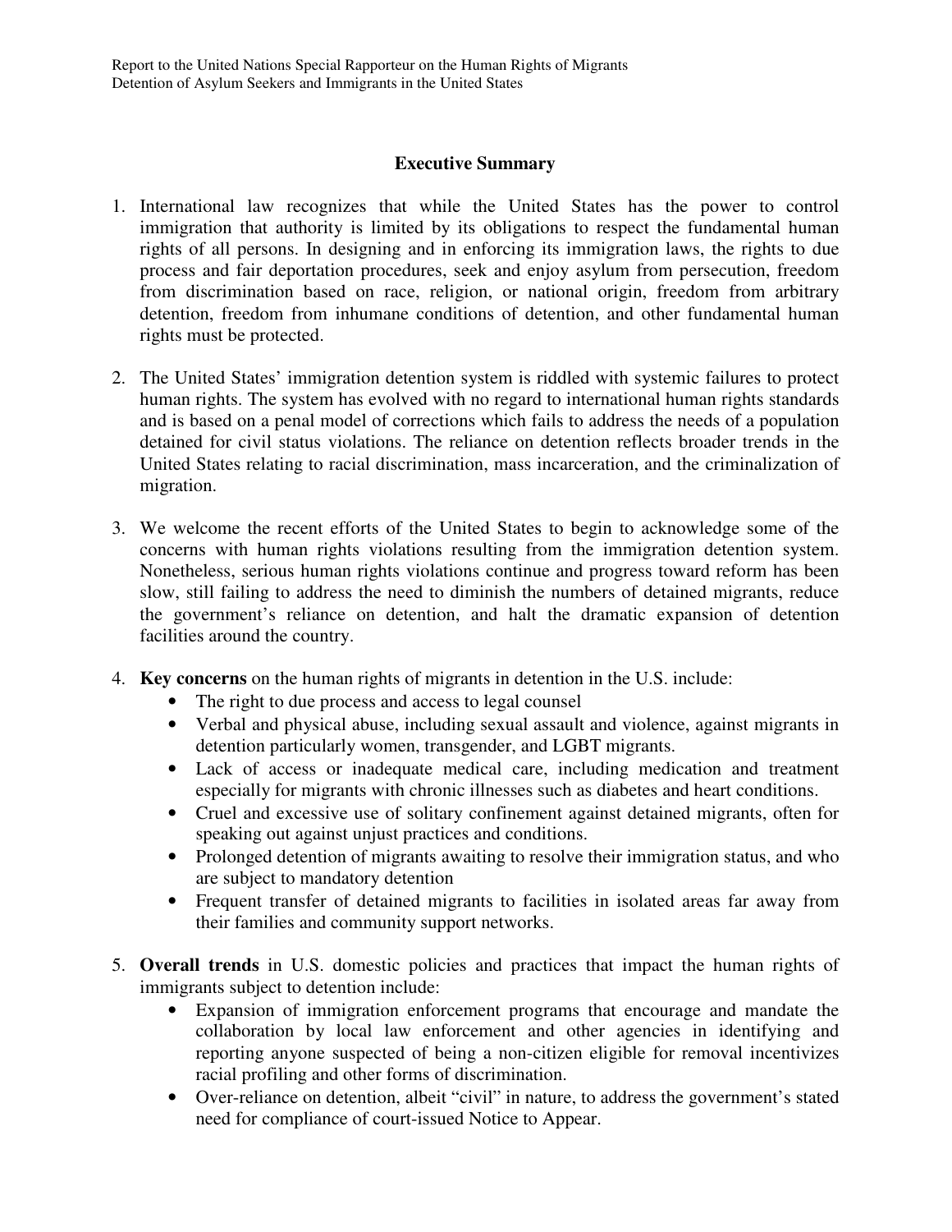## Executive Summary

1. International law recognizes that while the United States has the power to control immigration that authority is limited by its obligations to respect the fundamental human rights of all persons. In designing and in enforcing its immigration laws, the rights to due process and fair deportation procedures, seek and enjoy asylum from persecution, freedom from discrimination based on race, religion, or national origin, freedom from arbitrary detention, freedom from inhumane conditions of detention, and other fundamental human rights must be protected.

2. The United States' immigration detention system is riddled with systemic failures to protect human rights. The system has evolved with no regard to international human rights standards and is based on a penal model of corrections which fails to address the needs of a population detained for civil status violations. The reliance on detention reflects broader trends in the United States relating to racial discrimination, mass incarceration, and the criminalization of migration.

3. We welcome the recent efforts of the United States to begin to acknowledge some of the concerns with human rights violations resulting from the immigration detention system. Nonetheless, serious human rights violations continue and progress toward reform has been slow, still failing to address the need to diminish the numbers of detained migrants, reduce the government's reliance on detention, and halt the dramatic expansion of detention facilities around the country.

4. **Key concerns** on the human rights of migrants in detention in the U.S. include:
   - The right to due process and access to legal counsel
   - Verbal and physical abuse, including sexual assault and violence, against migrants in detention particularly women, transgender, and LGBT migrants.
   - Lack of access or inadequate medical care, including medication and treatment especially for migrants with chronic illnesses such as diabetes and heart conditions.
   - Cruel and excessive use of solitary confinement against detained migrants, often for speaking out against unjust practices and conditions.
   - Prolonged detention of migrants awaiting to resolve their immigration status, and who are subject to mandatory detention
   - Frequent transfer of detained migrants to facilities in isolated areas far away from their families and community support networks.

5. **Overall trends** in U.S. domestic policies and practices that impact the human rights of immigrants subject to detention include:
   - Expansion of immigration enforcement programs that encourage and mandate the collaboration by local law enforcement and other agencies in identifying and reporting anyone suspected of being a non-citizen eligible for removal incentivizes racial profiling and other forms of discrimination.
   - Over-reliance on detention, albeit "civil" in nature, to address the government's stated need for compliance of court-issued Notice to Appear.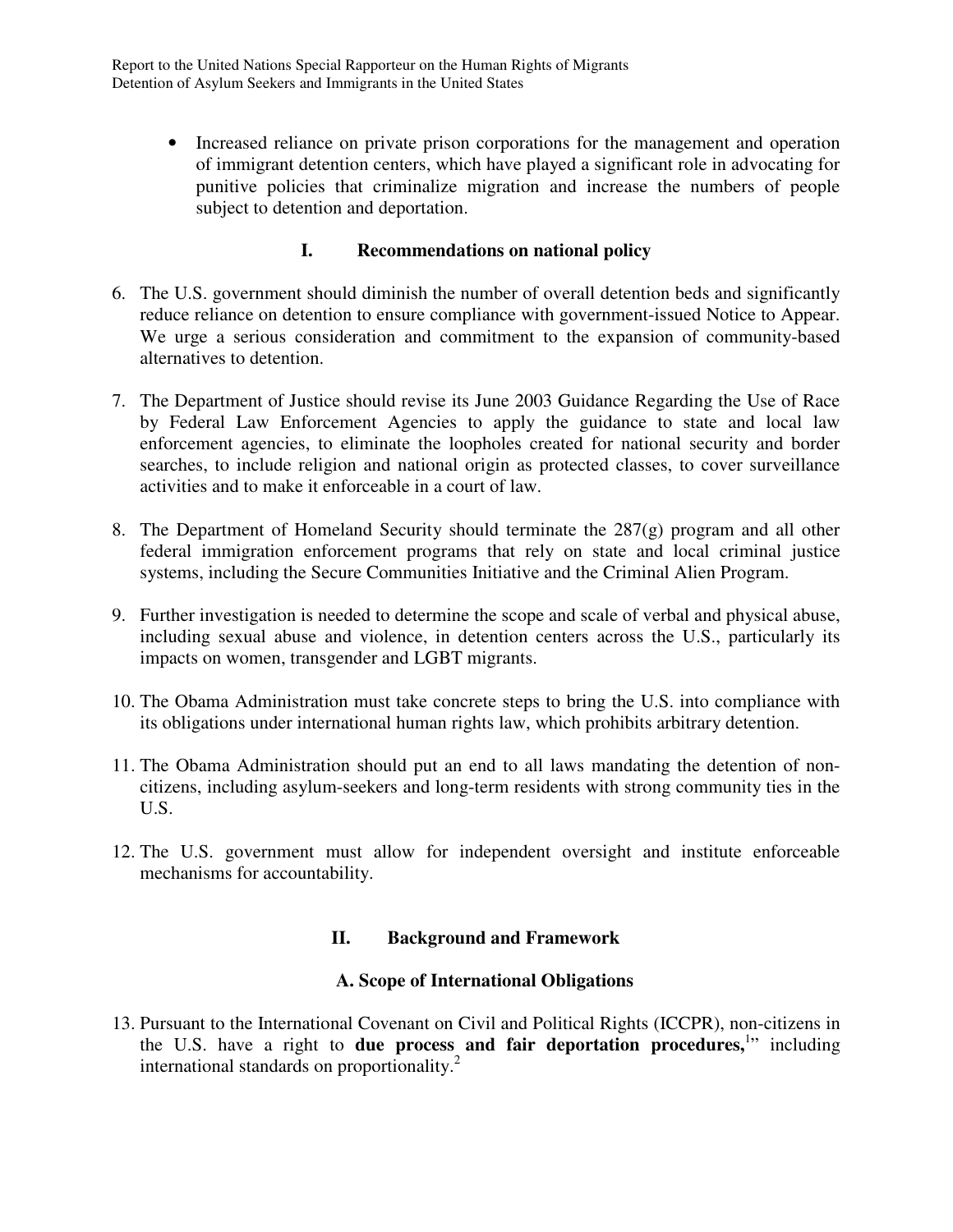- Increased reliance on private prison corporations for the management and operation of immigrant detention centers, which have played a significant role in advocating for punitive policies that criminalize migration and increase the numbers of people subject to detention and deportation.

## I. Recommendations on national policy

6. The U.S. government should diminish the number of overall detention beds and significantly reduce reliance on detention to ensure compliance with government-issued Notice to Appear. We urge a serious consideration and commitment to the expansion of community-based alternatives to detention.

7. The Department of Justice should revise its June 2003 Guidance Regarding the Use of Race by Federal Law Enforcement Agencies to apply the guidance to state and local law enforcement agencies, to eliminate the loopholes created for national security and border searches, to include religion and national origin as protected classes, to cover surveillance activities and to make it enforceable in a court of law.

8. The Department of Homeland Security should terminate the 287(g) program and all other federal immigration enforcement programs that rely on state and local criminal justice systems, including the Secure Communities Initiative and the Criminal Alien Program.

9. Further investigation is needed to determine the scope and scale of verbal and physical abuse, including sexual abuse and violence, in detention centers across the U.S., particularly its impacts on women, transgender and LGBT migrants.

10. The Obama Administration must take concrete steps to bring the U.S. into compliance with its obligations under international human rights law, which prohibits arbitrary detention.

11. The Obama Administration should put an end to all laws mandating the detention of non-citizens, including asylum-seekers and long-term residents with strong community ties in the U.S.

12. The U.S. government must allow for independent oversight and institute enforceable mechanisms for accountability.

## II. Background and Framework

### A. Scope of International Obligations

13. Pursuant to the International Covenant on Civil and Political Rights (ICCPR), non-citizens in the U.S. have a right to **due process and fair deportation procedures,**[1]" including international standards on proportionality.[2]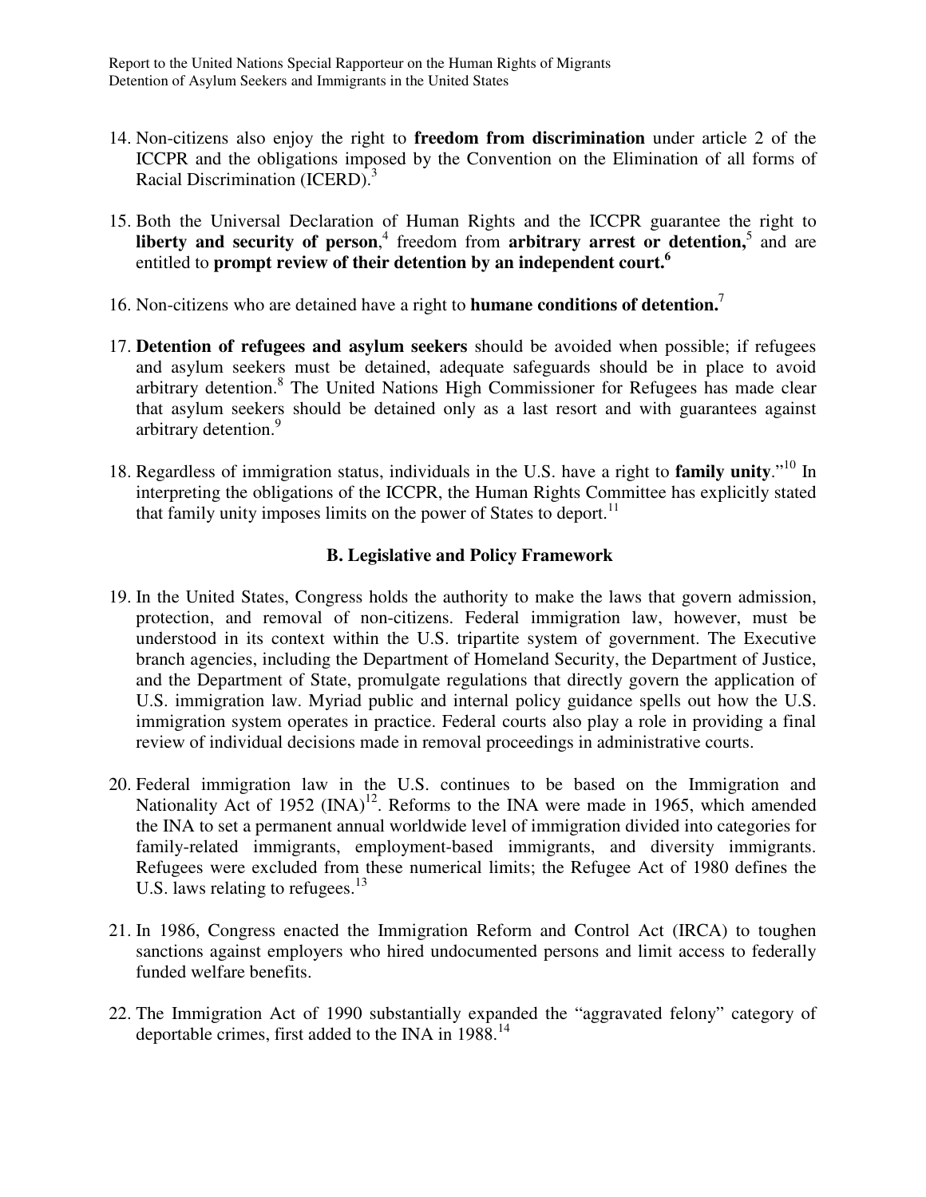14. Non-citizens also enjoy the right to **freedom from discrimination** under article 2 of the ICCPR and the obligations imposed by the Convention on the Elimination of all forms of Racial Discrimination (ICERD).[3]

15. Both the Universal Declaration of Human Rights and the ICCPR guarantee the right to **liberty and security of person**,[4] freedom from **arbitrary arrest or detention,**[5] and are entitled to **prompt review of their detention by an independent court.**[6]

16. Non-citizens who are detained have a right to **humane conditions of detention.**[7]

17. **Detention of refugees and asylum seekers** should be avoided when possible; if refugees and asylum seekers must be detained, adequate safeguards should be in place to avoid arbitrary detention.[8] The United Nations High Commissioner for Refugees has made clear that asylum seekers should be detained only as a last resort and with guarantees against arbitrary detention.[9]

18. Regardless of immigration status, individuals in the U.S. have a right to **family unity**."[10] In interpreting the obligations of the ICCPR, the Human Rights Committee has explicitly stated that family unity imposes limits on the power of States to deport.[11]

### B. Legislative and Policy Framework

19. In the United States, Congress holds the authority to make the laws that govern admission, protection, and removal of non-citizens. Federal immigration law, however, must be understood in its context within the U.S. tripartite system of government. The Executive branch agencies, including the Department of Homeland Security, the Department of Justice, and the Department of State, promulgate regulations that directly govern the application of U.S. immigration law. Myriad public and internal policy guidance spells out how the U.S. immigration system operates in practice. Federal courts also play a role in providing a final review of individual decisions made in removal proceedings in administrative courts.

20. Federal immigration law in the U.S. continues to be based on the Immigration and Nationality Act of 1952 (INA)[12]. Reforms to the INA were made in 1965, which amended the INA to set a permanent annual worldwide level of immigration divided into categories for family-related immigrants, employment-based immigrants, and diversity immigrants. Refugees were excluded from these numerical limits; the Refugee Act of 1980 defines the U.S. laws relating to refugees.[13]

21. In 1986, Congress enacted the Immigration Reform and Control Act (IRCA) to toughen sanctions against employers who hired undocumented persons and limit access to federally funded welfare benefits.

22. The Immigration Act of 1990 substantially expanded the "aggravated felony" category of deportable crimes, first added to the INA in 1988.[14]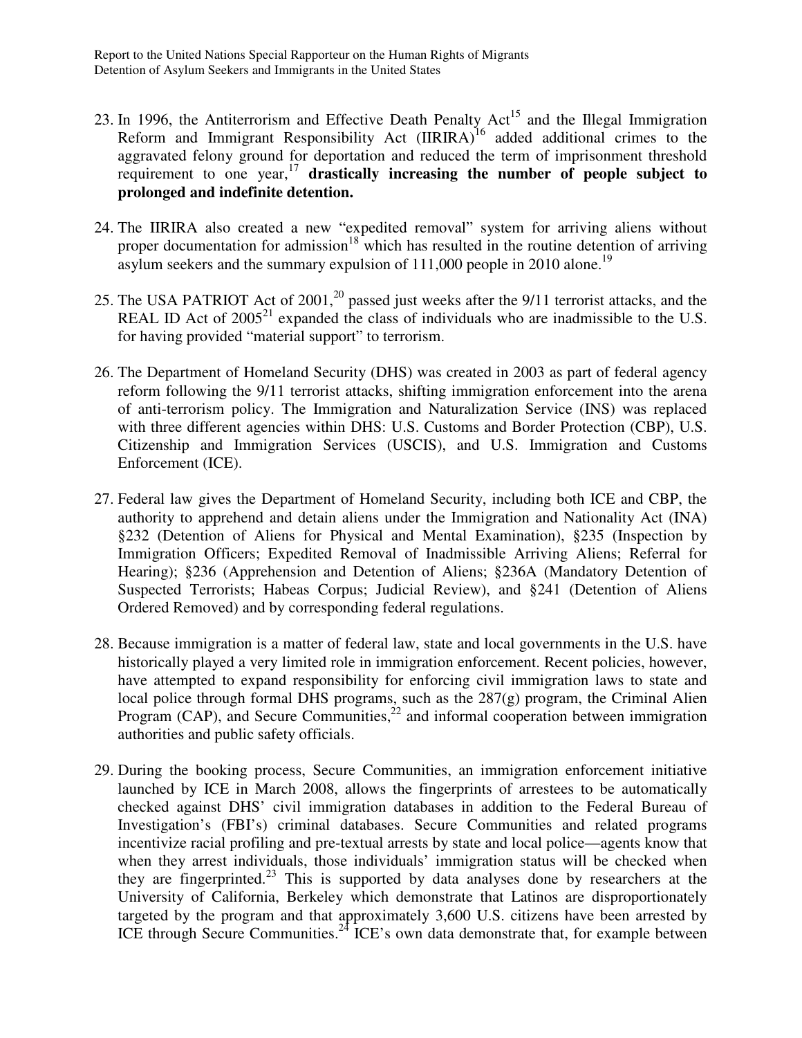23. In 1996, the Antiterrorism and Effective Death Penalty Act[15] and the Illegal Immigration Reform and Immigrant Responsibility Act (IIRIRA)[16] added additional crimes to the aggravated felony ground for deportation and reduced the term of imprisonment threshold requirement to one year,[17] **drastically increasing the number of people subject to prolonged and indefinite detention.**

24. The IIRIRA also created a new "expedited removal" system for arriving aliens without proper documentation for admission[18] which has resulted in the routine detention of arriving asylum seekers and the summary expulsion of 111,000 people in 2010 alone.[19]

25. The USA PATRIOT Act of 2001,[20] passed just weeks after the 9/11 terrorist attacks, and the REAL ID Act of 2005[21] expanded the class of individuals who are inadmissible to the U.S. for having provided "material support" to terrorism.

26. The Department of Homeland Security (DHS) was created in 2003 as part of federal agency reform following the 9/11 terrorist attacks, shifting immigration enforcement into the arena of anti-terrorism policy. The Immigration and Naturalization Service (INS) was replaced with three different agencies within DHS: U.S. Customs and Border Protection (CBP), U.S. Citizenship and Immigration Services (USCIS), and U.S. Immigration and Customs Enforcement (ICE).

27. Federal law gives the Department of Homeland Security, including both ICE and CBP, the authority to apprehend and detain aliens under the Immigration and Nationality Act (INA) §232 (Detention of Aliens for Physical and Mental Examination), §235 (Inspection by Immigration Officers; Expedited Removal of Inadmissible Arriving Aliens; Referral for Hearing); §236 (Apprehension and Detention of Aliens; §236A (Mandatory Detention of Suspected Terrorists; Habeas Corpus; Judicial Review), and §241 (Detention of Aliens Ordered Removed) and by corresponding federal regulations.

28. Because immigration is a matter of federal law, state and local governments in the U.S. have historically played a very limited role in immigration enforcement. Recent policies, however, have attempted to expand responsibility for enforcing civil immigration laws to state and local police through formal DHS programs, such as the 287(g) program, the Criminal Alien Program (CAP), and Secure Communities,[22] and informal cooperation between immigration authorities and public safety officials.

29. During the booking process, Secure Communities, an immigration enforcement initiative launched by ICE in March 2008, allows the fingerprints of arrestees to be automatically checked against DHS' civil immigration databases in addition to the Federal Bureau of Investigation's (FBI's) criminal databases. Secure Communities and related programs incentivize racial profiling and pre-textual arrests by state and local police—agents know that when they arrest individuals, those individuals' immigration status will be checked when they are fingerprinted.[23] This is supported by data analyses done by researchers at the University of California, Berkeley which demonstrate that Latinos are disproportionately targeted by the program and that approximately 3,600 U.S. citizens have been arrested by ICE through Secure Communities.[24] ICE's own data demonstrate that, for example between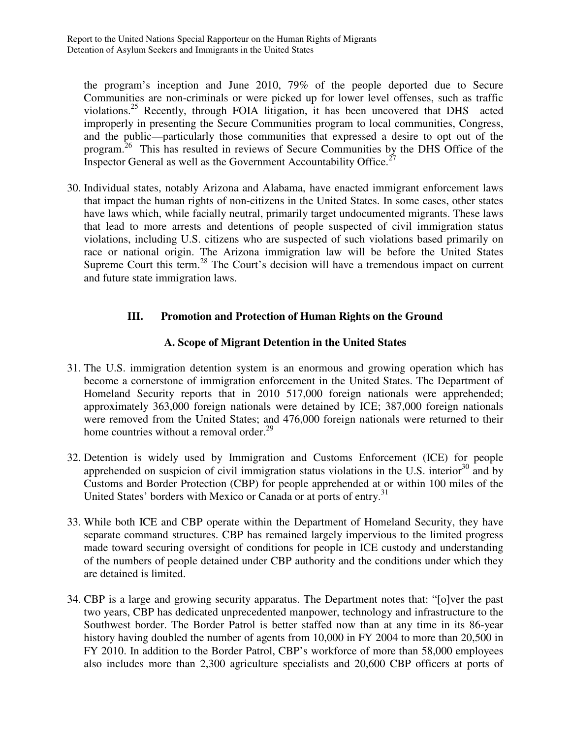the program's inception and June 2010, 79% of the people deported due to Secure Communities are non-criminals or were picked up for lower level offenses, such as traffic violations.[25] Recently, through FOIA litigation, it has been uncovered that DHS acted improperly in presenting the Secure Communities program to local communities, Congress, and the public—particularly those communities that expressed a desire to opt out of the program.[26] This has resulted in reviews of Secure Communities by the DHS Office of the Inspector General as well as the Government Accountability Office.[27]

30. Individual states, notably Arizona and Alabama, have enacted immigrant enforcement laws that impact the human rights of non-citizens in the United States. In some cases, other states have laws which, while facially neutral, primarily target undocumented migrants. These laws that lead to more arrests and detentions of people suspected of civil immigration status violations, including U.S. citizens who are suspected of such violations based primarily on race or national origin. The Arizona immigration law will be before the United States Supreme Court this term.[28] The Court's decision will have a tremendous impact on current and future state immigration laws.

## III. Promotion and Protection of Human Rights on the Ground

### A. Scope of Migrant Detention in the United States

31. The U.S. immigration detention system is an enormous and growing operation which has become a cornerstone of immigration enforcement in the United States. The Department of Homeland Security reports that in 2010 517,000 foreign nationals were apprehended; approximately 363,000 foreign nationals were detained by ICE; 387,000 foreign nationals were removed from the United States; and 476,000 foreign nationals were returned to their home countries without a removal order.[29]

32. Detention is widely used by Immigration and Customs Enforcement (ICE) for people apprehended on suspicion of civil immigration status violations in the U.S. interior[30] and by Customs and Border Protection (CBP) for people apprehended at or within 100 miles of the United States' borders with Mexico or Canada or at ports of entry.[31]

33. While both ICE and CBP operate within the Department of Homeland Security, they have separate command structures. CBP has remained largely impervious to the limited progress made toward securing oversight of conditions for people in ICE custody and understanding of the numbers of people detained under CBP authority and the conditions under which they are detained is limited.

34. CBP is a large and growing security apparatus. The Department notes that: "[o]ver the past two years, CBP has dedicated unprecedented manpower, technology and infrastructure to the Southwest border. The Border Patrol is better staffed now than at any time in its 86-year history having doubled the number of agents from 10,000 in FY 2004 to more than 20,500 in FY 2010. In addition to the Border Patrol, CBP's workforce of more than 58,000 employees also includes more than 2,300 agriculture specialists and 20,600 CBP officers at ports of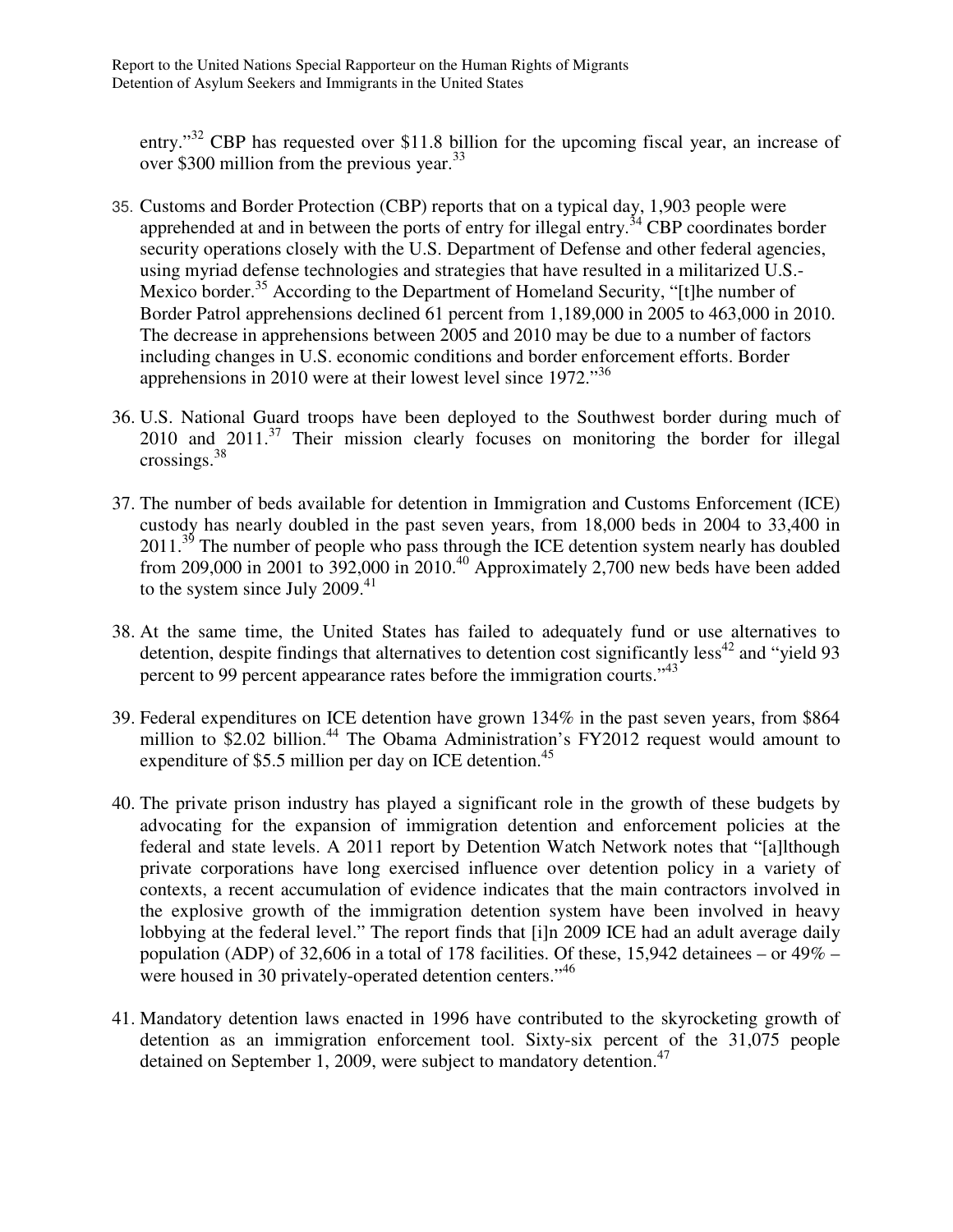entry."[32] CBP has requested over $11.8 billion for the upcoming fiscal year, an increase of over $300 million from the previous year.[33]

35. Customs and Border Protection (CBP) reports that on a typical day, 1,903 people were apprehended at and in between the ports of entry for illegal entry.[34] CBP coordinates border security operations closely with the U.S. Department of Defense and other federal agencies, using myriad defense technologies and strategies that have resulted in a militarized U.S.-Mexico border.[35] According to the Department of Homeland Security, "[t]he number of Border Patrol apprehensions declined 61 percent from 1,189,000 in 2005 to 463,000 in 2010. The decrease in apprehensions between 2005 and 2010 may be due to a number of factors including changes in U.S. economic conditions and border enforcement efforts. Border apprehensions in 2010 were at their lowest level since 1972."[36]

36. U.S. National Guard troops have been deployed to the Southwest border during much of 2010 and 2011.[37] Their mission clearly focuses on monitoring the border for illegal crossings.[38]

37. The number of beds available for detention in Immigration and Customs Enforcement (ICE) custody has nearly doubled in the past seven years, from 18,000 beds in 2004 to 33,400 in 2011.[39] The number of people who pass through the ICE detention system nearly has doubled from 209,000 in 2001 to 392,000 in 2010.[40] Approximately 2,700 new beds have been added to the system since July 2009.[41]

38. At the same time, the United States has failed to adequately fund or use alternatives to detention, despite findings that alternatives to detention cost significantly less[42] and "yield 93 percent to 99 percent appearance rates before the immigration courts."[43]

39. Federal expenditures on ICE detention have grown 134% in the past seven years, from $864 million to $2.02 billion.[44] The Obama Administration's FY2012 request would amount to expenditure of $5.5 million per day on ICE detention.[45]

40. The private prison industry has played a significant role in the growth of these budgets by advocating for the expansion of immigration detention and enforcement policies at the federal and state levels. A 2011 report by Detention Watch Network notes that "[a]lthough private corporations have long exercised influence over detention policy in a variety of contexts, a recent accumulation of evidence indicates that the main contractors involved in the explosive growth of the immigration detention system have been involved in heavy lobbying at the federal level." The report finds that [i]n 2009 ICE had an adult average daily population (ADP) of 32,606 in a total of 178 facilities. Of these, 15,942 detainees – or 49% – were housed in 30 privately-operated detention centers."[46]

41. Mandatory detention laws enacted in 1996 have contributed to the skyrocketing growth of detention as an immigration enforcement tool. Sixty-six percent of the 31,075 people detained on September 1, 2009, were subject to mandatory detention.[47]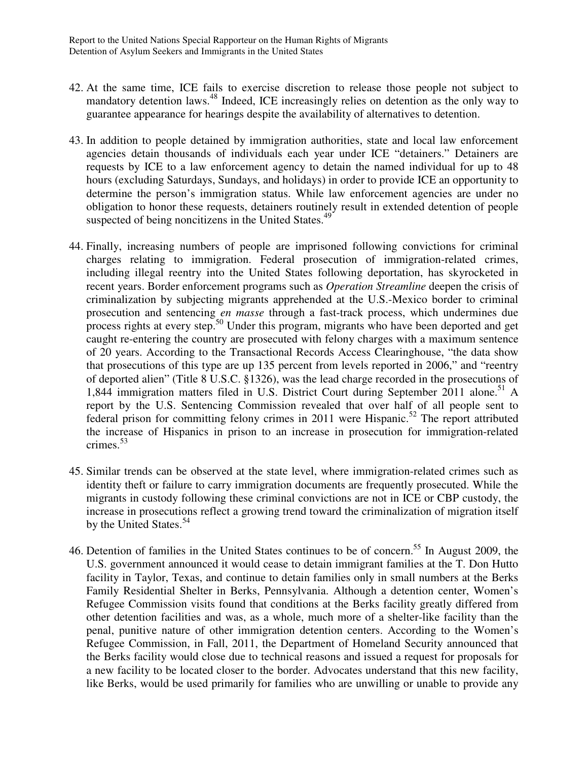42. At the same time, ICE fails to exercise discretion to release those people not subject to mandatory detention laws.[48] Indeed, ICE increasingly relies on detention as the only way to guarantee appearance for hearings despite the availability of alternatives to detention.

43. In addition to people detained by immigration authorities, state and local law enforcement agencies detain thousands of individuals each year under ICE "detainers." Detainers are requests by ICE to a law enforcement agency to detain the named individual for up to 48 hours (excluding Saturdays, Sundays, and holidays) in order to provide ICE an opportunity to determine the person's immigration status. While law enforcement agencies are under no obligation to honor these requests, detainers routinely result in extended detention of people suspected of being noncitizens in the United States.[49]

44. Finally, increasing numbers of people are imprisoned following convictions for criminal charges relating to immigration. Federal prosecution of immigration-related crimes, including illegal reentry into the United States following deportation, has skyrocketed in recent years. Border enforcement programs such as *Operation Streamline* deepen the crisis of criminalization by subjecting migrants apprehended at the U.S.-Mexico border to criminal prosecution and sentencing *en masse* through a fast-track process, which undermines due process rights at every step.[50] Under this program, migrants who have been deported and get caught re-entering the country are prosecuted with felony charges with a maximum sentence of 20 years. According to the Transactional Records Access Clearinghouse, "the data show that prosecutions of this type are up 135 percent from levels reported in 2006," and "reentry of deported alien" (Title 8 U.S.C. §1326), was the lead charge recorded in the prosecutions of 1,844 immigration matters filed in U.S. District Court during September 2011 alone.[51] A report by the U.S. Sentencing Commission revealed that over half of all people sent to federal prison for committing felony crimes in 2011 were Hispanic.[52] The report attributed the increase of Hispanics in prison to an increase in prosecution for immigration-related crimes.[53]

45. Similar trends can be observed at the state level, where immigration-related crimes such as identity theft or failure to carry immigration documents are frequently prosecuted. While the migrants in custody following these criminal convictions are not in ICE or CBP custody, the increase in prosecutions reflect a growing trend toward the criminalization of migration itself by the United States.[54]

46. Detention of families in the United States continues to be of concern.[55] In August 2009, the U.S. government announced it would cease to detain immigrant families at the T. Don Hutto facility in Taylor, Texas, and continue to detain families only in small numbers at the Berks Family Residential Shelter in Berks, Pennsylvania. Although a detention center, Women's Refugee Commission visits found that conditions at the Berks facility greatly differed from other detention facilities and was, as a whole, much more of a shelter-like facility than the penal, punitive nature of other immigration detention centers. According to the Women's Refugee Commission, in Fall, 2011, the Department of Homeland Security announced that the Berks facility would close due to technical reasons and issued a request for proposals for a new facility to be located closer to the border. Advocates understand that this new facility, like Berks, would be used primarily for families who are unwilling or unable to provide any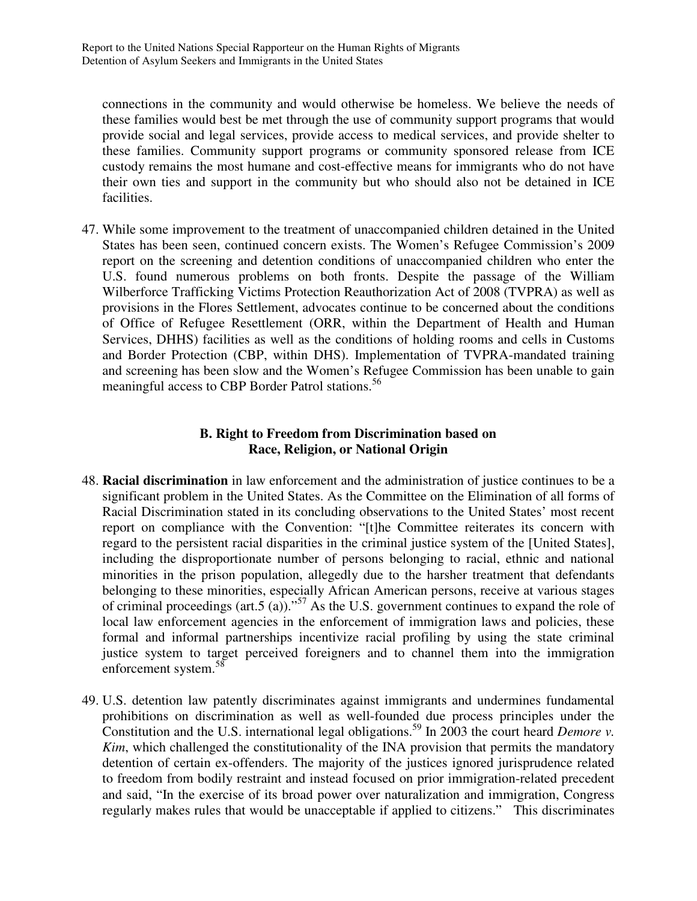connections in the community and would otherwise be homeless. We believe the needs of these families would best be met through the use of community support programs that would provide social and legal services, provide access to medical services, and provide shelter to these families. Community support programs or community sponsored release from ICE custody remains the most humane and cost-effective means for immigrants who do not have their own ties and support in the community but who should also not be detained in ICE facilities.

47. While some improvement to the treatment of unaccompanied children detained in the United States has been seen, continued concern exists. The Women's Refugee Commission's 2009 report on the screening and detention conditions of unaccompanied children who enter the U.S. found numerous problems on both fronts. Despite the passage of the William Wilberforce Trafficking Victims Protection Reauthorization Act of 2008 (TVPRA) as well as provisions in the Flores Settlement, advocates continue to be concerned about the conditions of Office of Refugee Resettlement (ORR, within the Department of Health and Human Services, DHHS) facilities as well as the conditions of holding rooms and cells in Customs and Border Protection (CBP, within DHS). Implementation of TVPRA-mandated training and screening has been slow and the Women's Refugee Commission has been unable to gain meaningful access to CBP Border Patrol stations.[56]

### B. Right to Freedom from Discrimination based on Race, Religion, or National Origin

48. **Racial discrimination** in law enforcement and the administration of justice continues to be a significant problem in the United States. As the Committee on the Elimination of all forms of Racial Discrimination stated in its concluding observations to the United States' most recent report on compliance with the Convention: "[t]he Committee reiterates its concern with regard to the persistent racial disparities in the criminal justice system of the [United States], including the disproportionate number of persons belonging to racial, ethnic and national minorities in the prison population, allegedly due to the harsher treatment that defendants belonging to these minorities, especially African American persons, receive at various stages of criminal proceedings (art.5 (a))."[57] As the U.S. government continues to expand the role of local law enforcement agencies in the enforcement of immigration laws and policies, these formal and informal partnerships incentivize racial profiling by using the state criminal justice system to target perceived foreigners and to channel them into the immigration enforcement system.[58]

49. U.S. detention law patently discriminates against immigrants and undermines fundamental prohibitions on discrimination as well as well-founded due process principles under the Constitution and the U.S. international legal obligations.[59] In 2003 the court heard *Demore v. Kim*, which challenged the constitutionality of the INA provision that permits the mandatory detention of certain ex-offenders. The majority of the justices ignored jurisprudence related to freedom from bodily restraint and instead focused on prior immigration-related precedent and said, "In the exercise of its broad power over naturalization and immigration, Congress regularly makes rules that would be unacceptable if applied to citizens." This discriminates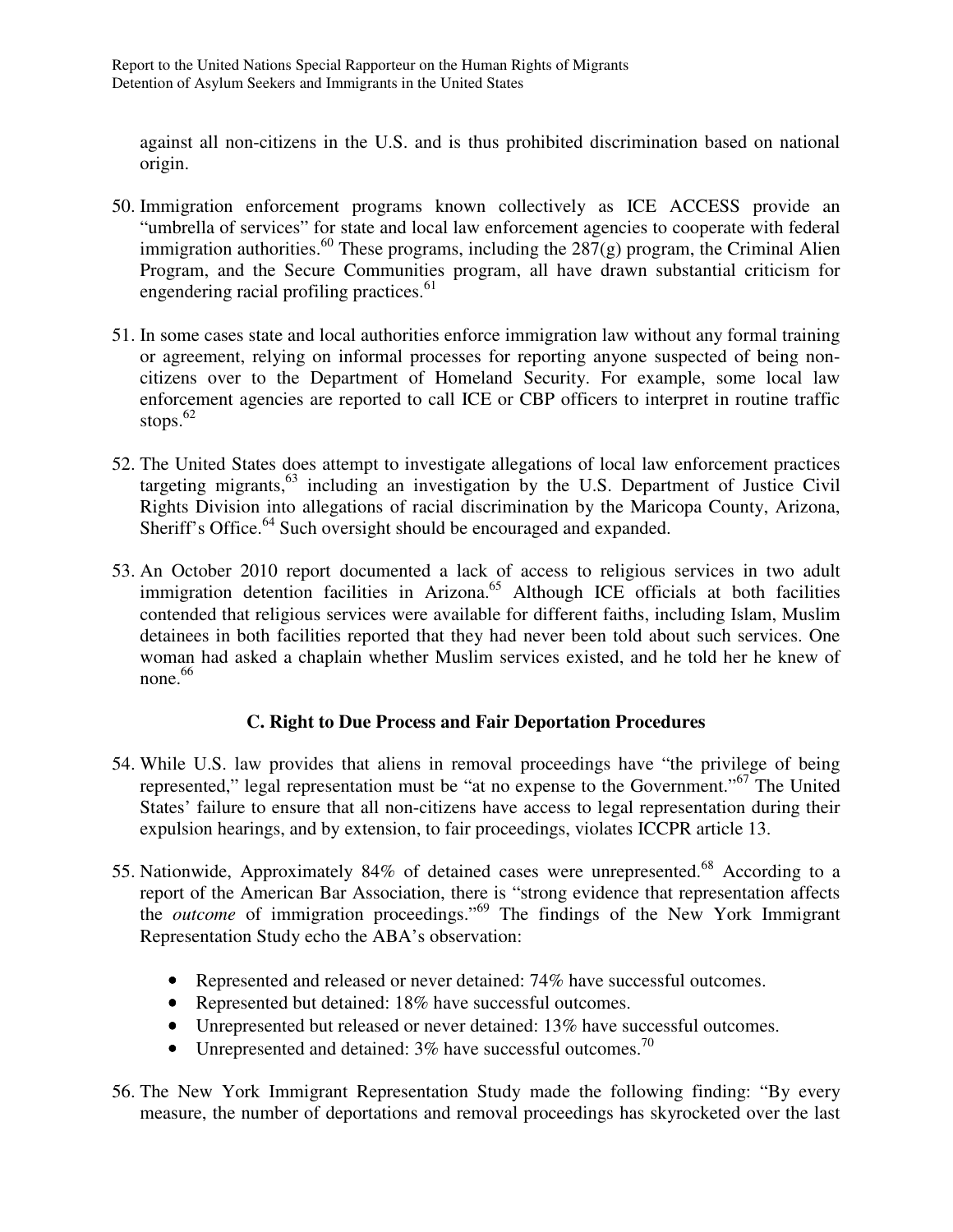against all non-citizens in the U.S. and is thus prohibited discrimination based on national origin.

50. Immigration enforcement programs known collectively as ICE ACCESS provide an "umbrella of services" for state and local law enforcement agencies to cooperate with federal immigration authorities.[60] These programs, including the 287(g) program, the Criminal Alien Program, and the Secure Communities program, all have drawn substantial criticism for engendering racial profiling practices.[61]

51. In some cases state and local authorities enforce immigration law without any formal training or agreement, relying on informal processes for reporting anyone suspected of being non-citizens over to the Department of Homeland Security. For example, some local law enforcement agencies are reported to call ICE or CBP officers to interpret in routine traffic stops.[62]

52. The United States does attempt to investigate allegations of local law enforcement practices targeting migrants,[63] including an investigation by the U.S. Department of Justice Civil Rights Division into allegations of racial discrimination by the Maricopa County, Arizona, Sheriff's Office.[64] Such oversight should be encouraged and expanded.

53. An October 2010 report documented a lack of access to religious services in two adult immigration detention facilities in Arizona.[65] Although ICE officials at both facilities contended that religious services were available for different faiths, including Islam, Muslim detainees in both facilities reported that they had never been told about such services. One woman had asked a chaplain whether Muslim services existed, and he told her he knew of none.[66]

### C. Right to Due Process and Fair Deportation Procedures

54. While U.S. law provides that aliens in removal proceedings have "the privilege of being represented," legal representation must be "at no expense to the Government."[67] The United States' failure to ensure that all non-citizens have access to legal representation during their expulsion hearings, and by extension, to fair proceedings, violates ICCPR article 13.

55. Nationwide, Approximately 84% of detained cases were unrepresented.[68] According to a report of the American Bar Association, there is "strong evidence that representation affects the *outcome* of immigration proceedings."[69] The findings of the New York Immigrant Representation Study echo the ABA's observation:

    - Represented and released or never detained: 74% have successful outcomes.
    - Represented but detained: 18% have successful outcomes.
    - Unrepresented but released or never detained: 13% have successful outcomes.
    - Unrepresented and detained: 3% have successful outcomes.[70]

56. The New York Immigrant Representation Study made the following finding: "By every measure, the number of deportations and removal proceedings has skyrocketed over the last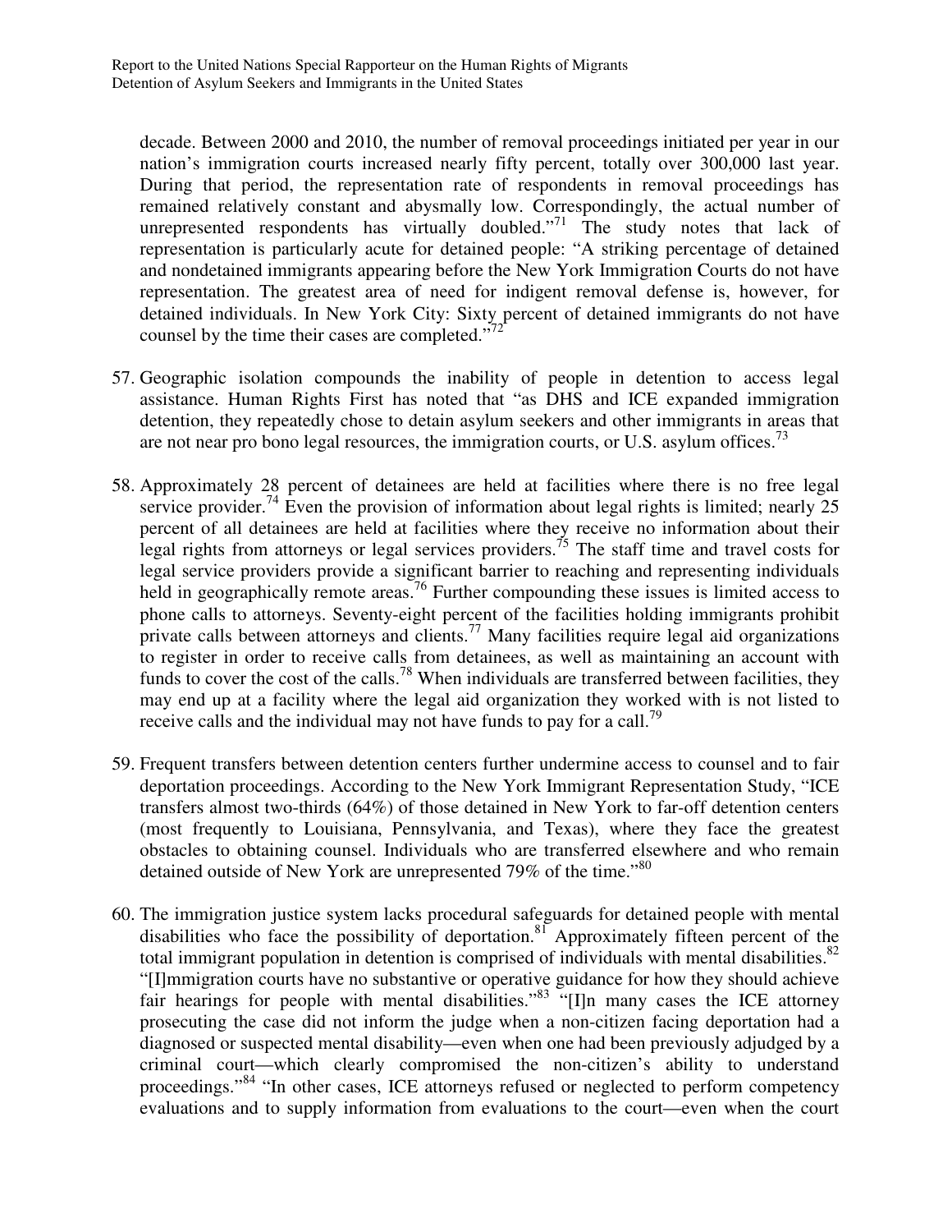decade. Between 2000 and 2010, the number of removal proceedings initiated per year in our nation's immigration courts increased nearly fifty percent, totally over 300,000 last year. During that period, the representation rate of respondents in removal proceedings has remained relatively constant and abysmally low. Correspondingly, the actual number of unrepresented respondents has virtually doubled."[71] The study notes that lack of representation is particularly acute for detained people: "A striking percentage of detained and nondetained immigrants appearing before the New York Immigration Courts do not have representation. The greatest area of need for indigent removal defense is, however, for detained individuals. In New York City: Sixty percent of detained immigrants do not have counsel by the time their cases are completed."[72]

57. Geographic isolation compounds the inability of people in detention to access legal assistance. Human Rights First has noted that "as DHS and ICE expanded immigration detention, they repeatedly chose to detain asylum seekers and other immigrants in areas that are not near pro bono legal resources, the immigration courts, or U.S. asylum offices.[73]

58. Approximately 28 percent of detainees are held at facilities where there is no free legal service provider.[74] Even the provision of information about legal rights is limited; nearly 25 percent of all detainees are held at facilities where they receive no information about their legal rights from attorneys or legal services providers.[75] The staff time and travel costs for legal service providers provide a significant barrier to reaching and representing individuals held in geographically remote areas.[76] Further compounding these issues is limited access to phone calls to attorneys. Seventy-eight percent of the facilities holding immigrants prohibit private calls between attorneys and clients.[77] Many facilities require legal aid organizations to register in order to receive calls from detainees, as well as maintaining an account with funds to cover the cost of the calls.[78] When individuals are transferred between facilities, they may end up at a facility where the legal aid organization they worked with is not listed to receive calls and the individual may not have funds to pay for a call.[79]

59. Frequent transfers between detention centers further undermine access to counsel and to fair deportation proceedings. According to the New York Immigrant Representation Study, "ICE transfers almost two-thirds (64%) of those detained in New York to far-off detention centers (most frequently to Louisiana, Pennsylvania, and Texas), where they face the greatest obstacles to obtaining counsel. Individuals who are transferred elsewhere and who remain detained outside of New York are unrepresented 79% of the time."[80]

60. The immigration justice system lacks procedural safeguards for detained people with mental disabilities who face the possibility of deportation.[81] Approximately fifteen percent of the total immigrant population in detention is comprised of individuals with mental disabilities.[82] "[I]mmigration courts have no substantive or operative guidance for how they should achieve fair hearings for people with mental disabilities."[83] "[I]n many cases the ICE attorney prosecuting the case did not inform the judge when a non-citizen facing deportation had a diagnosed or suspected mental disability—even when one had been previously adjudged by a criminal court—which clearly compromised the non-citizen's ability to understand proceedings."[84] "In other cases, ICE attorneys refused or neglected to perform competency evaluations and to supply information from evaluations to the court—even when the court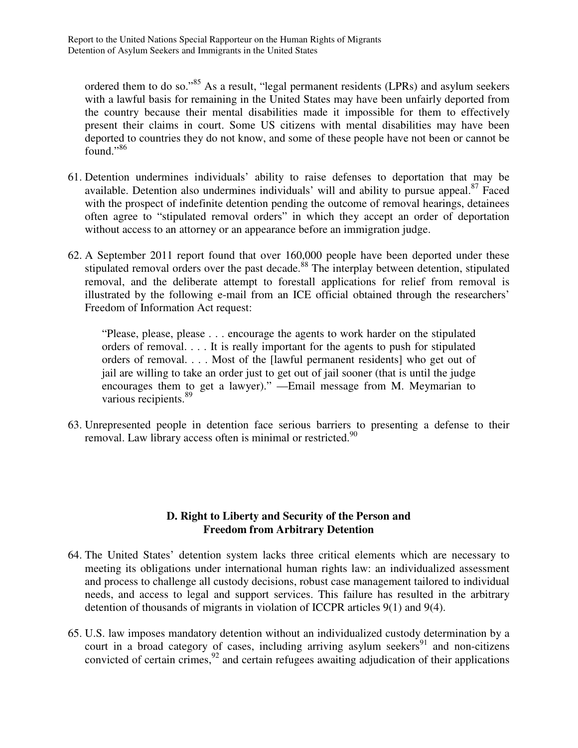ordered them to do so."[85] As a result, "legal permanent residents (LPRs) and asylum seekers with a lawful basis for remaining in the United States may have been unfairly deported from the country because their mental disabilities made it impossible for them to effectively present their claims in court. Some US citizens with mental disabilities may have been deported to countries they do not know, and some of these people have not been or cannot be found."[86]

61. Detention undermines individuals' ability to raise defenses to deportation that may be available. Detention also undermines individuals' will and ability to pursue appeal.[87] Faced with the prospect of indefinite detention pending the outcome of removal hearings, detainees often agree to "stipulated removal orders" in which they accept an order of deportation without access to an attorney or an appearance before an immigration judge.

62. A September 2011 report found that over 160,000 people have been deported under these stipulated removal orders over the past decade.[88] The interplay between detention, stipulated removal, and the deliberate attempt to forestall applications for relief from removal is illustrated by the following e-mail from an ICE official obtained through the researchers' Freedom of Information Act request:

> "Please, please, please . . . encourage the agents to work harder on the stipulated orders of removal. . . . It is really important for the agents to push for stipulated orders of removal. . . . Most of the [lawful permanent residents] who get out of jail are willing to take an order just to get out of jail sooner (that is until the judge encourages them to get a lawyer)." —Email message from M. Meymarian to various recipients.[89]

63. Unrepresented people in detention face serious barriers to presenting a defense to their removal. Law library access often is minimal or restricted.[90]

### D. Right to Liberty and Security of the Person and Freedom from Arbitrary Detention

64. The United States' detention system lacks three critical elements which are necessary to meeting its obligations under international human rights law: an individualized assessment and process to challenge all custody decisions, robust case management tailored to individual needs, and access to legal and support services. This failure has resulted in the arbitrary detention of thousands of migrants in violation of ICCPR articles 9(1) and 9(4).

65. U.S. law imposes mandatory detention without an individualized custody determination by a court in a broad category of cases, including arriving asylum seekers[91] and non-citizens convicted of certain crimes,[92] and certain refugees awaiting adjudication of their applications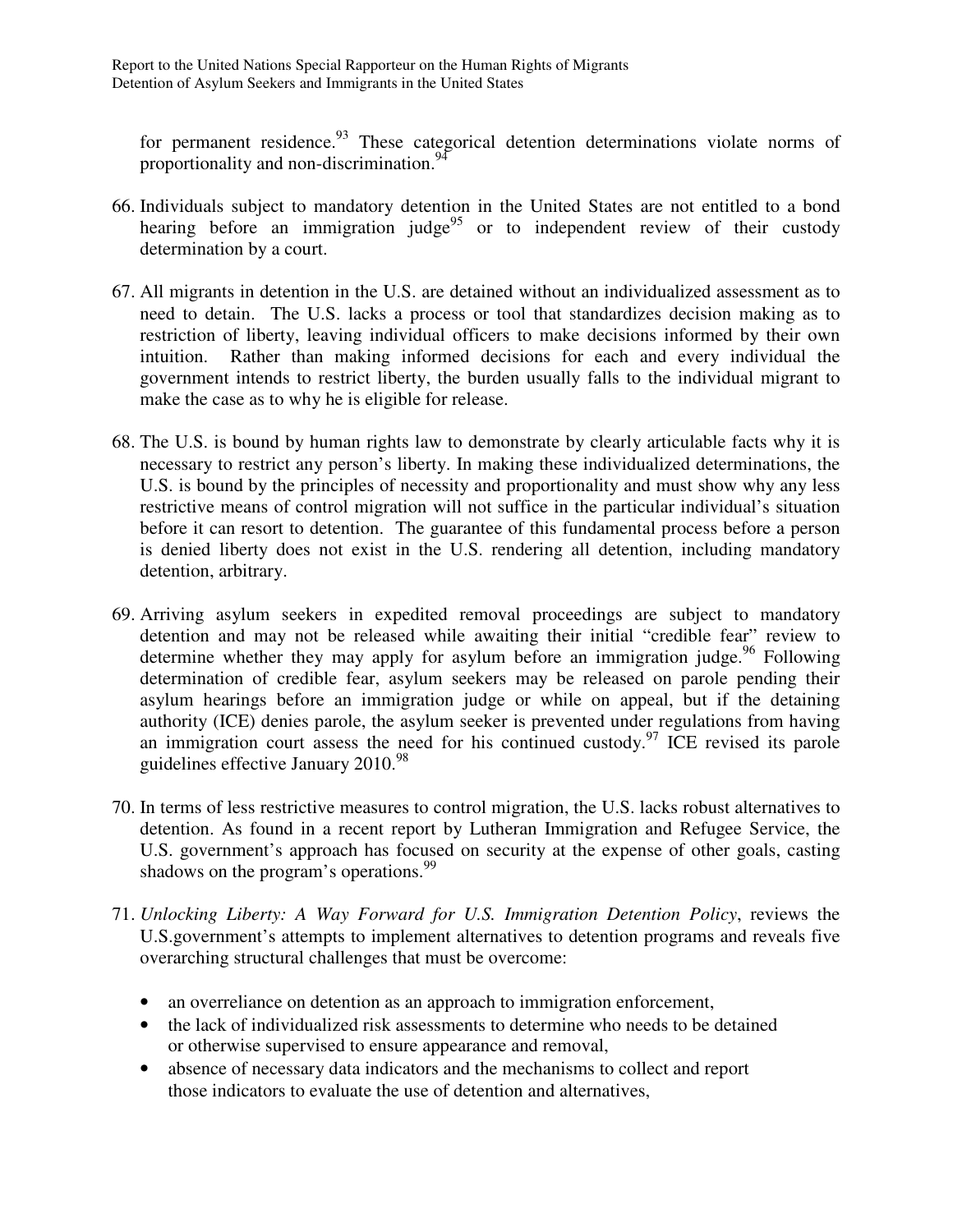for permanent residence.[93] These categorical detention determinations violate norms of proportionality and non-discrimination.[94]

66. Individuals subject to mandatory detention in the United States are not entitled to a bond hearing before an immigration judge[95] or to independent review of their custody determination by a court.

67. All migrants in detention in the U.S. are detained without an individualized assessment as to need to detain. The U.S. lacks a process or tool that standardizes decision making as to restriction of liberty, leaving individual officers to make decisions informed by their own intuition. Rather than making informed decisions for each and every individual the government intends to restrict liberty, the burden usually falls to the individual migrant to make the case as to why he is eligible for release.

68. The U.S. is bound by human rights law to demonstrate by clearly articulable facts why it is necessary to restrict any person's liberty. In making these individualized determinations, the U.S. is bound by the principles of necessity and proportionality and must show why any less restrictive means of control migration will not suffice in the particular individual's situation before it can resort to detention. The guarantee of this fundamental process before a person is denied liberty does not exist in the U.S. rendering all detention, including mandatory detention, arbitrary.

69. Arriving asylum seekers in expedited removal proceedings are subject to mandatory detention and may not be released while awaiting their initial "credible fear" review to determine whether they may apply for asylum before an immigration judge.[96] Following determination of credible fear, asylum seekers may be released on parole pending their asylum hearings before an immigration judge or while on appeal, but if the detaining authority (ICE) denies parole, the asylum seeker is prevented under regulations from having an immigration court assess the need for his continued custody.[97] ICE revised its parole guidelines effective January 2010.[98]

70. In terms of less restrictive measures to control migration, the U.S. lacks robust alternatives to detention. As found in a recent report by Lutheran Immigration and Refugee Service, the U.S. government's approach has focused on security at the expense of other goals, casting shadows on the program's operations.[99]

71. *Unlocking Liberty: A Way Forward for U.S. Immigration Detention Policy*, reviews the U.S.government's attempts to implement alternatives to detention programs and reveals five overarching structural challenges that must be overcome:

    - an overreliance on detention as an approach to immigration enforcement,
    - the lack of individualized risk assessments to determine who needs to be detained or otherwise supervised to ensure appearance and removal,
    - absence of necessary data indicators and the mechanisms to collect and report those indicators to evaluate the use of detention and alternatives,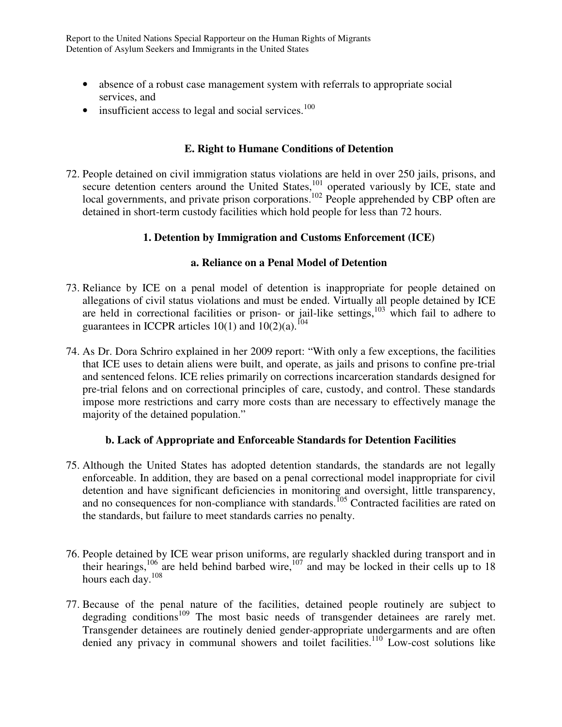- absence of a robust case management system with referrals to appropriate social services, and
- insufficient access to legal and social services.[100]

## E. Right to Humane Conditions of Detention

72. People detained on civil immigration status violations are held in over 250 jails, prisons, and secure detention centers around the United States,[101] operated variously by ICE, state and local governments, and private prison corporations.[102] People apprehended by CBP often are detained in short-term custody facilities which hold people for less than 72 hours.

### 1. Detention by Immigration and Customs Enforcement (ICE)

#### a. Reliance on a Penal Model of Detention

73. Reliance by ICE on a penal model of detention is inappropriate for people detained on allegations of civil status violations and must be ended. Virtually all people detained by ICE are held in correctional facilities or prison- or jail-like settings,[103] which fail to adhere to guarantees in ICCPR articles 10(1) and 10(2)(a).[104]

74. As Dr. Dora Schriro explained in her 2009 report: "With only a few exceptions, the facilities that ICE uses to detain aliens were built, and operate, as jails and prisons to confine pre-trial and sentenced felons. ICE relies primarily on corrections incarceration standards designed for pre-trial felons and on correctional principles of care, custody, and control. These standards impose more restrictions and carry more costs than are necessary to effectively manage the majority of the detained population."

#### b. Lack of Appropriate and Enforceable Standards for Detention Facilities

75. Although the United States has adopted detention standards, the standards are not legally enforceable. In addition, they are based on a penal correctional model inappropriate for civil detention and have significant deficiencies in monitoring and oversight, little transparency, and no consequences for non-compliance with standards.[105] Contracted facilities are rated on the standards, but failure to meet standards carries no penalty.

76. People detained by ICE wear prison uniforms, are regularly shackled during transport and in their hearings,[106] are held behind barbed wire,[107] and may be locked in their cells up to 18 hours each day.[108]

77. Because of the penal nature of the facilities, detained people routinely are subject to degrading conditions[109] The most basic needs of transgender detainees are rarely met. Transgender detainees are routinely denied gender-appropriate undergarments and are often denied any privacy in communal showers and toilet facilities.[110] Low-cost solutions like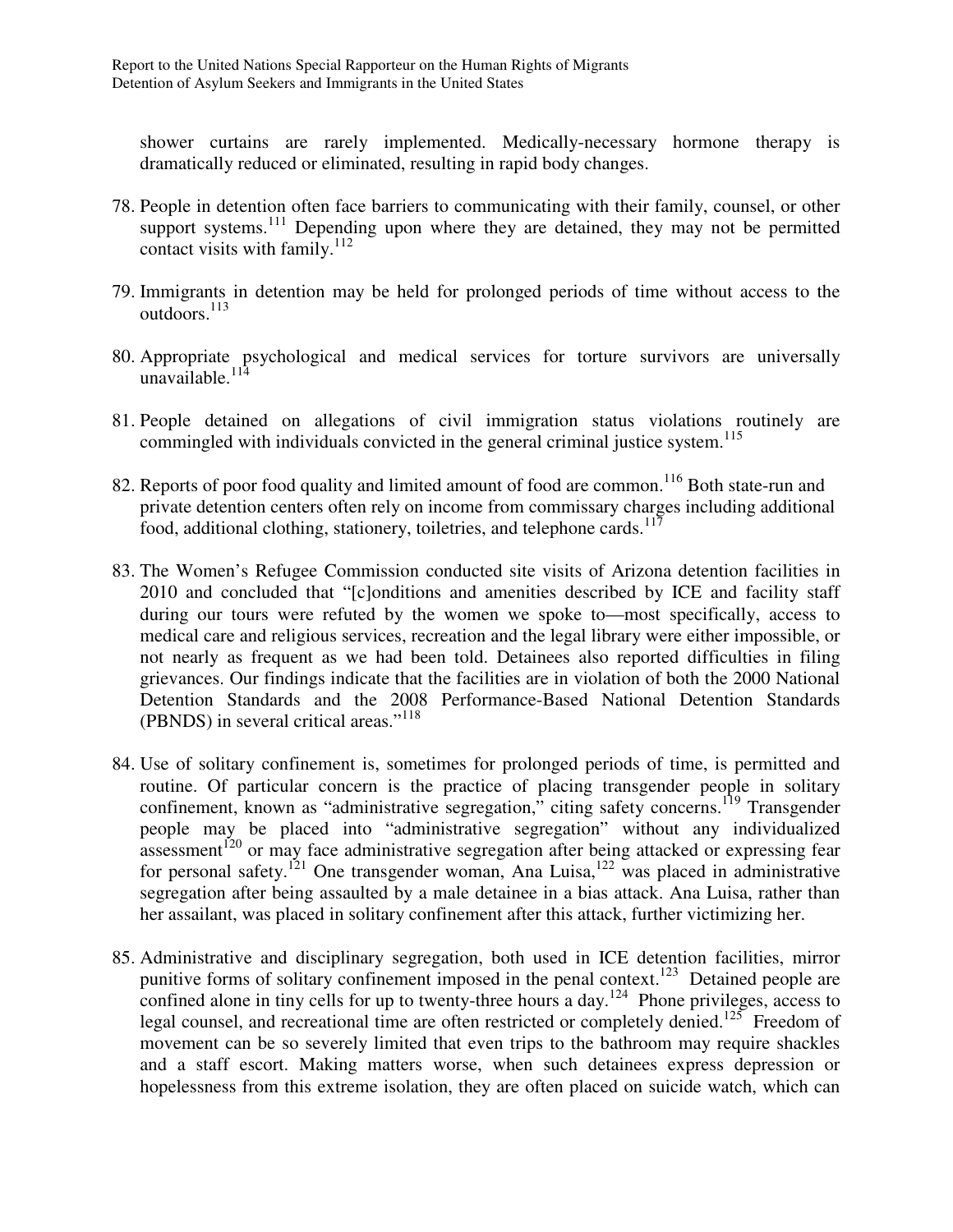shower curtains are rarely implemented. Medically-necessary hormone therapy is dramatically reduced or eliminated, resulting in rapid body changes.

78. People in detention often face barriers to communicating with their family, counsel, or other support systems.[111] Depending upon where they are detained, they may not be permitted contact visits with family.[112]

79. Immigrants in detention may be held for prolonged periods of time without access to the outdoors.[113]

80. Appropriate psychological and medical services for torture survivors are universally unavailable.[114]

81. People detained on allegations of civil immigration status violations routinely are commingled with individuals convicted in the general criminal justice system.[115]

82. Reports of poor food quality and limited amount of food are common.[116] Both state-run and private detention centers often rely on income from commissary charges including additional food, additional clothing, stationery, toiletries, and telephone cards.[117]

83. The Women's Refugee Commission conducted site visits of Arizona detention facilities in 2010 and concluded that "[c]onditions and amenities described by ICE and facility staff during our tours were refuted by the women we spoke to—most specifically, access to medical care and religious services, recreation and the legal library were either impossible, or not nearly as frequent as we had been told. Detainees also reported difficulties in filing grievances. Our findings indicate that the facilities are in violation of both the 2000 National Detention Standards and the 2008 Performance-Based National Detention Standards (PBNDS) in several critical areas."[118]

84. Use of solitary confinement is, sometimes for prolonged periods of time, is permitted and routine. Of particular concern is the practice of placing transgender people in solitary confinement, known as "administrative segregation," citing safety concerns.[119] Transgender people may be placed into "administrative segregation" without any individualized assessment[120] or may face administrative segregation after being attacked or expressing fear for personal safety.[121] One transgender woman, Ana Luisa,[122] was placed in administrative segregation after being assaulted by a male detainee in a bias attack. Ana Luisa, rather than her assailant, was placed in solitary confinement after this attack, further victimizing her.

85. Administrative and disciplinary segregation, both used in ICE detention facilities, mirror punitive forms of solitary confinement imposed in the penal context.[123] Detained people are confined alone in tiny cells for up to twenty-three hours a day.[124] Phone privileges, access to legal counsel, and recreational time are often restricted or completely denied.[125] Freedom of movement can be so severely limited that even trips to the bathroom may require shackles and a staff escort. Making matters worse, when such detainees express depression or hopelessness from this extreme isolation, they are often placed on suicide watch, which can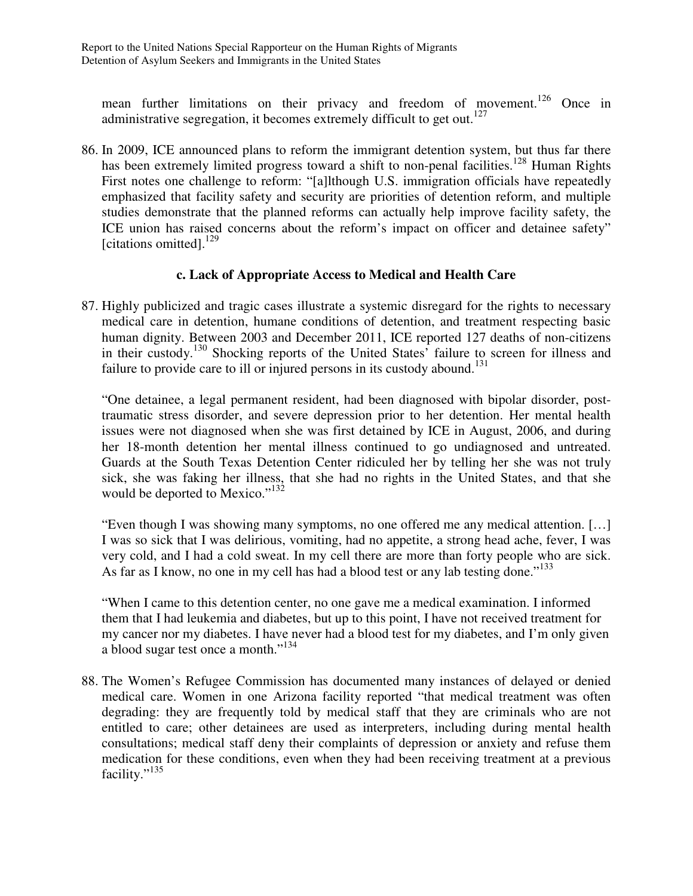mean further limitations on their privacy and freedom of movement.[126] Once in administrative segregation, it becomes extremely difficult to get out.[127]

86. In 2009, ICE announced plans to reform the immigrant detention system, but thus far there has been extremely limited progress toward a shift to non-penal facilities.[128] Human Rights First notes one challenge to reform: "[a]lthough U.S. immigration officials have repeatedly emphasized that facility safety and security are priorities of detention reform, and multiple studies demonstrate that the planned reforms can actually help improve facility safety, the ICE union has raised concerns about the reform's impact on officer and detainee safety" [citations omitted].[129]

### c. Lack of Appropriate Access to Medical and Health Care

87. Highly publicized and tragic cases illustrate a systemic disregard for the rights to necessary medical care in detention, humane conditions of detention, and treatment respecting basic human dignity. Between 2003 and December 2011, ICE reported 127 deaths of non-citizens in their custody.[130] Shocking reports of the United States' failure to screen for illness and failure to provide care to ill or injured persons in its custody abound.[131]

    "One detainee, a legal permanent resident, had been diagnosed with bipolar disorder, post-traumatic stress disorder, and severe depression prior to her detention. Her mental health issues were not diagnosed when she was first detained by ICE in August, 2006, and during her 18-month detention her mental illness continued to go undiagnosed and untreated. Guards at the South Texas Detention Center ridiculed her by telling her she was not truly sick, she was faking her illness, that she had no rights in the United States, and that she would be deported to Mexico."[132]

    "Even though I was showing many symptoms, no one offered me any medical attention. […] I was so sick that I was delirious, vomiting, had no appetite, a strong head ache, fever, I was very cold, and I had a cold sweat. In my cell there are more than forty people who are sick. As far as I know, no one in my cell has had a blood test or any lab testing done."[133]

    "When I came to this detention center, no one gave me a medical examination. I informed them that I had leukemia and diabetes, but up to this point, I have not received treatment for my cancer nor my diabetes. I have never had a blood test for my diabetes, and I'm only given a blood sugar test once a month."[134]

88. The Women's Refugee Commission has documented many instances of delayed or denied medical care. Women in one Arizona facility reported "that medical treatment was often degrading: they are frequently told by medical staff that they are criminals who are not entitled to care; other detainees are used as interpreters, including during mental health consultations; medical staff deny their complaints of depression or anxiety and refuse them medication for these conditions, even when they had been receiving treatment at a previous facility."[135]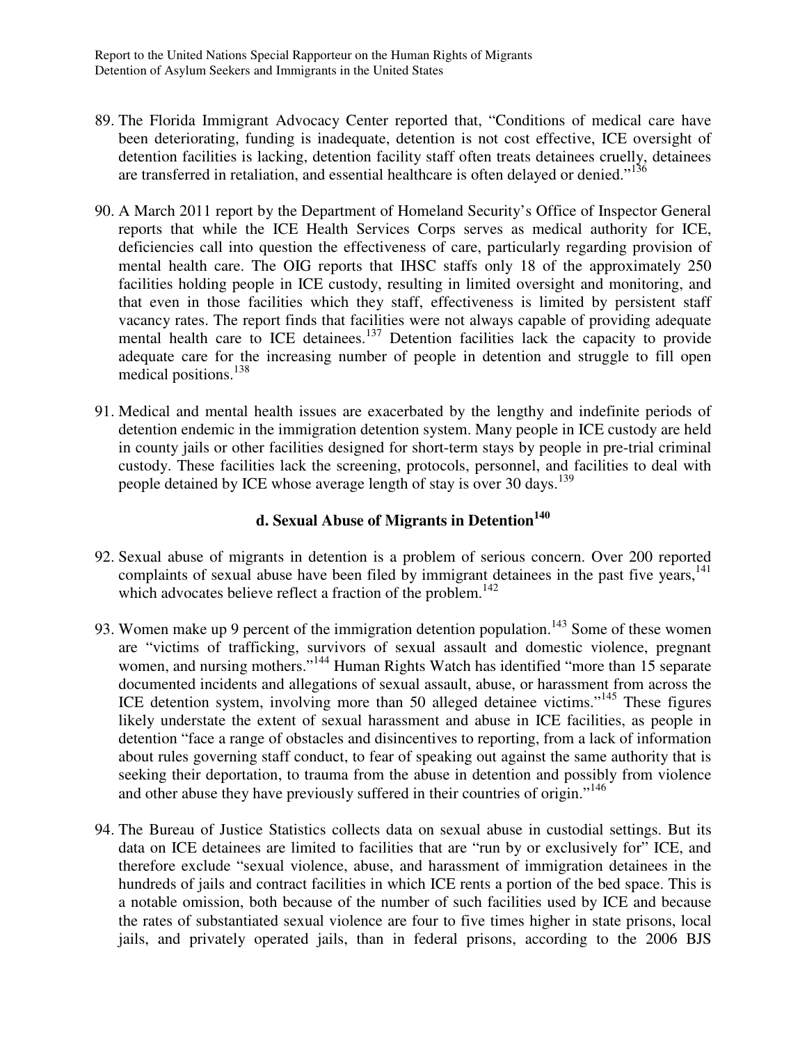89. The Florida Immigrant Advocacy Center reported that, "Conditions of medical care have been deteriorating, funding is inadequate, detention is not cost effective, ICE oversight of detention facilities is lacking, detention facility staff often treats detainees cruelly, detainees are transferred in retaliation, and essential healthcare is often delayed or denied."[136]

90. A March 2011 report by the Department of Homeland Security's Office of Inspector General reports that while the ICE Health Services Corps serves as medical authority for ICE, deficiencies call into question the effectiveness of care, particularly regarding provision of mental health care. The OIG reports that IHSC staffs only 18 of the approximately 250 facilities holding people in ICE custody, resulting in limited oversight and monitoring, and that even in those facilities which they staff, effectiveness is limited by persistent staff vacancy rates. The report finds that facilities were not always capable of providing adequate mental health care to ICE detainees.[137] Detention facilities lack the capacity to provide adequate care for the increasing number of people in detention and struggle to fill open medical positions.[138]

91. Medical and mental health issues are exacerbated by the lengthy and indefinite periods of detention endemic in the immigration detention system. Many people in ICE custody are held in county jails or other facilities designed for short-term stays by people in pre-trial criminal custody. These facilities lack the screening, protocols, personnel, and facilities to deal with people detained by ICE whose average length of stay is over 30 days.[139]

### d. Sexual Abuse of Migrants in Detention[140]

92. Sexual abuse of migrants in detention is a problem of serious concern. Over 200 reported complaints of sexual abuse have been filed by immigrant detainees in the past five years,[141] which advocates believe reflect a fraction of the problem.[142]

93. Women make up 9 percent of the immigration detention population.[143] Some of these women are "victims of trafficking, survivors of sexual assault and domestic violence, pregnant women, and nursing mothers."[144] Human Rights Watch has identified "more than 15 separate documented incidents and allegations of sexual assault, abuse, or harassment from across the ICE detention system, involving more than 50 alleged detainee victims."[145] These figures likely understate the extent of sexual harassment and abuse in ICE facilities, as people in detention "face a range of obstacles and disincentives to reporting, from a lack of information about rules governing staff conduct, to fear of speaking out against the same authority that is seeking their deportation, to trauma from the abuse in detention and possibly from violence and other abuse they have previously suffered in their countries of origin."[146]

94. The Bureau of Justice Statistics collects data on sexual abuse in custodial settings. But its data on ICE detainees are limited to facilities that are "run by or exclusively for" ICE, and therefore exclude "sexual violence, abuse, and harassment of immigration detainees in the hundreds of jails and contract facilities in which ICE rents a portion of the bed space. This is a notable omission, both because of the number of such facilities used by ICE and because the rates of substantiated sexual violence are four to five times higher in state prisons, local jails, and privately operated jails, than in federal prisons, according to the 2006 BJS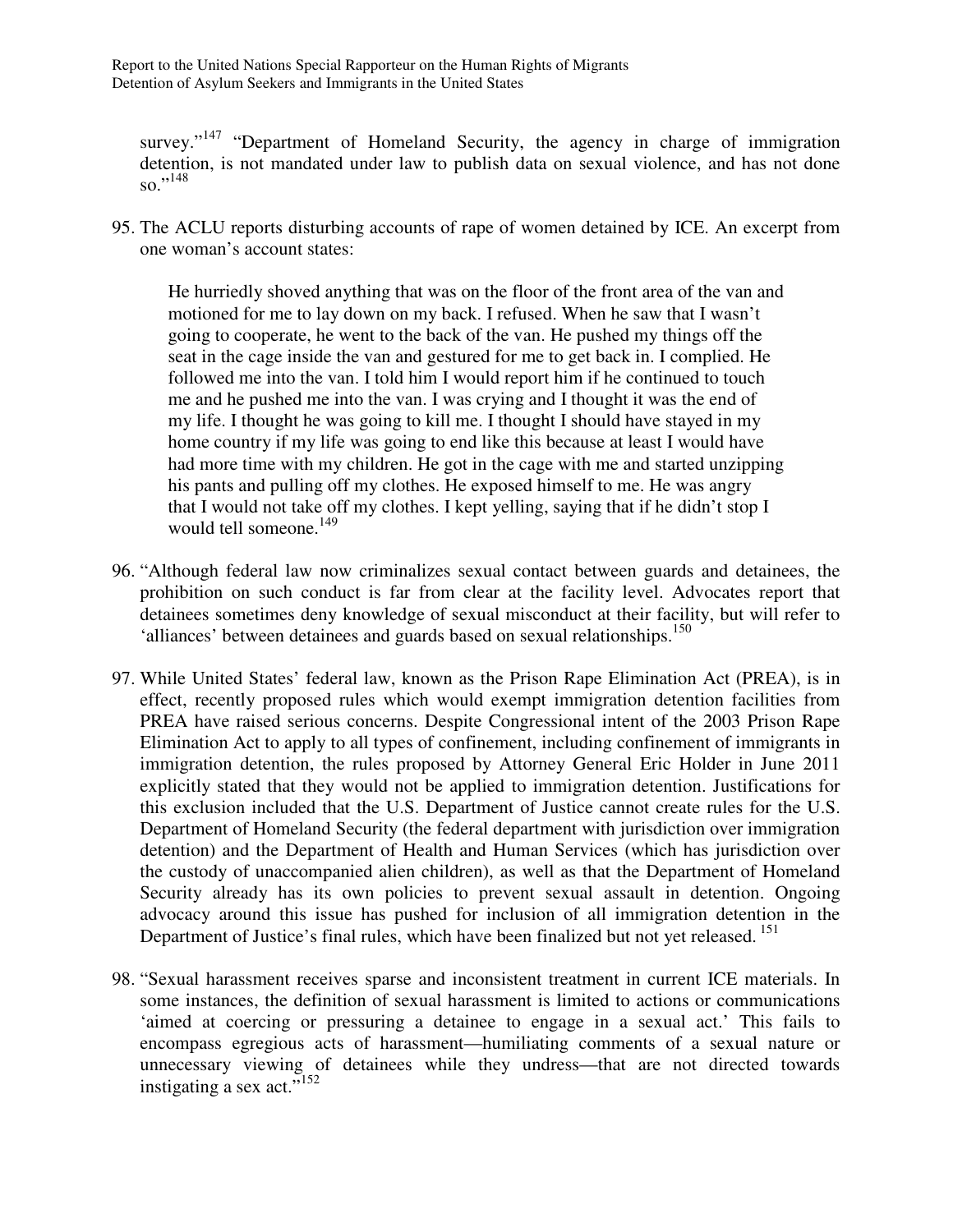survey."[147] "Department of Homeland Security, the agency in charge of immigration detention, is not mandated under law to publish data on sexual violence, and has not done so."[148]

95. The ACLU reports disturbing accounts of rape of women detained by ICE. An excerpt from one woman's account states:

> He hurriedly shoved anything that was on the floor of the front area of the van and motioned for me to lay down on my back. I refused. When he saw that I wasn't going to cooperate, he went to the back of the van. He pushed my things off the seat in the cage inside the van and gestured for me to get back in. I complied. He followed me into the van. I told him I would report him if he continued to touch me and he pushed me into the van. I was crying and I thought it was the end of my life. I thought he was going to kill me. I thought I should have stayed in my home country if my life was going to end like this because at least I would have had more time with my children. He got in the cage with me and started unzipping his pants and pulling off my clothes. He exposed himself to me. He was angry that I would not take off my clothes. I kept yelling, saying that if he didn't stop I would tell someone.[149]

96. "Although federal law now criminalizes sexual contact between guards and detainees, the prohibition on such conduct is far from clear at the facility level. Advocates report that detainees sometimes deny knowledge of sexual misconduct at their facility, but will refer to 'alliances' between detainees and guards based on sexual relationships.[150]

97. While United States' federal law, known as the Prison Rape Elimination Act (PREA), is in effect, recently proposed rules which would exempt immigration detention facilities from PREA have raised serious concerns. Despite Congressional intent of the 2003 Prison Rape Elimination Act to apply to all types of confinement, including confinement of immigrants in immigration detention, the rules proposed by Attorney General Eric Holder in June 2011 explicitly stated that they would not be applied to immigration detention. Justifications for this exclusion included that the U.S. Department of Justice cannot create rules for the U.S. Department of Homeland Security (the federal department with jurisdiction over immigration detention) and the Department of Health and Human Services (which has jurisdiction over the custody of unaccompanied alien children), as well as that the Department of Homeland Security already has its own policies to prevent sexual assault in detention. Ongoing advocacy around this issue has pushed for inclusion of all immigration detention in the Department of Justice's final rules, which have been finalized but not yet released. [151]

98. "Sexual harassment receives sparse and inconsistent treatment in current ICE materials. In some instances, the definition of sexual harassment is limited to actions or communications 'aimed at coercing or pressuring a detainee to engage in a sexual act.' This fails to encompass egregious acts of harassment—humiliating comments of a sexual nature or unnecessary viewing of detainees while they undress—that are not directed towards instigating a sex act."[152]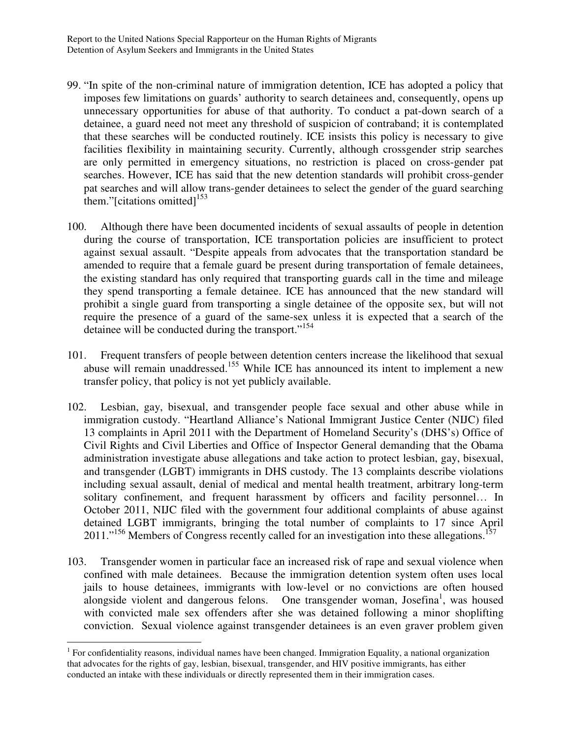99. "In spite of the non-criminal nature of immigration detention, ICE has adopted a policy that imposes few limitations on guards' authority to search detainees and, consequently, opens up unnecessary opportunities for abuse of that authority. To conduct a pat-down search of a detainee, a guard need not meet any threshold of suspicion of contraband; it is contemplated that these searches will be conducted routinely. ICE insists this policy is necessary to give facilities flexibility in maintaining security. Currently, although crossgender strip searches are only permitted in emergency situations, no restriction is placed on cross-gender pat searches. However, ICE has said that the new detention standards will prohibit cross-gender pat searches and will allow trans-gender detainees to select the gender of the guard searching them."[citations omitted][153]

100. Although there have been documented incidents of sexual assaults of people in detention during the course of transportation, ICE transportation policies are insufficient to protect against sexual assault. "Despite appeals from advocates that the transportation standard be amended to require that a female guard be present during transportation of female detainees, the existing standard has only required that transporting guards call in the time and mileage they spend transporting a female detainee. ICE has announced that the new standard will prohibit a single guard from transporting a single detainee of the opposite sex, but will not require the presence of a guard of the same-sex unless it is expected that a search of the detainee will be conducted during the transport."[154]

101. Frequent transfers of people between detention centers increase the likelihood that sexual abuse will remain unaddressed.[155] While ICE has announced its intent to implement a new transfer policy, that policy is not yet publicly available.

102. Lesbian, gay, bisexual, and transgender people face sexual and other abuse while in immigration custody. "Heartland Alliance's National Immigrant Justice Center (NIJC) filed 13 complaints in April 2011 with the Department of Homeland Security's (DHS's) Office of Civil Rights and Civil Liberties and Office of Inspector General demanding that the Obama administration investigate abuse allegations and take action to protect lesbian, gay, bisexual, and transgender (LGBT) immigrants in DHS custody. The 13 complaints describe violations including sexual assault, denial of medical and mental health treatment, arbitrary long-term solitary confinement, and frequent harassment by officers and facility personnel… In October 2011, NIJC filed with the government four additional complaints of abuse against detained LGBT immigrants, bringing the total number of complaints to 17 since April 2011."[156] Members of Congress recently called for an investigation into these allegations.[157]

103. Transgender women in particular face an increased risk of rape and sexual violence when confined with male detainees. Because the immigration detention system often uses local jails to house detainees, immigrants with low-level or no convictions are often housed alongside violent and dangerous felons. One transgender woman, Josefina[1], was housed with convicted male sex offenders after she was detained following a minor shoplifting conviction. Sexual violence against transgender detainees is an even graver problem given

---

[1] For confidentiality reasons, individual names have been changed. Immigration Equality, a national organization that advocates for the rights of gay, lesbian, bisexual, transgender, and HIV positive immigrants, has either conducted an intake with these individuals or directly represented them in their immigration cases.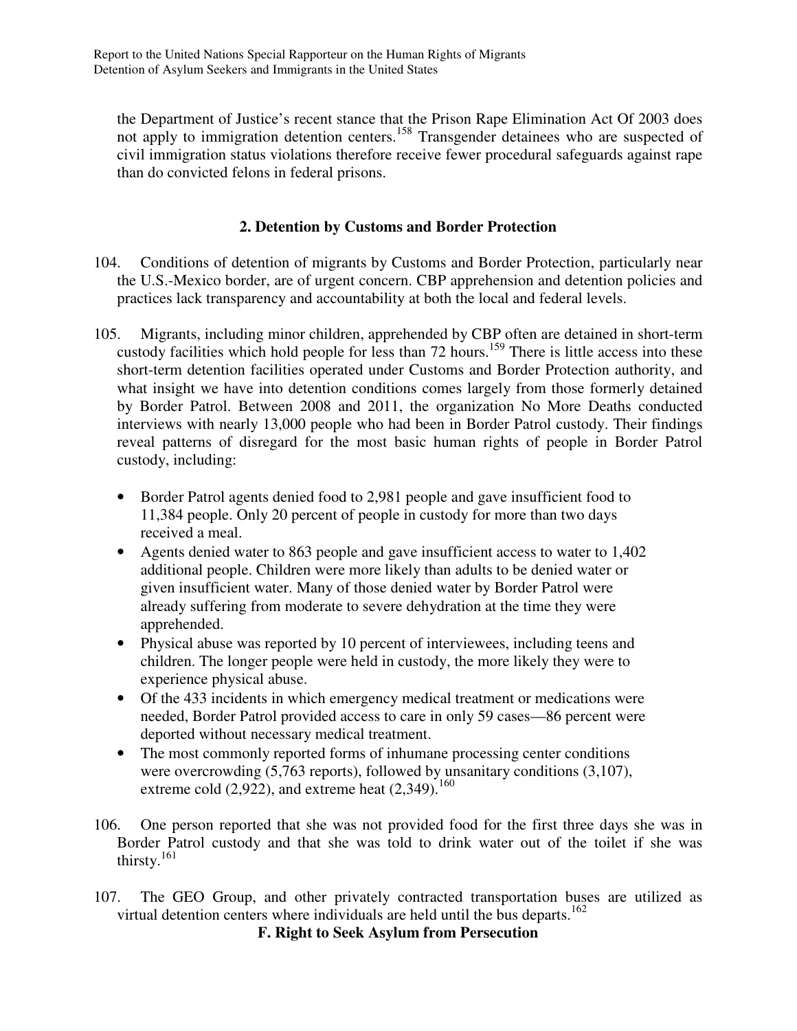the Department of Justice's recent stance that the Prison Rape Elimination Act Of 2003 does not apply to immigration detention centers.[158] Transgender detainees who are suspected of civil immigration status violations therefore receive fewer procedural safeguards against rape than do convicted felons in federal prisons.

### 2. Detention by Customs and Border Protection

104. Conditions of detention of migrants by Customs and Border Protection, particularly near the U.S.-Mexico border, are of urgent concern. CBP apprehension and detention policies and practices lack transparency and accountability at both the local and federal levels.

105. Migrants, including minor children, apprehended by CBP often are detained in short-term custody facilities which hold people for less than 72 hours.[159] There is little access into these short-term detention facilities operated under Customs and Border Protection authority, and what insight we have into detention conditions comes largely from those formerly detained by Border Patrol. Between 2008 and 2011, the organization No More Deaths conducted interviews with nearly 13,000 people who had been in Border Patrol custody. Their findings reveal patterns of disregard for the most basic human rights of people in Border Patrol custody, including:

- Border Patrol agents denied food to 2,981 people and gave insufficient food to 11,384 people. Only 20 percent of people in custody for more than two days received a meal.
- Agents denied water to 863 people and gave insufficient access to water to 1,402 additional people. Children were more likely than adults to be denied water or given insufficient water. Many of those denied water by Border Patrol were already suffering from moderate to severe dehydration at the time they were apprehended.
- Physical abuse was reported by 10 percent of interviewees, including teens and children. The longer people were held in custody, the more likely they were to experience physical abuse.
- Of the 433 incidents in which emergency medical treatment or medications were needed, Border Patrol provided access to care in only 59 cases—86 percent were deported without necessary medical treatment.
- The most commonly reported forms of inhumane processing center conditions were overcrowding (5,763 reports), followed by unsanitary conditions (3,107), extreme cold (2,922), and extreme heat (2,349).[160]

106. One person reported that she was not provided food for the first three days she was in Border Patrol custody and that she was told to drink water out of the toilet if she was thirsty.[161]

107. The GEO Group, and other privately contracted transportation buses are utilized as virtual detention centers where individuals are held until the bus departs.[162]

### F. Right to Seek Asylum from Persecution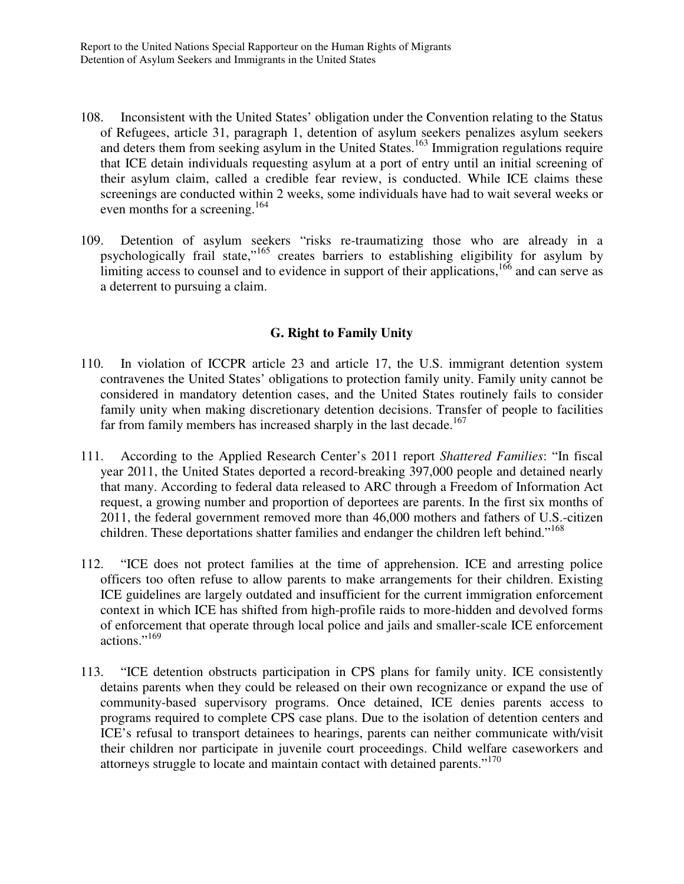108. Inconsistent with the United States' obligation under the Convention relating to the Status of Refugees, article 31, paragraph 1, detention of asylum seekers penalizes asylum seekers and deters them from seeking asylum in the United States.[163] Immigration regulations require that ICE detain individuals requesting asylum at a port of entry until an initial screening of their asylum claim, called a credible fear review, is conducted. While ICE claims these screenings are conducted within 2 weeks, some individuals have had to wait several weeks or even months for a screening.[164]

109. Detention of asylum seekers "risks re-traumatizing those who are already in a psychologically frail state,"[165] creates barriers to establishing eligibility for asylum by limiting access to counsel and to evidence in support of their applications,[166] and can serve as a deterrent to pursuing a claim.

## G. Right to Family Unity

110. In violation of ICCPR article 23 and article 17, the U.S. immigrant detention system contravenes the United States' obligations to protection family unity. Family unity cannot be considered in mandatory detention cases, and the United States routinely fails to consider family unity when making discretionary detention decisions. Transfer of people to facilities far from family members has increased sharply in the last decade.[167]

111. According to the Applied Research Center's 2011 report *Shattered Families*: "In fiscal year 2011, the United States deported a record-breaking 397,000 people and detained nearly that many. According to federal data released to ARC through a Freedom of Information Act request, a growing number and proportion of deportees are parents. In the first six months of 2011, the federal government removed more than 46,000 mothers and fathers of U.S.-citizen children. These deportations shatter families and endanger the children left behind."[168]

112. "ICE does not protect families at the time of apprehension. ICE and arresting police officers too often refuse to allow parents to make arrangements for their children. Existing ICE guidelines are largely outdated and insufficient for the current immigration enforcement context in which ICE has shifted from high-profile raids to more-hidden and devolved forms of enforcement that operate through local police and jails and smaller-scale ICE enforcement actions."[169]

113. "ICE detention obstructs participation in CPS plans for family unity. ICE consistently detains parents when they could be released on their own recognizance or expand the use of community-based supervisory programs. Once detained, ICE denies parents access to programs required to complete CPS case plans. Due to the isolation of detention centers and ICE's refusal to transport detainees to hearings, parents can neither communicate with/visit their children nor participate in juvenile court proceedings. Child welfare caseworkers and attorneys struggle to locate and maintain contact with detained parents."[170]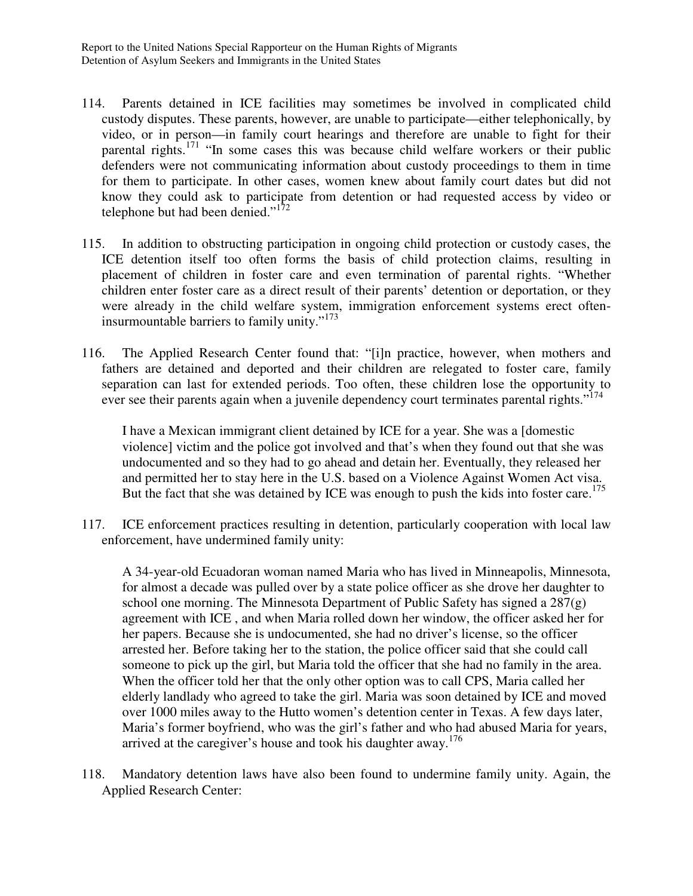114. Parents detained in ICE facilities may sometimes be involved in complicated child custody disputes. These parents, however, are unable to participate—either telephonically, by video, or in person—in family court hearings and therefore are unable to fight for their parental rights.[171] "In some cases this was because child welfare workers or their public defenders were not communicating information about custody proceedings to them in time for them to participate. In other cases, women knew about family court dates but did not know they could ask to participate from detention or had requested access by video or telephone but had been denied."[172]

115. In addition to obstructing participation in ongoing child protection or custody cases, the ICE detention itself too often forms the basis of child protection claims, resulting in placement of children in foster care and even termination of parental rights. "Whether children enter foster care as a direct result of their parents' detention or deportation, or they were already in the child welfare system, immigration enforcement systems erect often-insurmountable barriers to family unity."[173]

116. The Applied Research Center found that: "[i]n practice, however, when mothers and fathers are detained and deported and their children are relegated to foster care, family separation can last for extended periods. Too often, these children lose the opportunity to ever see their parents again when a juvenile dependency court terminates parental rights."[174]

> I have a Mexican immigrant client detained by ICE for a year. She was a [domestic violence] victim and the police got involved and that's when they found out that she was undocumented and so they had to go ahead and detain her. Eventually, they released her and permitted her to stay here in the U.S. based on a Violence Against Women Act visa. But the fact that she was detained by ICE was enough to push the kids into foster care.[175]

117. ICE enforcement practices resulting in detention, particularly cooperation with local law enforcement, have undermined family unity:

> A 34-year-old Ecuadoran woman named Maria who has lived in Minneapolis, Minnesota, for almost a decade was pulled over by a state police officer as she drove her daughter to school one morning. The Minnesota Department of Public Safety has signed a 287(g) agreement with ICE , and when Maria rolled down her window, the officer asked her for her papers. Because she is undocumented, she had no driver's license, so the officer arrested her. Before taking her to the station, the police officer said that she could call someone to pick up the girl, but Maria told the officer that she had no family in the area. When the officer told her that the only other option was to call CPS, Maria called her elderly landlady who agreed to take the girl. Maria was soon detained by ICE and moved over 1000 miles away to the Hutto women's detention center in Texas. A few days later, Maria's former boyfriend, who was the girl's father and who had abused Maria for years, arrived at the caregiver's house and took his daughter away.[176]

118. Mandatory detention laws have also been found to undermine family unity. Again, the Applied Research Center: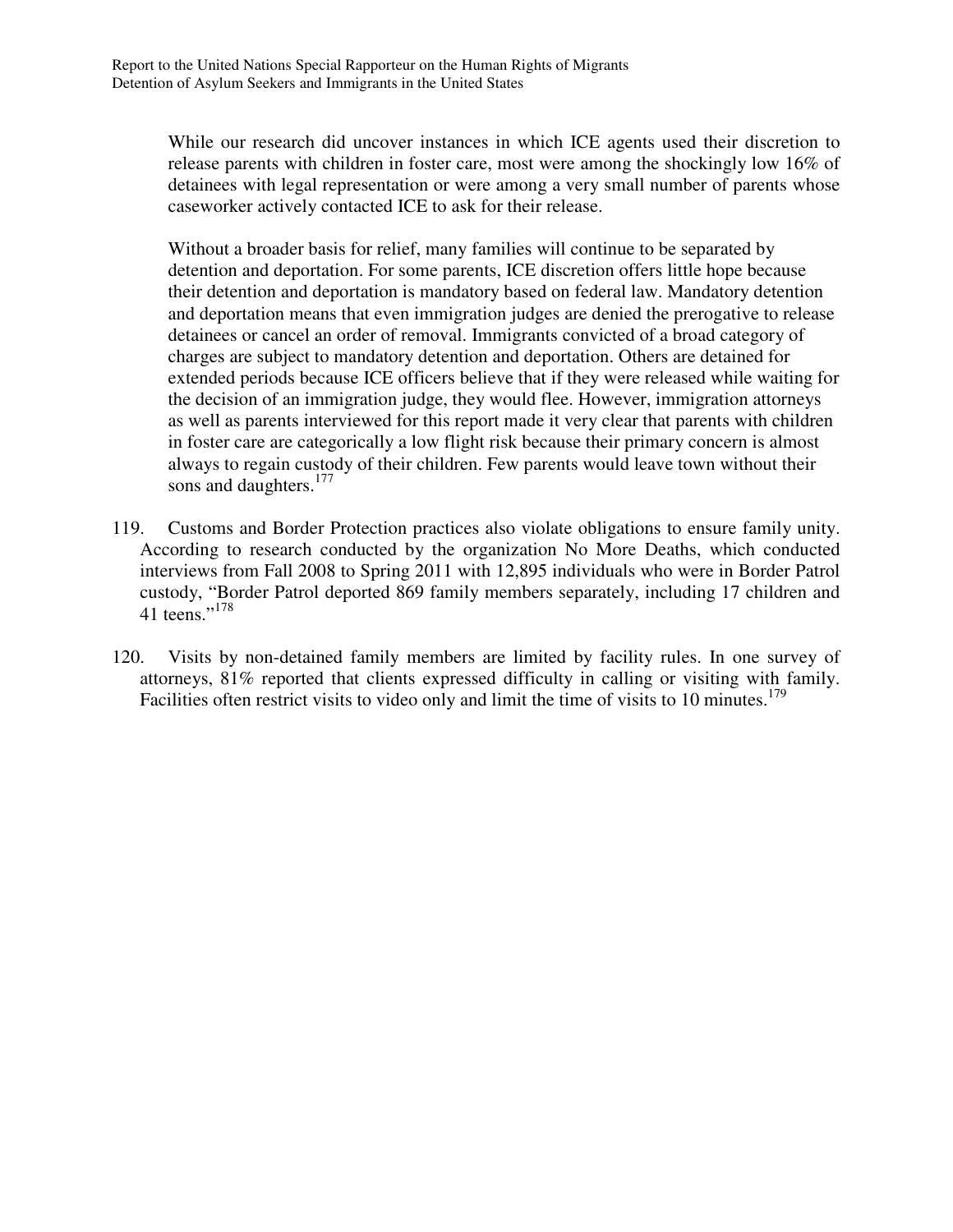While our research did uncover instances in which ICE agents used their discretion to release parents with children in foster care, most were among the shockingly low 16% of detainees with legal representation or were among a very small number of parents whose caseworker actively contacted ICE to ask for their release.

Without a broader basis for relief, many families will continue to be separated by detention and deportation. For some parents, ICE discretion offers little hope because their detention and deportation is mandatory based on federal law. Mandatory detention and deportation means that even immigration judges are denied the prerogative to release detainees or cancel an order of removal. Immigrants convicted of a broad category of charges are subject to mandatory detention and deportation. Others are detained for extended periods because ICE officers believe that if they were released while waiting for the decision of an immigration judge, they would flee. However, immigration attorneys as well as parents interviewed for this report made it very clear that parents with children in foster care are categorically a low flight risk because their primary concern is almost always to regain custody of their children. Few parents would leave town without their sons and daughters.[177]

119. Customs and Border Protection practices also violate obligations to ensure family unity. According to research conducted by the organization No More Deaths, which conducted interviews from Fall 2008 to Spring 2011 with 12,895 individuals who were in Border Patrol custody, "Border Patrol deported 869 family members separately, including 17 children and 41 teens."[178]

120. Visits by non-detained family members are limited by facility rules. In one survey of attorneys, 81% reported that clients expressed difficulty in calling or visiting with family. Facilities often restrict visits to video only and limit the time of visits to 10 minutes.[179]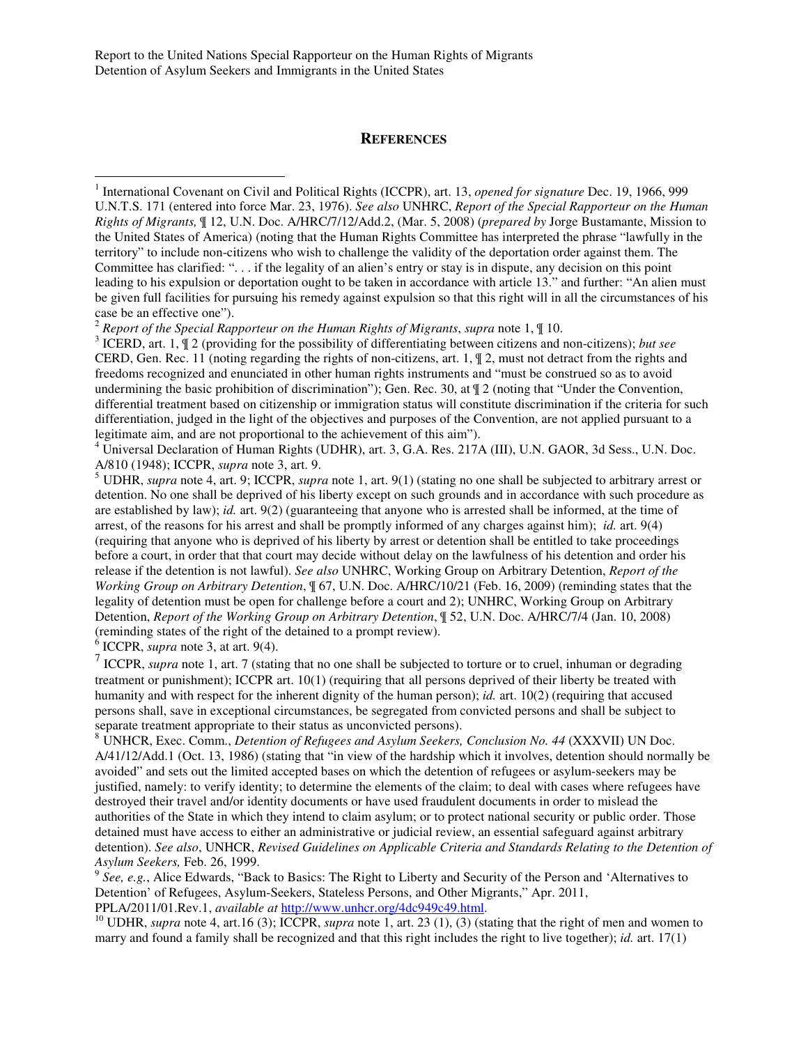## REFERENCES

[1] International Covenant on Civil and Political Rights (ICCPR), art. 13, *opened for signature* Dec. 19, 1966, 999 U.N.T.S. 171 (entered into force Mar. 23, 1976). *See also* UNHRC, *Report of the Special Rapporteur on the Human Rights of Migrants,* ¶ 12, U.N. Doc. A/HRC/7/12/Add.2, (Mar. 5, 2008) (*prepared by* Jorge Bustamante, Mission to the United States of America) (noting that the Human Rights Committee has interpreted the phrase "lawfully in the territory" to include non-citizens who wish to challenge the validity of the deportation order against them. The Committee has clarified: ". . . if the legality of an alien's entry or stay is in dispute, any decision on this point leading to his expulsion or deportation ought to be taken in accordance with article 13." and further: "An alien must be given full facilities for pursuing his remedy against expulsion so that this right will in all the circumstances of his case be an effective one").

[2] *Report of the Special Rapporteur on the Human Rights of Migrants*, *supra* note 1, ¶ 10.

[3] ICERD, art. 1, ¶ 2 (providing for the possibility of differentiating between citizens and non-citizens); *but see* CERD, Gen. Rec. 11 (noting regarding the rights of non-citizens, art. 1, ¶ 2, must not detract from the rights and freedoms recognized and enunciated in other human rights instruments and "must be construed so as to avoid undermining the basic prohibition of discrimination"); Gen. Rec. 30, at ¶ 2 (noting that "Under the Convention, differential treatment based on citizenship or immigration status will constitute discrimination if the criteria for such differentiation, judged in the light of the objectives and purposes of the Convention, are not applied pursuant to a legitimate aim, and are not proportional to the achievement of this aim").

[4] Universal Declaration of Human Rights (UDHR), art. 3, G.A. Res. 217A (III), U.N. GAOR, 3d Sess., U.N. Doc. A/810 (1948); ICCPR, *supra* note 3, art. 9.

[5] UDHR, *supra* note 4, art. 9; ICCPR, *supra* note 1, art. 9(1) (stating no one shall be subjected to arbitrary arrest or detention. No one shall be deprived of his liberty except on such grounds and in accordance with such procedure as are established by law); *id.* art. 9(2) (guaranteeing that anyone who is arrested shall be informed, at the time of arrest, of the reasons for his arrest and shall be promptly informed of any charges against him); *id.* art. 9(4) (requiring that anyone who is deprived of his liberty by arrest or detention shall be entitled to take proceedings before a court, in order that that court may decide without delay on the lawfulness of his detention and order his release if the detention is not lawful). *See also* UNHRC, Working Group on Arbitrary Detention, *Report of the Working Group on Arbitrary Detention*, ¶ 67, U.N. Doc. A/HRC/10/21 (Feb. 16, 2009) (reminding states that the legality of detention must be open for challenge before a court and 2); UNHRC, Working Group on Arbitrary Detention, *Report of the Working Group on Arbitrary Detention*, ¶ 52, U.N. Doc. A/HRC/7/4 (Jan. 10, 2008) (reminding states of the right of the detained to a prompt review).

[6] ICCPR, *supra* note 3, at art. 9(4).

[7] ICCPR, *supra* note 1, art. 7 (stating that no one shall be subjected to torture or to cruel, inhuman or degrading treatment or punishment); ICCPR art. 10(1) (requiring that all persons deprived of their liberty be treated with humanity and with respect for the inherent dignity of the human person); *id.* art. 10(2) (requiring that accused persons shall, save in exceptional circumstances, be segregated from convicted persons and shall be subject to separate treatment appropriate to their status as unconvicted persons).

[8] UNHCR, Exec. Comm., *Detention of Refugees and Asylum Seekers, Conclusion No. 44* (XXXVII) UN Doc. A/41/12/Add.1 (Oct. 13, 1986) (stating that "in view of the hardship which it involves, detention should normally be avoided" and sets out the limited accepted bases on which the detention of refugees or asylum-seekers may be justified, namely: to verify identity; to determine the elements of the claim; to deal with cases where refugees have destroyed their travel and/or identity documents or have used fraudulent documents in order to mislead the authorities of the State in which they intend to claim asylum; or to protect national security or public order. Those detained must have access to either an administrative or judicial review, an essential safeguard against arbitrary detention). *See also*, UNHCR, *Revised Guidelines on Applicable Criteria and Standards Relating to the Detention of Asylum Seekers,* Feb. 26, 1999.

[9] *See, e.g.*, Alice Edwards, "Back to Basics: The Right to Liberty and Security of the Person and 'Alternatives to Detention' of Refugees, Asylum-Seekers, Stateless Persons, and Other Migrants," Apr. 2011, PPLA/2011/01.Rev.1, *available at* http://www.unhcr.org/4dc949c49.html.

[10] UDHR, *supra* note 4, art.16 (3); ICCPR, *supra* note 1, art. 23 (1), (3) (stating that the right of men and women to marry and found a family shall be recognized and that this right includes the right to live together); *id.* art. 17(1)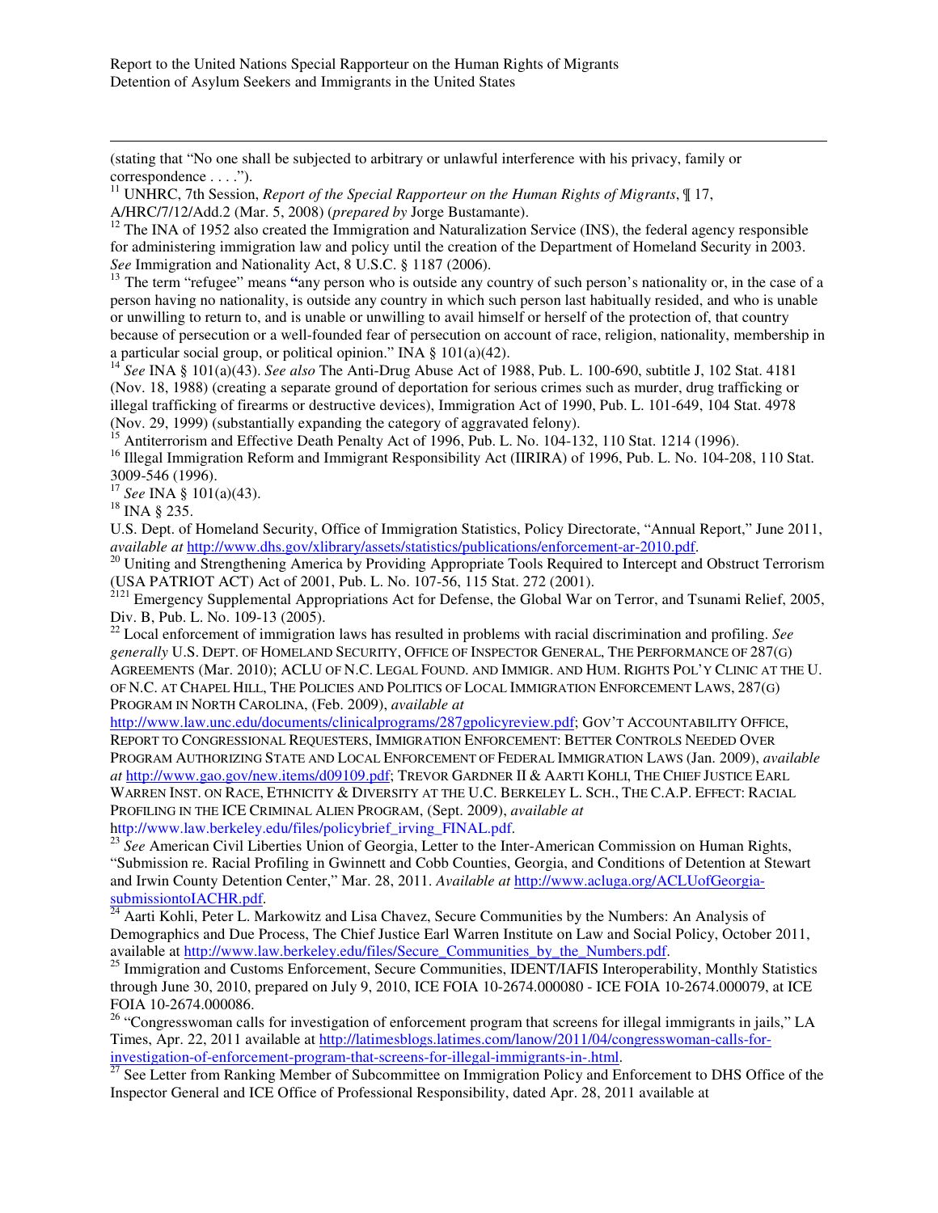(stating that "No one shall be subjected to arbitrary or unlawful interference with his privacy, family or correspondence . . . .").

[11] UNHRC, 7th Session, *Report of the Special Rapporteur on the Human Rights of Migrants*, ¶ 17, A/HRC/7/12/Add.2 (Mar. 5, 2008) (*prepared by* Jorge Bustamante).

[12] The INA of 1952 also created the Immigration and Naturalization Service (INS), the federal agency responsible for administering immigration law and policy until the creation of the Department of Homeland Security in 2003. *See* Immigration and Nationality Act, 8 U.S.C. § 1187 (2006).

[13] The term "refugee" means "any person who is outside any country of such person's nationality or, in the case of a person having no nationality, is outside any country in which such person last habitually resided, and who is unable or unwilling to return to, and is unable or unwilling to avail himself or herself of the protection of, that country because of persecution or a well-founded fear of persecution on account of race, religion, nationality, membership in a particular social group, or political opinion." INA § 101(a)(42).

[14] *See* INA § 101(a)(43). *See also* The Anti-Drug Abuse Act of 1988, Pub. L. 100-690, subtitle J, 102 Stat. 4181 (Nov. 18, 1988) (creating a separate ground of deportation for serious crimes such as murder, drug trafficking or illegal trafficking of firearms or destructive devices), Immigration Act of 1990, Pub. L. 101-649, 104 Stat. 4978 (Nov. 29, 1999) (substantially expanding the category of aggravated felony).

[15] Antiterrorism and Effective Death Penalty Act of 1996, Pub. L. No. 104-132, 110 Stat. 1214 (1996).

[16] Illegal Immigration Reform and Immigrant Responsibility Act (IIRIRA) of 1996, Pub. L. No. 104-208, 110 Stat. 3009-546 (1996).

[17] *See* INA § 101(a)(43).

[18] INA § 235.

U.S. Dept. of Homeland Security, Office of Immigration Statistics, Policy Directorate, "Annual Report," June 2011, *available at* http://www.dhs.gov/xlibrary/assets/statistics/publications/enforcement-ar-2010.pdf.

[20] Uniting and Strengthening America by Providing Appropriate Tools Required to Intercept and Obstruct Terrorism (USA PATRIOT ACT) Act of 2001, Pub. L. No. 107-56, 115 Stat. 272 (2001).

[2121] Emergency Supplemental Appropriations Act for Defense, the Global War on Terror, and Tsunami Relief, 2005, Div. B, Pub. L. No. 109-13 (2005).

[22] Local enforcement of immigration laws has resulted in problems with racial discrimination and profiling. *See generally* U.S. DEPT. OF HOMELAND SECURITY, OFFICE OF INSPECTOR GENERAL, THE PERFORMANCE OF 287(G) AGREEMENTS (Mar. 2010); ACLU OF N.C. LEGAL FOUND. AND IMMIGR. AND HUM. RIGHTS POL'Y CLINIC AT THE U. OF N.C. AT CHAPEL HILL, THE POLICIES AND POLITICS OF LOCAL IMMIGRATION ENFORCEMENT LAWS, 287(G) PROGRAM IN NORTH CAROLINA, (Feb. 2009), *available at* http://www.law.unc.edu/documents/clinicalprograms/287gpolicyreview.pdf; GOV'T ACCOUNTABILITY OFFICE, REPORT TO CONGRESSIONAL REQUESTERS, IMMIGRATION ENFORCEMENT: BETTER CONTROLS NEEDED OVER PROGRAM AUTHORIZING STATE AND LOCAL ENFORCEMENT OF FEDERAL IMMIGRATION LAWS (Jan. 2009), *available at* http://www.gao.gov/new.items/d09109.pdf; TREVOR GARDNER II & AARTI KOHLI, THE CHIEF JUSTICE EARL WARREN INST. ON RACE, ETHNICITY & DIVERSITY AT THE U.C. BERKELEY L. SCH., THE C.A.P. EFFECT: RACIAL PROFILING IN THE ICE CRIMINAL ALIEN PROGRAM, (Sept. 2009), *available at* http://www.law.berkeley.edu/files/policybrief_irving_FINAL.pdf.

[23] *See* American Civil Liberties Union of Georgia, Letter to the Inter-American Commission on Human Rights, "Submission re. Racial Profiling in Gwinnett and Cobb Counties, Georgia, and Conditions of Detention at Stewart and Irwin County Detention Center," Mar. 28, 2011. *Available at* http://www.acluga.org/ACLUofGeorgia-submissiontoIACHR.pdf.

[24] Aarti Kohli, Peter L. Markowitz and Lisa Chavez, Secure Communities by the Numbers: An Analysis of Demographics and Due Process, The Chief Justice Earl Warren Institute on Law and Social Policy, October 2011, available at http://www.law.berkeley.edu/files/Secure_Communities_by_the_Numbers.pdf.

[25] Immigration and Customs Enforcement, Secure Communities, IDENT/IAFIS Interoperability, Monthly Statistics through June 30, 2010, prepared on July 9, 2010, ICE FOIA 10-2674.000080 - ICE FOIA 10-2674.000079, at ICE FOIA 10-2674.000086.

[26] "Congresswoman calls for investigation of enforcement program that screens for illegal immigrants in jails," LA Times, Apr. 22, 2011 available at http://latimesblogs.latimes.com/lanow/2011/04/congresswoman-calls-for-investigation-of-enforcement-program-that-screens-for-illegal-immigrants-in-.html.

[27] See Letter from Ranking Member of Subcommittee on Immigration Policy and Enforcement to DHS Office of the Inspector General and ICE Office of Professional Responsibility, dated Apr. 28, 2011 available at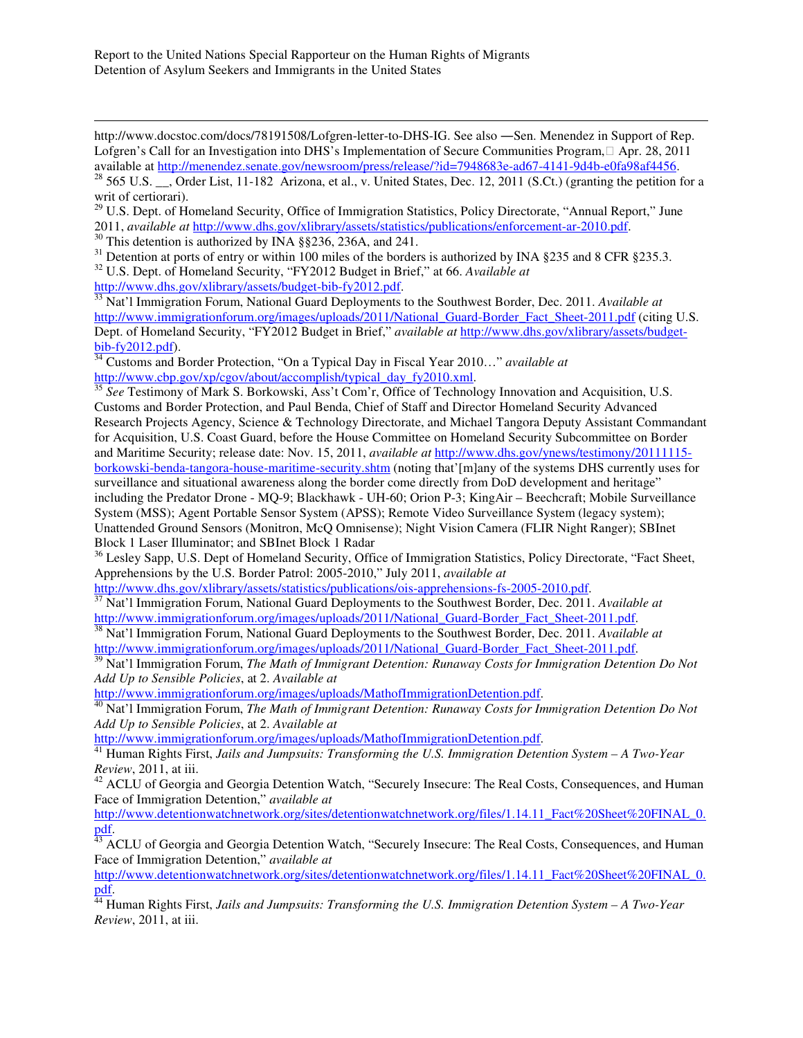http://www.docstoc.com/docs/78191508/Lofgren-letter-to-DHS-IG. See also ―Sen. Menendez in Support of Rep. Lofgren's Call for an Investigation into DHS's Implementation of Secure Communities Program, Apr. 28, 2011 available at http://menendez.senate.gov/newsroom/press/release/?id=7948683e-ad67-4141-9d4b-e0fa98af4456.

[28] 565 U.S. __, Order List, 11-182 Arizona, et al., v. United States, Dec. 12, 2011 (S.Ct.) (granting the petition for a writ of certiorari).

[29] U.S. Dept. of Homeland Security, Office of Immigration Statistics, Policy Directorate, "Annual Report," June 2011, *available at* http://www.dhs.gov/xlibrary/assets/statistics/publications/enforcement-ar-2010.pdf.

[30] This detention is authorized by INA §§236, 236A, and 241.

[31] Detention at ports of entry or within 100 miles of the borders is authorized by INA §235 and 8 CFR §235.3.

[32] U.S. Dept. of Homeland Security, "FY2012 Budget in Brief," at 66. *Available at* http://www.dhs.gov/xlibrary/assets/budget-bib-fy2012.pdf.

[33] Nat'l Immigration Forum, National Guard Deployments to the Southwest Border, Dec. 2011. *Available at* http://www.immigrationforum.org/images/uploads/2011/National_Guard-Border_Fact_Sheet-2011.pdf (citing U.S. Dept. of Homeland Security, "FY2012 Budget in Brief," *available at* http://www.dhs.gov/xlibrary/assets/budget-bib-fy2012.pdf).

[34] Customs and Border Protection, "On a Typical Day in Fiscal Year 2010…" *available at* http://www.cbp.gov/xp/cgov/about/accomplish/typical_day_fy2010.xml.

[35] *See* Testimony of Mark S. Borkowski, Ass't Com'r, Office of Technology Innovation and Acquisition, U.S. Customs and Border Protection, and Paul Benda, Chief of Staff and Director Homeland Security Advanced Research Projects Agency, Science & Technology Directorate, and Michael Tangora Deputy Assistant Commandant for Acquisition, U.S. Coast Guard, before the House Committee on Homeland Security Subcommittee on Border and Maritime Security; release date: Nov. 15, 2011, *available at* http://www.dhs.gov/ynews/testimony/20111115-borkowski-benda-tangora-house-maritime-security.shtm (noting that'[m]any of the systems DHS currently uses for surveillance and situational awareness along the border come directly from DoD development and heritage" including the Predator Drone - MQ-9; Blackhawk - UH-60; Orion P-3; KingAir – Beechcraft; Mobile Surveillance System (MSS); Agent Portable Sensor System (APSS); Remote Video Surveillance System (legacy system); Unattended Ground Sensors (Monitron, McQ Omnisense); Night Vision Camera (FLIR Night Ranger); SBInet Block 1 Laser Illuminator; and SBInet Block 1 Radar

[36] Lesley Sapp, U.S. Dept of Homeland Security, Office of Immigration Statistics, Policy Directorate, "Fact Sheet, Apprehensions by the U.S. Border Patrol: 2005-2010," July 2011, *available at* http://www.dhs.gov/xlibrary/assets/statistics/publications/ois-apprehensions-fs-2005-2010.pdf.

[37] Nat'l Immigration Forum, National Guard Deployments to the Southwest Border, Dec. 2011. *Available at* http://www.immigrationforum.org/images/uploads/2011/National_Guard-Border_Fact_Sheet-2011.pdf.

[38] Nat'l Immigration Forum, National Guard Deployments to the Southwest Border, Dec. 2011. *Available at* http://www.immigrationforum.org/images/uploads/2011/National_Guard-Border_Fact_Sheet-2011.pdf.

[39] Nat'l Immigration Forum, *The Math of Immigrant Detention: Runaway Costs for Immigration Detention Do Not Add Up to Sensible Policies*, at 2. *Available at* http://www.immigrationforum.org/images/uploads/MathofImmigrationDetention.pdf.

[40] Nat'l Immigration Forum, *The Math of Immigrant Detention: Runaway Costs for Immigration Detention Do Not Add Up to Sensible Policies*, at 2. *Available at* http://www.immigrationforum.org/images/uploads/MathofImmigrationDetention.pdf.

[41] Human Rights First, *Jails and Jumpsuits: Transforming the U.S. Immigration Detention System – A Two-Year Review*, 2011, at iii.

[42] ACLU of Georgia and Georgia Detention Watch, "Securely Insecure: The Real Costs, Consequences, and Human Face of Immigration Detention," *available at* http://www.detentionwatchnetwork.org/sites/detentionwatchnetwork.org/files/1.14.11_Fact%20Sheet%20FINAL_0.pdf.

[43] ACLU of Georgia and Georgia Detention Watch, "Securely Insecure: The Real Costs, Consequences, and Human Face of Immigration Detention," *available at* http://www.detentionwatchnetwork.org/sites/detentionwatchnetwork.org/files/1.14.11_Fact%20Sheet%20FINAL_0.pdf.

[44] Human Rights First, *Jails and Jumpsuits: Transforming the U.S. Immigration Detention System – A Two-Year Review*, 2011, at iii.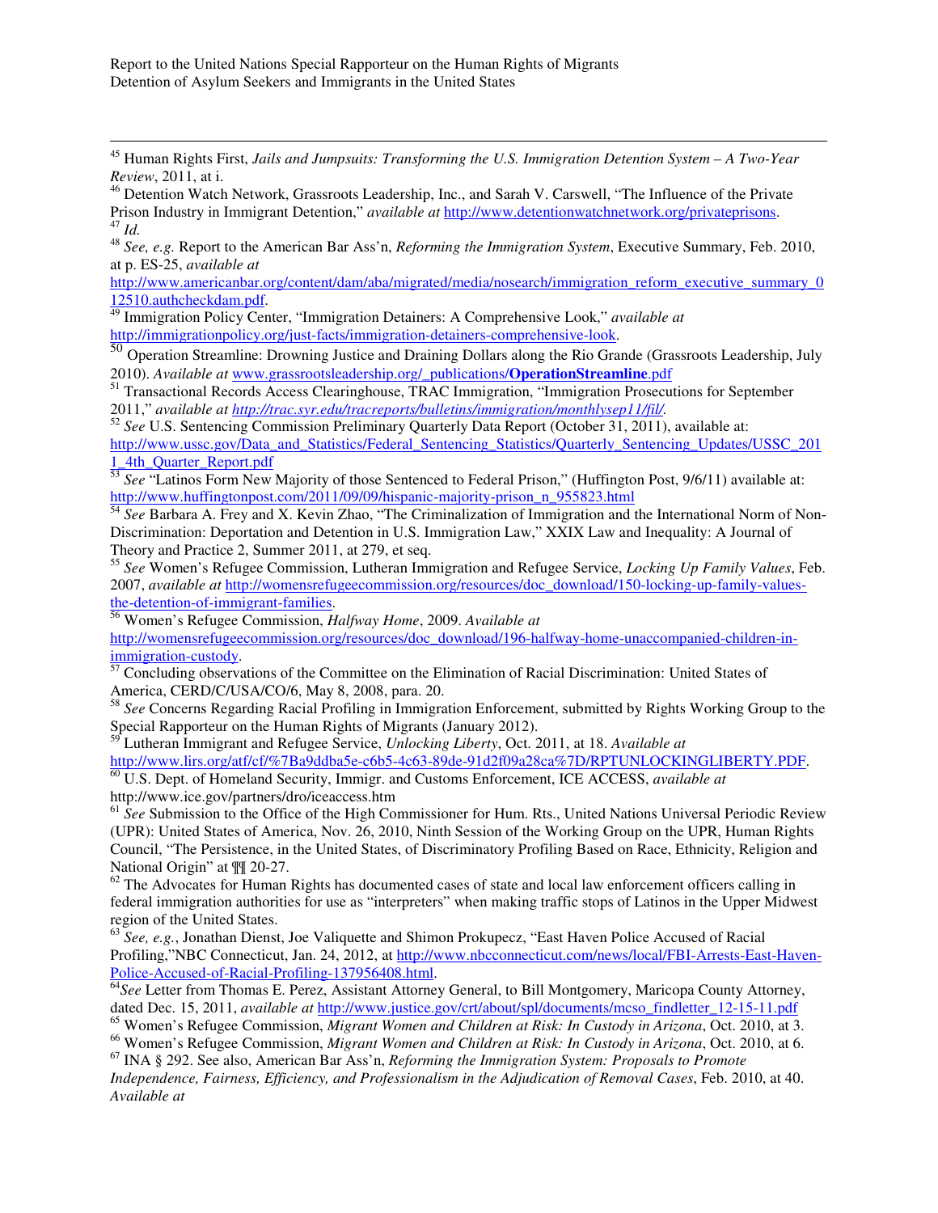[45] Human Rights First, *Jails and Jumpsuits: Transforming the U.S. Immigration Detention System – A Two-Year Review*, 2011, at i.

[46] Detention Watch Network, Grassroots Leadership, Inc., and Sarah V. Carswell, "The Influence of the Private Prison Industry in Immigrant Detention," *available at* http://www.detentionwatchnetwork.org/privateprisons.

[47] *Id.*

[48] *See, e.g.* Report to the American Bar Ass'n, *Reforming the Immigration System*, Executive Summary, Feb. 2010, at p. ES-25, *available at* http://www.americanbar.org/content/dam/aba/migrated/media/nosearch/immigration_reform_executive_summary_012510.authcheckdam.pdf.

[49] Immigration Policy Center, "Immigration Detainers: A Comprehensive Look," *available at* http://immigrationpolicy.org/just-facts/immigration-detainers-comprehensive-look.

[50] Operation Streamline: Drowning Justice and Draining Dollars along the Rio Grande (Grassroots Leadership, July 2010). *Available at* www.grassrootsleadership.org/_publications/**OperationStreamline**.pdf

[51] Transactional Records Access Clearinghouse, TRAC Immigration, "Immigration Prosecutions for September 2011," *available at http://trac.syr.edu/tracreports/bulletins/immigration/monthlysep11/fil/.*

[52] *See* U.S. Sentencing Commission Preliminary Quarterly Data Report (October 31, 2011), available at: http://www.ussc.gov/Data_and_Statistics/Federal_Sentencing_Statistics/Quarterly_Sentencing_Updates/USSC_2011_4th_Quarter_Report.pdf

[53] *See* "Latinos Form New Majority of those Sentenced to Federal Prison," (Huffington Post, 9/6/11) available at: http://www.huffingtonpost.com/2011/09/09/hispanic-majority-prison_n_955823.html

[54] *See* Barbara A. Frey and X. Kevin Zhao, "The Criminalization of Immigration and the International Norm of Non-Discrimination: Deportation and Detention in U.S. Immigration Law," XXIX Law and Inequality: A Journal of Theory and Practice 2, Summer 2011, at 279, et seq.

[55] *See* Women's Refugee Commission, Lutheran Immigration and Refugee Service, *Locking Up Family Values*, Feb. 2007, *available at* http://womensrefugeecommission.org/resources/doc_download/150-locking-up-family-values-the-detention-of-immigrant-families.

[56] Women's Refugee Commission, *Halfway Home*, 2009. *Available at* http://womensrefugeecommission.org/resources/doc_download/196-halfway-home-unaccompanied-children-in-immigration-custody.

[57] Concluding observations of the Committee on the Elimination of Racial Discrimination: United States of America, CERD/C/USA/CO/6, May 8, 2008, para. 20.

[58] *See* Concerns Regarding Racial Profiling in Immigration Enforcement, submitted by Rights Working Group to the Special Rapporteur on the Human Rights of Migrants (January 2012).

[59] Lutheran Immigrant and Refugee Service, *Unlocking Liberty*, Oct. 2011, at 18. *Available at* http://www.lirs.org/atf/cf/%7Ba9ddba5e-c6b5-4c63-89de-91d2f09a28ca%7D/RPTUNLOCKINGLIBERTY.PDF.

[60] U.S. Dept. of Homeland Security, Immigr. and Customs Enforcement, ICE ACCESS, *available at* http://www.ice.gov/partners/dro/iceaccess.htm

[61] *See* Submission to the Office of the High Commissioner for Hum. Rts., United Nations Universal Periodic Review (UPR): United States of America, Nov. 26, 2010, Ninth Session of the Working Group on the UPR, Human Rights Council, "The Persistence, in the United States, of Discriminatory Profiling Based on Race, Ethnicity, Religion and National Origin" at ¶¶ 20-27.

[62] The Advocates for Human Rights has documented cases of state and local law enforcement officers calling in federal immigration authorities for use as "interpreters" when making traffic stops of Latinos in the Upper Midwest region of the United States.

[63] *See, e.g.*, Jonathan Dienst, Joe Valiquette and Shimon Prokupecz, "East Haven Police Accused of Racial Profiling,"NBC Connecticut, Jan. 24, 2012, at http://www.nbcconnecticut.com/news/local/FBI-Arrests-East-Haven-Police-Accused-of-Racial-Profiling-137956408.html.

[64] *See* Letter from Thomas E. Perez, Assistant Attorney General, to Bill Montgomery, Maricopa County Attorney, dated Dec. 15, 2011, *available at* http://www.justice.gov/crt/about/spl/documents/mcso_findletter_12-15-11.pdf

[65] Women's Refugee Commission, *Migrant Women and Children at Risk: In Custody in Arizona*, Oct. 2010, at 3.

[66] Women's Refugee Commission, *Migrant Women and Children at Risk: In Custody in Arizona*, Oct. 2010, at 6.

[67] INA § 292. See also, American Bar Ass'n, *Reforming the Immigration System: Proposals to Promote Independence, Fairness, Efficiency, and Professionalism in the Adjudication of Removal Cases*, Feb. 2010, at 40. *Available at*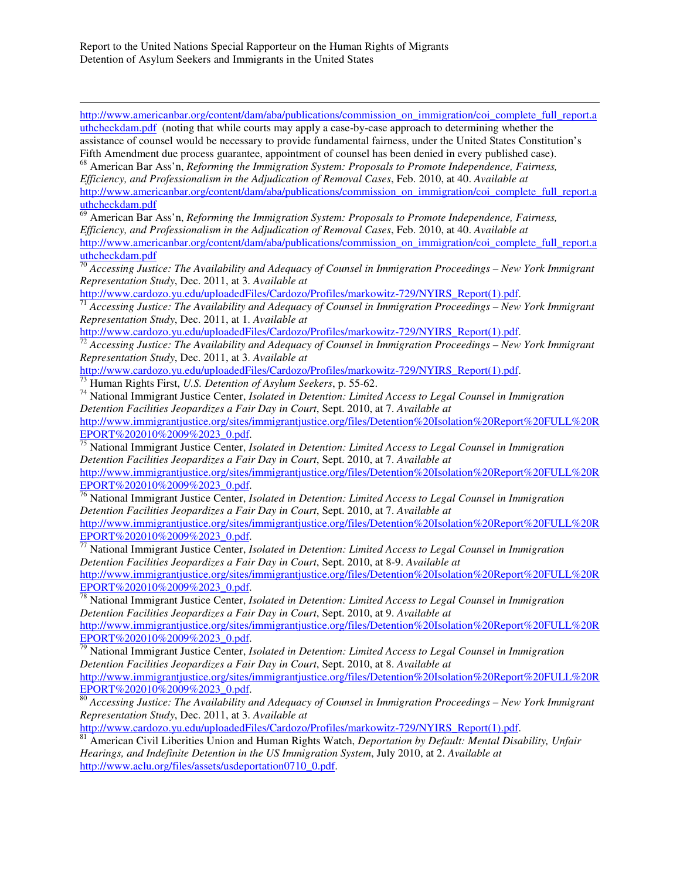http://www.americanbar.org/content/dam/aba/publications/commission_on_immigration/coi_complete_full_report.authcheckdam.pdf (noting that while courts may apply a case-by-case approach to determining whether the assistance of counsel would be necessary to provide fundamental fairness, under the United States Constitution's Fifth Amendment due process guarantee, appointment of counsel has been denied in every published case).

[68] American Bar Ass'n, *Reforming the Immigration System: Proposals to Promote Independence, Fairness, Efficiency, and Professionalism in the Adjudication of Removal Cases*, Feb. 2010, at 40. *Available at* http://www.americanbar.org/content/dam/aba/publications/commission_on_immigration/coi_complete_full_report.authcheckdam.pdf

[69] American Bar Ass'n, *Reforming the Immigration System: Proposals to Promote Independence, Fairness, Efficiency, and Professionalism in the Adjudication of Removal Cases*, Feb. 2010, at 40. *Available at* http://www.americanbar.org/content/dam/aba/publications/commission_on_immigration/coi_complete_full_report.authcheckdam.pdf

[70] *Accessing Justice: The Availability and Adequacy of Counsel in Immigration Proceedings – New York Immigrant Representation Study*, Dec. 2011, at 3. *Available at* http://www.cardozo.yu.edu/uploadedFiles/Cardozo/Profiles/markowitz-729/NYIRS_Report(1).pdf.

[71] *Accessing Justice: The Availability and Adequacy of Counsel in Immigration Proceedings – New York Immigrant Representation Study*, Dec. 2011, at 1. *Available at* http://www.cardozo.yu.edu/uploadedFiles/Cardozo/Profiles/markowitz-729/NYIRS_Report(1).pdf.

[72] *Accessing Justice: The Availability and Adequacy of Counsel in Immigration Proceedings – New York Immigrant Representation Study*, Dec. 2011, at 3. *Available at* http://www.cardozo.yu.edu/uploadedFiles/Cardozo/Profiles/markowitz-729/NYIRS_Report(1).pdf.

[73] Human Rights First, *U.S. Detention of Asylum Seekers*, p. 55-62.

[74] National Immigrant Justice Center, *Isolated in Detention: Limited Access to Legal Counsel in Immigration Detention Facilities Jeopardizes a Fair Day in Court*, Sept. 2010, at 7. *Available at* http://www.immigrantjustice.org/sites/immigrantjustice.org/files/Detention%20Isolation%20Report%20FULL%20REPORT%202010%2009%2023_0.pdf.

[75] National Immigrant Justice Center, *Isolated in Detention: Limited Access to Legal Counsel in Immigration Detention Facilities Jeopardizes a Fair Day in Court*, Sept. 2010, at 7. *Available at* http://www.immigrantjustice.org/sites/immigrantjustice.org/files/Detention%20Isolation%20Report%20FULL%20REPORT%202010%2009%2023_0.pdf.

[76] National Immigrant Justice Center, *Isolated in Detention: Limited Access to Legal Counsel in Immigration Detention Facilities Jeopardizes a Fair Day in Court*, Sept. 2010, at 7. *Available at* http://www.immigrantjustice.org/sites/immigrantjustice.org/files/Detention%20Isolation%20Report%20FULL%20REPORT%202010%2009%2023_0.pdf.

[77] National Immigrant Justice Center, *Isolated in Detention: Limited Access to Legal Counsel in Immigration Detention Facilities Jeopardizes a Fair Day in Court*, Sept. 2010, at 8-9. *Available at* http://www.immigrantjustice.org/sites/immigrantjustice.org/files/Detention%20Isolation%20Report%20FULL%20REPORT%202010%2009%2023_0.pdf.

[78] National Immigrant Justice Center, *Isolated in Detention: Limited Access to Legal Counsel in Immigration Detention Facilities Jeopardizes a Fair Day in Court*, Sept. 2010, at 9. *Available at* http://www.immigrantjustice.org/sites/immigrantjustice.org/files/Detention%20Isolation%20Report%20FULL%20REPORT%202010%2009%2023_0.pdf.

[79] National Immigrant Justice Center, *Isolated in Detention: Limited Access to Legal Counsel in Immigration Detention Facilities Jeopardizes a Fair Day in Court*, Sept. 2010, at 8. *Available at* http://www.immigrantjustice.org/sites/immigrantjustice.org/files/Detention%20Isolation%20Report%20FULL%20REPORT%202010%2009%2023_0.pdf.

[80] *Accessing Justice: The Availability and Adequacy of Counsel in Immigration Proceedings – New York Immigrant Representation Study*, Dec. 2011, at 3. *Available at* http://www.cardozo.yu.edu/uploadedFiles/Cardozo/Profiles/markowitz-729/NYIRS_Report(1).pdf.

[81] American Civil Liberties Union and Human Rights Watch, *Deportation by Default: Mental Disability, Unfair Hearings, and Indefinite Detention in the US Immigration System*, July 2010, at 2. *Available at* http://www.aclu.org/files/assets/usdeportation0710_0.pdf.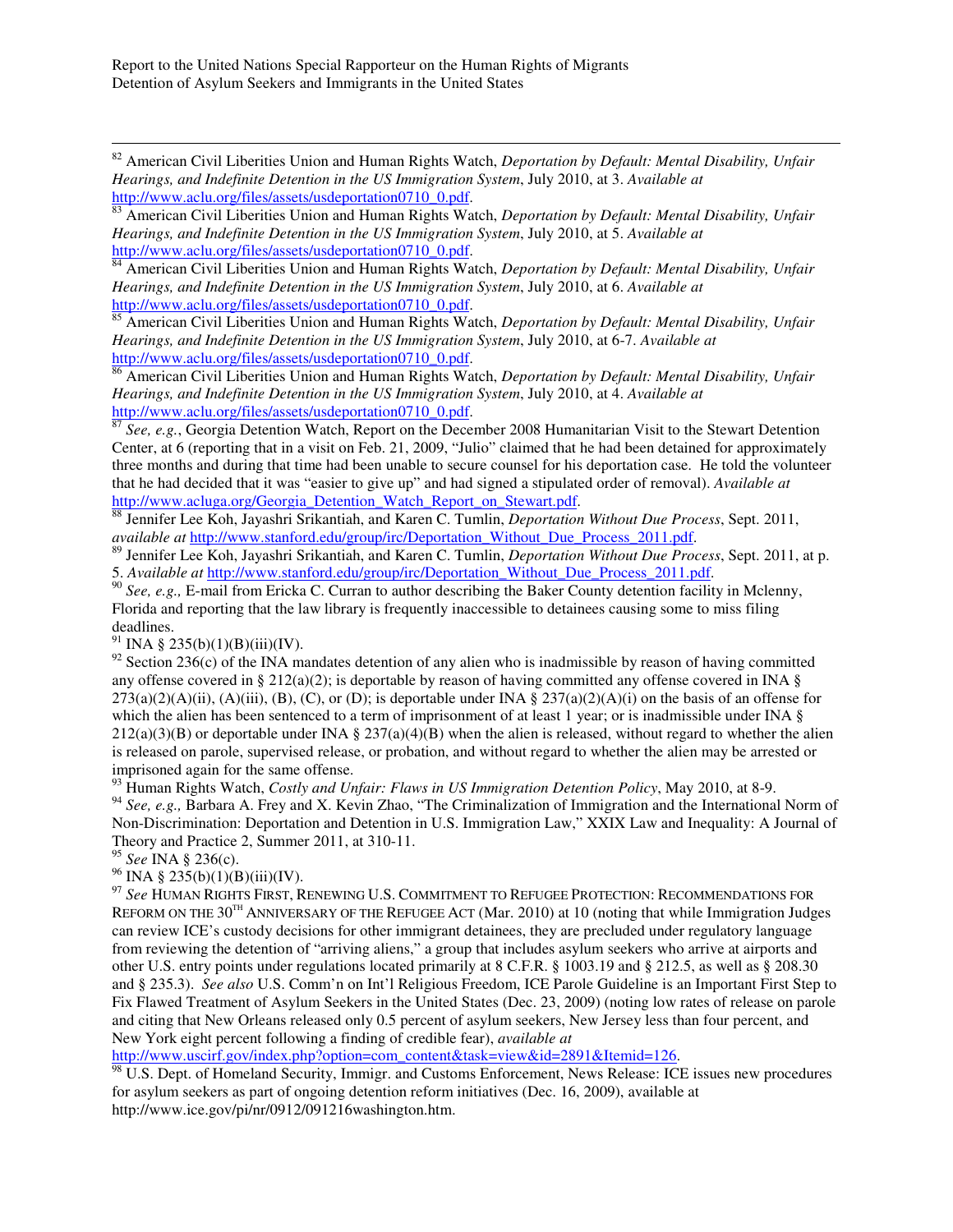[82] American Civil Liberties Union and Human Rights Watch, *Deportation by Default: Mental Disability, Unfair Hearings, and Indefinite Detention in the US Immigration System*, July 2010, at 3. *Available at* http://www.aclu.org/files/assets/usdeportation0710_0.pdf.

[83] American Civil Liberties Union and Human Rights Watch, *Deportation by Default: Mental Disability, Unfair Hearings, and Indefinite Detention in the US Immigration System*, July 2010, at 5. *Available at* http://www.aclu.org/files/assets/usdeportation0710_0.pdf.

[84] American Civil Liberties Union and Human Rights Watch, *Deportation by Default: Mental Disability, Unfair Hearings, and Indefinite Detention in the US Immigration System*, July 2010, at 6. *Available at* http://www.aclu.org/files/assets/usdeportation0710_0.pdf.

[85] American Civil Liberties Union and Human Rights Watch, *Deportation by Default: Mental Disability, Unfair Hearings, and Indefinite Detention in the US Immigration System*, July 2010, at 6-7. *Available at* http://www.aclu.org/files/assets/usdeportation0710_0.pdf.

[86] American Civil Liberties Union and Human Rights Watch, *Deportation by Default: Mental Disability, Unfair Hearings, and Indefinite Detention in the US Immigration System*, July 2010, at 4. *Available at* http://www.aclu.org/files/assets/usdeportation0710_0.pdf.

[87] *See, e.g.*, Georgia Detention Watch, Report on the December 2008 Humanitarian Visit to the Stewart Detention Center, at 6 (reporting that in a visit on Feb. 21, 2009, "Julio" claimed that he had been detained for approximately three months and during that time had been unable to secure counsel for his deportation case. He told the volunteer that he had decided that it was "easier to give up" and had signed a stipulated order of removal). *Available at* http://www.acluga.org/Georgia_Detention_Watch_Report_on_Stewart.pdf.

[88] Jennifer Lee Koh, Jayashri Srikantiah, and Karen C. Tumlin, *Deportation Without Due Process*, Sept. 2011, *available at* http://www.stanford.edu/group/irc/Deportation_Without_Due_Process_2011.pdf.

[89] Jennifer Lee Koh, Jayashri Srikantiah, and Karen C. Tumlin, *Deportation Without Due Process*, Sept. 2011, at p. 5. *Available at* http://www.stanford.edu/group/irc/Deportation_Without_Due_Process_2011.pdf.

[90] *See, e.g.,* E-mail from Ericka C. Curran to author describing the Baker County detention facility in Mclenny, Florida and reporting that the law library is frequently inaccessible to detainees causing some to miss filing deadlines.

[91] INA § 235(b)(1)(B)(iii)(IV).

[92] Section 236(c) of the INA mandates detention of any alien who is inadmissible by reason of having committed any offense covered in § 212(a)(2); is deportable by reason of having committed any offense covered in INA § 273(a)(2)(A)(ii), (A)(iii), (B), (C), or (D); is deportable under INA § 237(a)(2)(A)(i) on the basis of an offense for which the alien has been sentenced to a term of imprisonment of at least 1 year; or is inadmissible under INA § 212(a)(3)(B) or deportable under INA § 237(a)(4)(B) when the alien is released, without regard to whether the alien is released on parole, supervised release, or probation, and without regard to whether the alien may be arrested or imprisoned again for the same offense.

[93] Human Rights Watch, *Costly and Unfair: Flaws in US Immigration Detention Policy*, May 2010, at 8-9.

[94] *See, e.g.,* Barbara A. Frey and X. Kevin Zhao, "The Criminalization of Immigration and the International Norm of Non-Discrimination: Deportation and Detention in U.S. Immigration Law," XXIX Law and Inequality: A Journal of Theory and Practice 2, Summer 2011, at 310-11.

[95] *See* INA § 236(c).

[96] INA § 235(b)(1)(B)(iii)(IV).

[97] *See* HUMAN RIGHTS FIRST, RENEWING U.S. COMMITMENT TO REFUGEE PROTECTION: RECOMMENDATIONS FOR REFORM ON THE 30TH ANNIVERSARY OF THE REFUGEE ACT (Mar. 2010) at 10 (noting that while Immigration Judges can review ICE's custody decisions for other immigrant detainees, they are precluded under regulatory language from reviewing the detention of "arriving aliens," a group that includes asylum seekers who arrive at airports and other U.S. entry points under regulations located primarily at 8 C.F.R. § 1003.19 and § 212.5, as well as § 208.30 and § 235.3). *See also* U.S. Comm'n on Int'l Religious Freedom, ICE Parole Guideline is an Important First Step to Fix Flawed Treatment of Asylum Seekers in the United States (Dec. 23, 2009) (noting low rates of release on parole and citing that New Orleans released only 0.5 percent of asylum seekers, New Jersey less than four percent, and New York eight percent following a finding of credible fear), *available at* http://www.uscirf.gov/index.php?option=com_content&task=view&id=2891&Itemid=126.

[98] U.S. Dept. of Homeland Security, Immigr. and Customs Enforcement, News Release: ICE issues new procedures for asylum seekers as part of ongoing detention reform initiatives (Dec. 16, 2009), available at http://www.ice.gov/pi/nr/0912/091216washington.htm.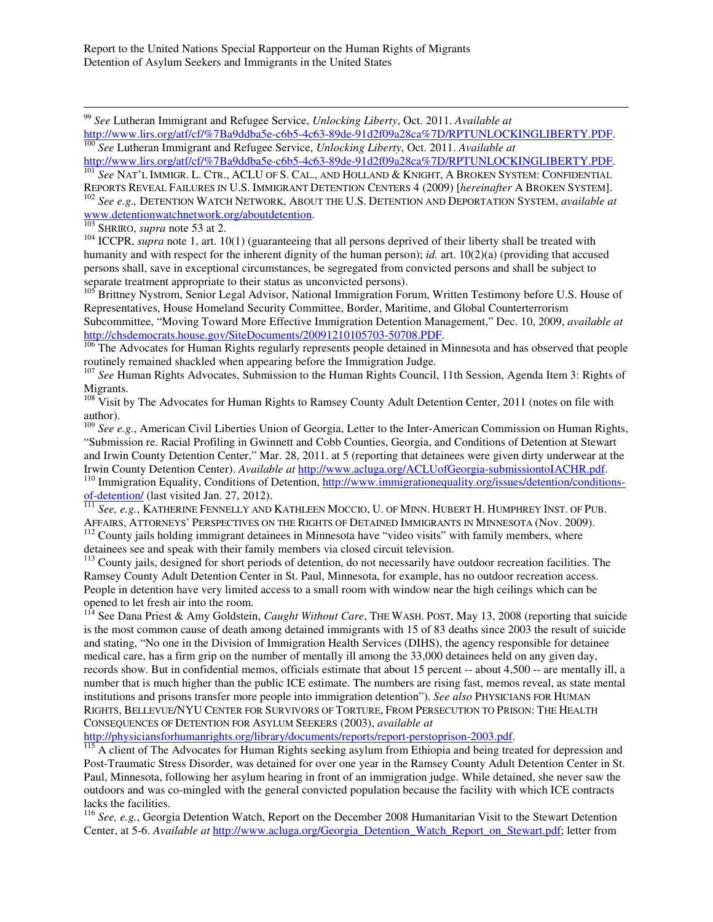[99] *See* Lutheran Immigrant and Refugee Service, *Unlocking Liberty*, Oct. 2011. *Available at* http://www.lirs.org/atf/cf/%7Ba9ddba5e-c6b5-4c63-89de-91d2f09a28ca%7D/RPTUNLOCKINGLIBERTY.PDF.

[100] *See* Lutheran Immigrant and Refugee Service, *Unlocking Liberty*, Oct. 2011. *Available at* http://www.lirs.org/atf/cf/%7Ba9ddba5e-c6b5-4c63-89de-91d2f09a28ca%7D/RPTUNLOCKINGLIBERTY.PDF.

[101] *See* NAT'L IMMIGR. L. CTR., ACLU OF S. CAL., AND HOLLAND & KNIGHT, A BROKEN SYSTEM: CONFIDENTIAL REPORTS REVEAL FAILURES IN U.S. IMMIGRANT DETENTION CENTERS 4 (2009) [*hereinafter* A BROKEN SYSTEM].

[102] *See e.g.,* DETENTION WATCH NETWORK, ABOUT THE U.S. DETENTION AND DEPORTATION SYSTEM, *available at* www.detentionwatchnetwork.org/aboutdetention.

[103] SHRIRO, *supra* note 53 at 2.

[104] ICCPR, *supra* note 1, art. 10(1) (guaranteeing that all persons deprived of their liberty shall be treated with humanity and with respect for the inherent dignity of the human person); *id.* art. 10(2)(a) (providing that accused persons shall, save in exceptional circumstances, be segregated from convicted persons and shall be subject to separate treatment appropriate to their status as unconvicted persons).

[105] Brittney Nystrom, Senior Legal Advisor, National Immigration Forum, Written Testimony before U.S. House of Representatives, House Homeland Security Committee, Border, Maritime, and Global Counterterrorism Subcommittee, "Moving Toward More Effective Immigration Detention Management," Dec. 10, 2009, *available at* http://chsdemocrats.house.gov/SiteDocuments/20091210105703-50708.PDF.

[106] The Advocates for Human Rights regularly represents people detained in Minnesota and has observed that people routinely remained shackled when appearing before the Immigration Judge.

[107] *See* Human Rights Advocates, Submission to the Human Rights Council, 11th Session, Agenda Item 3: Rights of Migrants.

[108] Visit by The Advocates for Human Rights to Ramsey County Adult Detention Center, 2011 (notes on file with author).

[109] *See e.g.*, American Civil Liberties Union of Georgia, Letter to the Inter-American Commission on Human Rights, "Submission re. Racial Profiling in Gwinnett and Cobb Counties, Georgia, and Conditions of Detention at Stewart and Irwin County Detention Center," Mar. 28, 2011. at 5 (reporting that detainees were given dirty underwear at the Irwin County Detention Center). *Available at* http://www.acluga.org/ACLUofGeorgia-submissiontoIACHR.pdf.

[110] Immigration Equality, Conditions of Detention, http://www.immigrationequality.org/issues/detention/conditions-of-detention/ (last visited Jan. 27, 2012).

[111] *See, e.g.*, KATHERINE FENNELLY AND KATHLEEN MOCCIO, U. OF MINN. HUBERT H. HUMPHREY INST. OF PUB. AFFAIRS, ATTORNEYS' PERSPECTIVES ON THE RIGHTS OF DETAINED IMMIGRANTS IN MINNESOTA (Nov. 2009).

[112] County jails holding immigrant detainees in Minnesota have "video visits" with family members, where detainees see and speak with their family members via closed circuit television.

[113] County jails, designed for short periods of detention, do not necessarily have outdoor recreation facilities. The Ramsey County Adult Detention Center in St. Paul, Minnesota, for example, has no outdoor recreation access. People in detention have very limited access to a small room with window near the high ceilings which can be opened to let fresh air into the room.

[114] See Dana Priest & Amy Goldstein, *Caught Without Care*, THE WASH. POST, May 13, 2008 (reporting that suicide is the most common cause of death among detained immigrants with 15 of 83 deaths since 2003 the result of suicide and stating, "No one in the Division of Immigration Health Services (DIHS), the agency responsible for detainee medical care, has a firm grip on the number of mentally ill among the 33,000 detainees held on any given day, records show. But in confidential memos, officials estimate that about 15 percent -- about 4,500 -- are mentally ill, a number that is much higher than the public ICE estimate. The numbers are rising fast, memos reveal, as state mental institutions and prisons transfer more people into immigration detention"). *See also* PHYSICIANS FOR HUMAN RIGHTS, BELLEVUE/NYU CENTER FOR SURVIVORS OF TORTURE, FROM PERSECUTION TO PRISON: THE HEALTH CONSEQUENCES OF DETENTION FOR ASYLUM SEEKERS (2003), *available at* http://physiciansforhumanrights.org/library/documents/reports/report-perstoprison-2003.pdf.

[115] A client of The Advocates for Human Rights seeking asylum from Ethiopia and being treated for depression and Post-Traumatic Stress Disorder, was detained for over one year in the Ramsey County Adult Detention Center in St. Paul, Minnesota, following her asylum hearing in front of an immigration judge. While detained, she never saw the outdoors and was co-mingled with the general convicted population because the facility with which ICE contracts lacks the facilities.

[116] *See, e.g.*, Georgia Detention Watch, Report on the December 2008 Humanitarian Visit to the Stewart Detention Center, at 5-6. *Available at* http://www.acluga.org/Georgia_Detention_Watch_Report_on_Stewart.pdf; letter from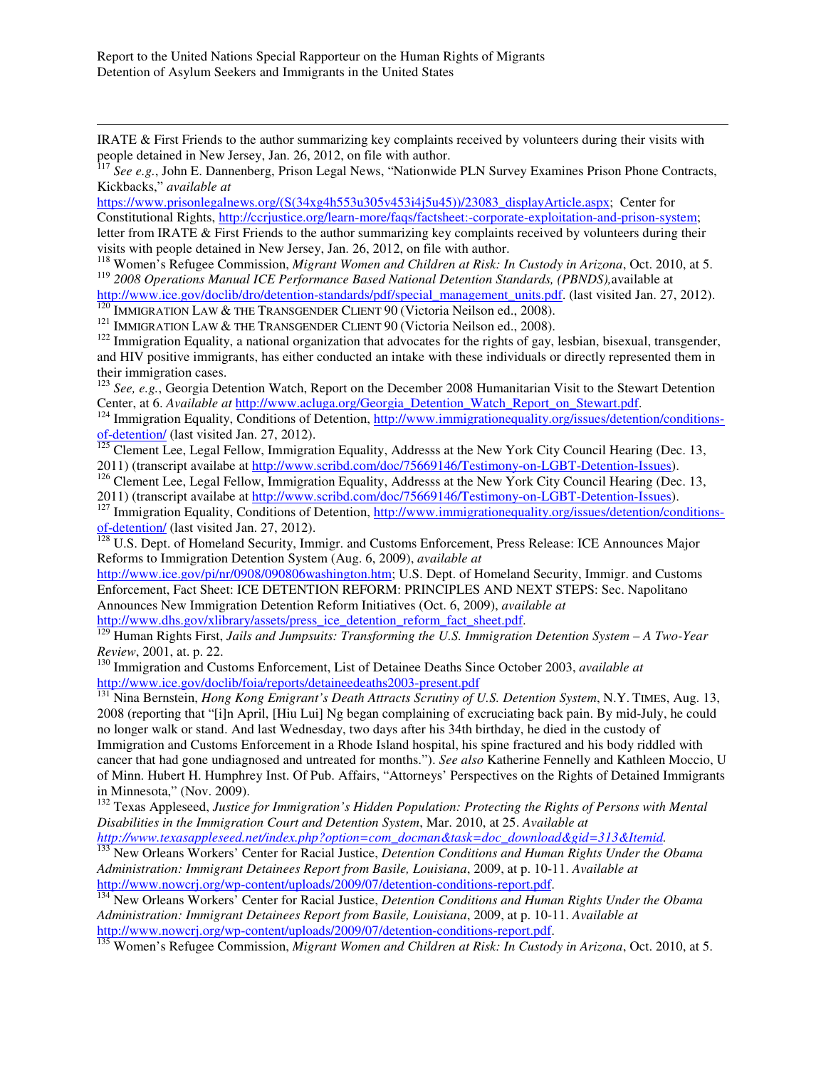IRATE & First Friends to the author summarizing key complaints received by volunteers during their visits with people detained in New Jersey, Jan. 26, 2012, on file with author.

[117] *See e.g.*, John E. Dannenberg, Prison Legal News, "Nationwide PLN Survey Examines Prison Phone Contracts, Kickbacks," *available at* https://www.prisonlegalnews.org/(S(34xg4h553u305v453i4j5u45))/23083_displayArticle.aspx; Center for Constitutional Rights, http://ccrjustice.org/learn-more/faqs/factsheet:-corporate-exploitation-and-prison-system; letter from IRATE & First Friends to the author summarizing key complaints received by volunteers during their visits with people detained in New Jersey, Jan. 26, 2012, on file with author.

[118] Women's Refugee Commission, *Migrant Women and Children at Risk: In Custody in Arizona*, Oct. 2010, at 5.

[119] *2008 Operations Manual ICE Performance Based National Detention Standards, (PBNDS),*available at http://www.ice.gov/doclib/dro/detention-standards/pdf/special_management_units.pdf. (last visited Jan. 27, 2012).

[120] IMMIGRATION LAW & THE TRANSGENDER CLIENT 90 (Victoria Neilson ed., 2008).

[121] IMMIGRATION LAW & THE TRANSGENDER CLIENT 90 (Victoria Neilson ed., 2008).

[122] Immigration Equality, a national organization that advocates for the rights of gay, lesbian, bisexual, transgender, and HIV positive immigrants, has either conducted an intake with these individuals or directly represented them in their immigration cases.

[123] *See, e.g.*, Georgia Detention Watch, Report on the December 2008 Humanitarian Visit to the Stewart Detention Center, at 6. *Available at* http://www.acluga.org/Georgia_Detention_Watch_Report_on_Stewart.pdf.

[124] Immigration Equality, Conditions of Detention, http://www.immigrationequality.org/issues/detention/conditions-of-detention/ (last visited Jan. 27, 2012).

[125] Clement Lee, Legal Fellow, Immigration Equality, Addresss at the New York City Council Hearing (Dec. 13, 2011) (transcript availabe at http://www.scribd.com/doc/75669146/Testimony-on-LGBT-Detention-Issues).

[126] Clement Lee, Legal Fellow, Immigration Equality, Addresss at the New York City Council Hearing (Dec. 13, 2011) (transcript availabe at http://www.scribd.com/doc/75669146/Testimony-on-LGBT-Detention-Issues).

[127] Immigration Equality, Conditions of Detention, http://www.immigrationequality.org/issues/detention/conditions-of-detention/ (last visited Jan. 27, 2012).

[128] U.S. Dept. of Homeland Security, Immigr. and Customs Enforcement, Press Release: ICE Announces Major Reforms to Immigration Detention System (Aug. 6, 2009), *available at* http://www.ice.gov/pi/nr/0908/090806washington.htm; U.S. Dept. of Homeland Security, Immigr. and Customs Enforcement, Fact Sheet: ICE DETENTION REFORM: PRINCIPLES AND NEXT STEPS: Sec. Napolitano Announces New Immigration Detention Reform Initiatives (Oct. 6, 2009), *available at* http://www.dhs.gov/xlibrary/assets/press_ice_detention_reform_fact_sheet.pdf.

[129] Human Rights First, *Jails and Jumpsuits: Transforming the U.S. Immigration Detention System – A Two-Year Review*, 2001, at. p. 22.

[130] Immigration and Customs Enforcement, List of Detainee Deaths Since October 2003, *available at* http://www.ice.gov/doclib/foia/reports/detaineedeaths2003-present.pdf

[131] Nina Bernstein, *Hong Kong Emigrant's Death Attracts Scrutiny of U.S. Detention System*, N.Y. TIMES, Aug. 13, 2008 (reporting that "[i]n April, [Hiu Lui] Ng began complaining of excruciating back pain. By mid-July, he could no longer walk or stand. And last Wednesday, two days after his 34th birthday, he died in the custody of Immigration and Customs Enforcement in a Rhode Island hospital, his spine fractured and his body riddled with cancer that had gone undiagnosed and untreated for months."). *See also* Katherine Fennelly and Kathleen Moccio, U of Minn. Hubert H. Humphrey Inst. Of Pub. Affairs, "Attorneys' Perspectives on the Rights of Detained Immigrants in Minnesota," (Nov. 2009).

[132] Texas Appleseed, *Justice for Immigration's Hidden Population: Protecting the Rights of Persons with Mental Disabilities in the Immigration Court and Detention System*, Mar. 2010, at 25. *Available at http://www.texasappleseed.net/index.php?option=com_docman&task=doc_download&gid=313&Itemid.*

[133] New Orleans Workers' Center for Racial Justice, *Detention Conditions and Human Rights Under the Obama Administration: Immigrant Detainees Report from Basile, Louisiana*, 2009, at p. 10-11. *Available at* http://www.nowcrj.org/wp-content/uploads/2009/07/detention-conditions-report.pdf.

[134] New Orleans Workers' Center for Racial Justice, *Detention Conditions and Human Rights Under the Obama Administration: Immigrant Detainees Report from Basile, Louisiana*, 2009, at p. 10-11. *Available at* http://www.nowcrj.org/wp-content/uploads/2009/07/detention-conditions-report.pdf.

[135] Women's Refugee Commission, *Migrant Women and Children at Risk: In Custody in Arizona*, Oct. 2010, at 5.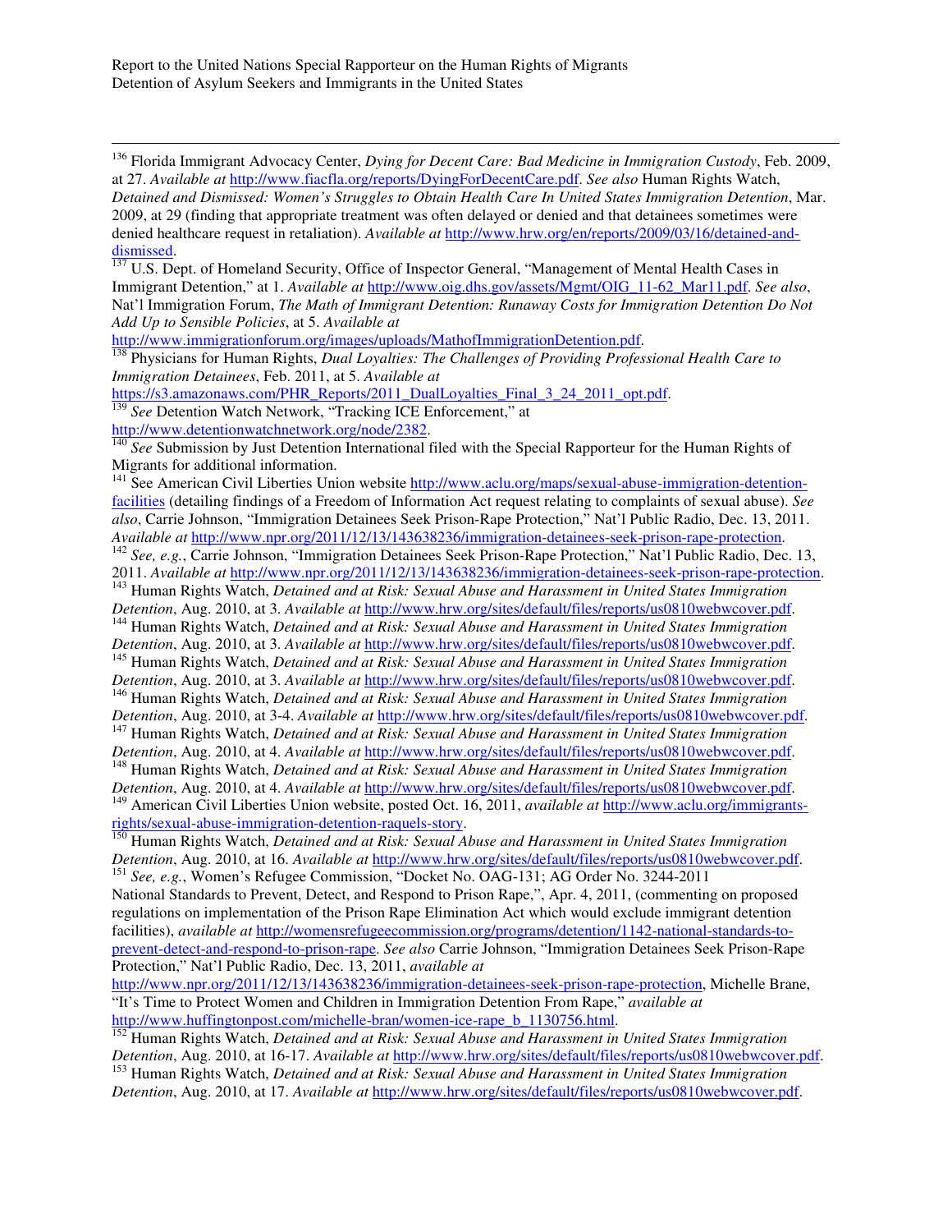[136] Florida Immigrant Advocacy Center, *Dying for Decent Care: Bad Medicine in Immigration Custody*, Feb. 2009, at 27. *Available at* http://www.fiacfla.org/reports/DyingForDecentCare.pdf. *See also* Human Rights Watch, *Detained and Dismissed: Women's Struggles to Obtain Health Care In United States Immigration Detention*, Mar. 2009, at 29 (finding that appropriate treatment was often delayed or denied and that detainees sometimes were denied healthcare request in retaliation). *Available at* http://www.hrw.org/en/reports/2009/03/16/detained-and-dismissed.

[137] U.S. Dept. of Homeland Security, Office of Inspector General, "Management of Mental Health Cases in Immigrant Detention," at 1. *Available at* http://www.oig.dhs.gov/assets/Mgmt/OIG_11-62_Mar11.pdf. *See also*, Nat'l Immigration Forum, *The Math of Immigrant Detention: Runaway Costs for Immigration Detention Do Not Add Up to Sensible Policies*, at 5. *Available at* http://www.immigrationforum.org/images/uploads/MathofImmigrationDetention.pdf.

[138] Physicians for Human Rights, *Dual Loyalties: The Challenges of Providing Professional Health Care to Immigration Detainees*, Feb. 2011, at 5. *Available at* https://s3.amazonaws.com/PHR_Reports/2011_DualLoyalties_Final_3_24_2011_opt.pdf.

[139] *See* Detention Watch Network, "Tracking ICE Enforcement," at http://www.detentionwatchnetwork.org/node/2382.

[140] *See* Submission by Just Detention International filed with the Special Rapporteur for the Human Rights of Migrants for additional information.

[141] See American Civil Liberties Union website http://www.aclu.org/maps/sexual-abuse-immigration-detention-facilities (detailing findings of a Freedom of Information Act request relating to complaints of sexual abuse). *See also*, Carrie Johnson, "Immigration Detainees Seek Prison-Rape Protection," Nat'l Public Radio, Dec. 13, 2011. *Available at* http://www.npr.org/2011/12/13/143638236/immigration-detainees-seek-prison-rape-protection.

[142] *See, e.g.*, Carrie Johnson, "Immigration Detainees Seek Prison-Rape Protection," Nat'l Public Radio, Dec. 13, 2011. *Available at* http://www.npr.org/2011/12/13/143638236/immigration-detainees-seek-prison-rape-protection.

[143] Human Rights Watch, *Detained and at Risk: Sexual Abuse and Harassment in United States Immigration Detention*, Aug. 2010, at 3. *Available at* http://www.hrw.org/sites/default/files/reports/us0810webwcover.pdf.

[144] Human Rights Watch, *Detained and at Risk: Sexual Abuse and Harassment in United States Immigration Detention*, Aug. 2010, at 3. *Available at* http://www.hrw.org/sites/default/files/reports/us0810webwcover.pdf.

[145] Human Rights Watch, *Detained and at Risk: Sexual Abuse and Harassment in United States Immigration Detention*, Aug. 2010, at 3. *Available at* http://www.hrw.org/sites/default/files/reports/us0810webwcover.pdf.

[146] Human Rights Watch, *Detained and at Risk: Sexual Abuse and Harassment in United States Immigration Detention*, Aug. 2010, at 3-4. *Available at* http://www.hrw.org/sites/default/files/reports/us0810webwcover.pdf.

[147] Human Rights Watch, *Detained and at Risk: Sexual Abuse and Harassment in United States Immigration Detention*, Aug. 2010, at 4. *Available at* http://www.hrw.org/sites/default/files/reports/us0810webwcover.pdf.

[148] Human Rights Watch, *Detained and at Risk: Sexual Abuse and Harassment in United States Immigration Detention*, Aug. 2010, at 4. *Available at* http://www.hrw.org/sites/default/files/reports/us0810webwcover.pdf.

[149] American Civil Liberties Union website, posted Oct. 16, 2011, *available at* http://www.aclu.org/immigrants-rights/sexual-abuse-immigration-detention-raquels-story.

[150] Human Rights Watch, *Detained and at Risk: Sexual Abuse and Harassment in United States Immigration Detention*, Aug. 2010, at 16. *Available at* http://www.hrw.org/sites/default/files/reports/us0810webwcover.pdf.

[151] *See, e.g.*, Women's Refugee Commission, "Docket No. OAG-131; AG Order No. 3244-2011 National Standards to Prevent, Detect, and Respond to Prison Rape,", Apr. 4, 2011, (commenting on proposed regulations on implementation of the Prison Rape Elimination Act which would exclude immigrant detention facilities), *available at* http://womensrefugeecommission.org/programs/detention/1142-national-standards-to-prevent-detect-and-respond-to-prison-rape. *See also* Carrie Johnson, "Immigration Detainees Seek Prison-Rape Protection," Nat'l Public Radio, Dec. 13, 2011, *available at* http://www.npr.org/2011/12/13/143638236/immigration-detainees-seek-prison-rape-protection, Michelle Brane, "It's Time to Protect Women and Children in Immigration Detention From Rape," *available at* http://www.huffingtonpost.com/michelle-bran/women-ice-rape_b_1130756.html.

[152] Human Rights Watch, *Detained and at Risk: Sexual Abuse and Harassment in United States Immigration Detention*, Aug. 2010, at 16-17. *Available at* http://www.hrw.org/sites/default/files/reports/us0810webwcover.pdf.

[153] Human Rights Watch, *Detained and at Risk: Sexual Abuse and Harassment in United States Immigration Detention*, Aug. 2010, at 17. *Available at* http://www.hrw.org/sites/default/files/reports/us0810webwcover.pdf.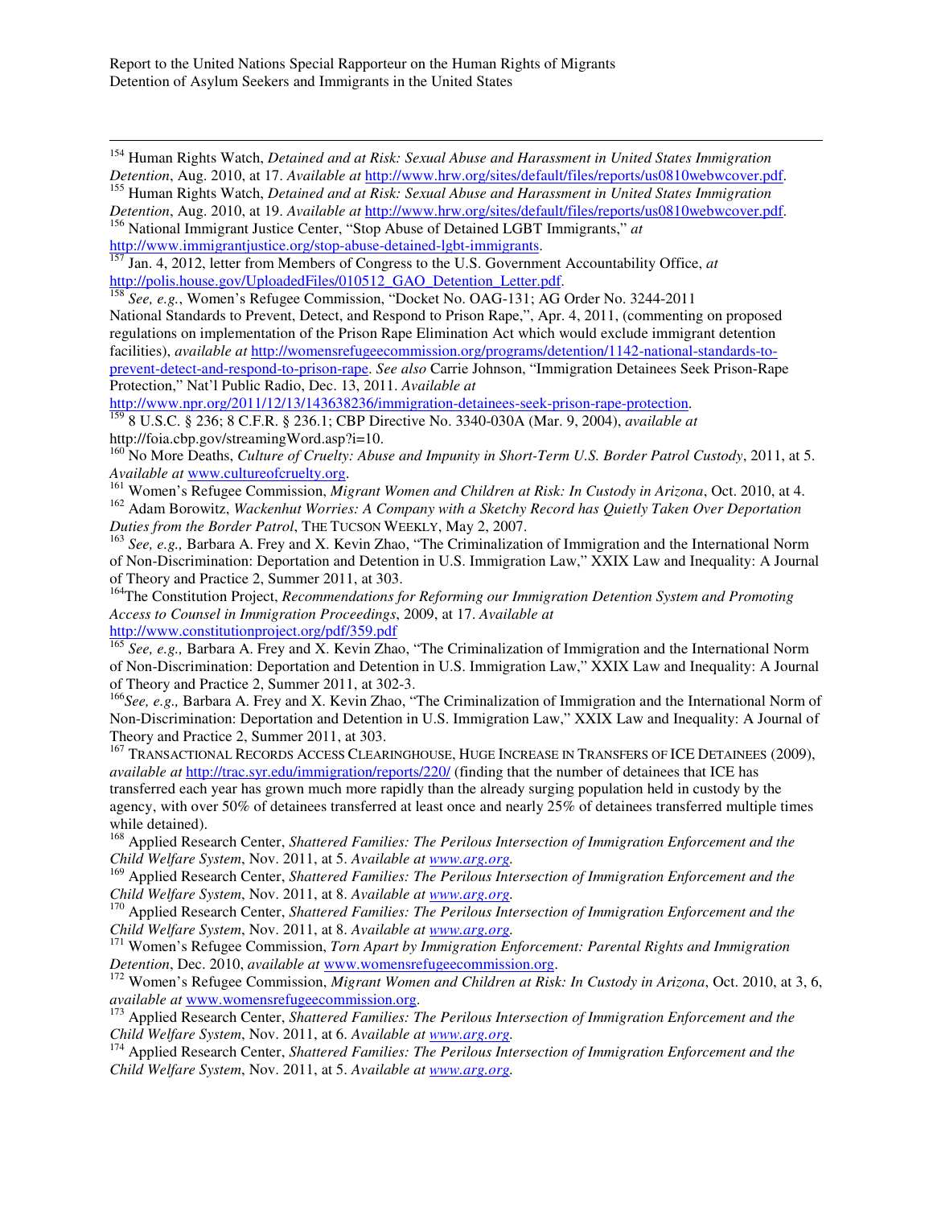[154] Human Rights Watch, *Detained and at Risk: Sexual Abuse and Harassment in United States Immigration Detention*, Aug. 2010, at 17. *Available at* http://www.hrw.org/sites/default/files/reports/us0810webwcover.pdf.

[155] Human Rights Watch, *Detained and at Risk: Sexual Abuse and Harassment in United States Immigration Detention*, Aug. 2010, at 19. *Available at* http://www.hrw.org/sites/default/files/reports/us0810webwcover.pdf.

[156] National Immigrant Justice Center, "Stop Abuse of Detained LGBT Immigrants," *at* http://www.immigrantjustice.org/stop-abuse-detained-lgbt-immigrants.

[157] Jan. 4, 2012, letter from Members of Congress to the U.S. Government Accountability Office, *at* http://polis.house.gov/UploadedFiles/010512_GAO_Detention_Letter.pdf.

[158] *See, e.g.*, Women's Refugee Commission, "Docket No. OAG-131; AG Order No. 3244-2011 National Standards to Prevent, Detect, and Respond to Prison Rape,", Apr. 4, 2011, (commenting on proposed regulations on implementation of the Prison Rape Elimination Act which would exclude immigrant detention facilities), *available at* http://womensrefugeecommission.org/programs/detention/1142-national-standards-to-prevent-detect-and-respond-to-prison-rape. *See also* Carrie Johnson, "Immigration Detainees Seek Prison-Rape Protection," Nat'l Public Radio, Dec. 13, 2011. *Available at* http://www.npr.org/2011/12/13/143638236/immigration-detainees-seek-prison-rape-protection.

[159] 8 U.S.C. § 236; 8 C.F.R. § 236.1; CBP Directive No. 3340-030A (Mar. 9, 2004), *available at* http://foia.cbp.gov/streamingWord.asp?i=10.

[160] No More Deaths, *Culture of Cruelty: Abuse and Impunity in Short-Term U.S. Border Patrol Custody*, 2011, at 5. *Available at* www.cultureofcruelty.org.

[161] Women's Refugee Commission, *Migrant Women and Children at Risk: In Custody in Arizona*, Oct. 2010, at 4.

[162] Adam Borowitz, *Wackenhut Worries: A Company with a Sketchy Record has Quietly Taken Over Deportation Duties from the Border Patrol*, THE TUCSON WEEKLY, May 2, 2007.

[163] *See, e.g.,* Barbara A. Frey and X. Kevin Zhao, "The Criminalization of Immigration and the International Norm of Non-Discrimination: Deportation and Detention in U.S. Immigration Law," XXIX Law and Inequality: A Journal of Theory and Practice 2, Summer 2011, at 303.

[164] The Constitution Project, *Recommendations for Reforming our Immigration Detention System and Promoting Access to Counsel in Immigration Proceedings*, 2009, at 17. *Available at* http://www.constitutionproject.org/pdf/359.pdf

[165] *See, e.g.,* Barbara A. Frey and X. Kevin Zhao, "The Criminalization of Immigration and the International Norm of Non-Discrimination: Deportation and Detention in U.S. Immigration Law," XXIX Law and Inequality: A Journal of Theory and Practice 2, Summer 2011, at 302-3.

[166] *See, e.g.,* Barbara A. Frey and X. Kevin Zhao, "The Criminalization of Immigration and the International Norm of Non-Discrimination: Deportation and Detention in U.S. Immigration Law," XXIX Law and Inequality: A Journal of Theory and Practice 2, Summer 2011, at 303.

[167] TRANSACTIONAL RECORDS ACCESS CLEARINGHOUSE, HUGE INCREASE IN TRANSFERS OF ICE DETAINEES (2009), *available at* http://trac.syr.edu/immigration/reports/220/ (finding that the number of detainees that ICE has transferred each year has grown much more rapidly than the already surging population held in custody by the agency, with over 50% of detainees transferred at least once and nearly 25% of detainees transferred multiple times while detained).

[168] Applied Research Center, *Shattered Families: The Perilous Intersection of Immigration Enforcement and the Child Welfare System*, Nov. 2011, at 5. *Available at www.arg.org.*

[169] Applied Research Center, *Shattered Families: The Perilous Intersection of Immigration Enforcement and the Child Welfare System*, Nov. 2011, at 8. *Available at www.arg.org.*

[170] Applied Research Center, *Shattered Families: The Perilous Intersection of Immigration Enforcement and the Child Welfare System*, Nov. 2011, at 8. *Available at www.arg.org.*

[171] Women's Refugee Commission, *Torn Apart by Immigration Enforcement: Parental Rights and Immigration Detention*, Dec. 2010, *available at* www.womensrefugeecommission.org.

[172] Women's Refugee Commission, *Migrant Women and Children at Risk: In Custody in Arizona*, Oct. 2010, at 3, 6, *available at* www.womensrefugeecommission.org.

[173] Applied Research Center, *Shattered Families: The Perilous Intersection of Immigration Enforcement and the Child Welfare System*, Nov. 2011, at 6. *Available at www.arg.org.*

[174] Applied Research Center, *Shattered Families: The Perilous Intersection of Immigration Enforcement and the Child Welfare System*, Nov. 2011, at 5. *Available at www.arg.org.*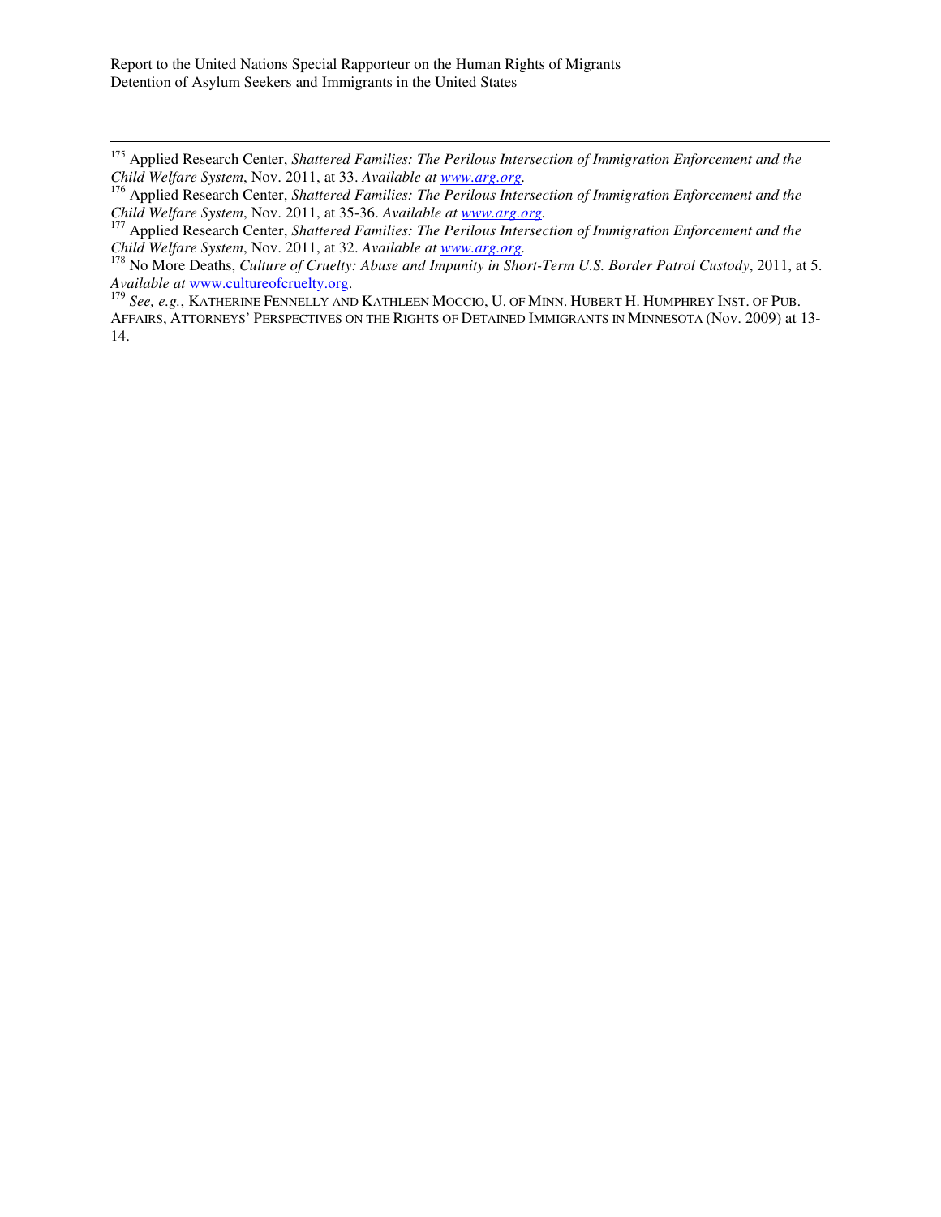[175] Applied Research Center, *Shattered Families: The Perilous Intersection of Immigration Enforcement and the Child Welfare System*, Nov. 2011, at 33. *Available at www.arg.org.*

[176] Applied Research Center, *Shattered Families: The Perilous Intersection of Immigration Enforcement and the Child Welfare System*, Nov. 2011, at 35-36. *Available at www.arg.org.*

[177] Applied Research Center, *Shattered Families: The Perilous Intersection of Immigration Enforcement and the Child Welfare System*, Nov. 2011, at 32. *Available at www.arg.org.*

[178] No More Deaths, *Culture of Cruelty: Abuse and Impunity in Short-Term U.S. Border Patrol Custody*, 2011, at 5. *Available at* www.cultureofcruelty.org.

[179] *See, e.g.*, KATHERINE FENNELLY AND KATHLEEN MOCCIO, U. OF MINN. HUBERT H. HUMPHREY INST. OF PUB. AFFAIRS, ATTORNEYS' PERSPECTIVES ON THE RIGHTS OF DETAINED IMMIGRANTS IN MINNESOTA (Nov. 2009) at 13-14.